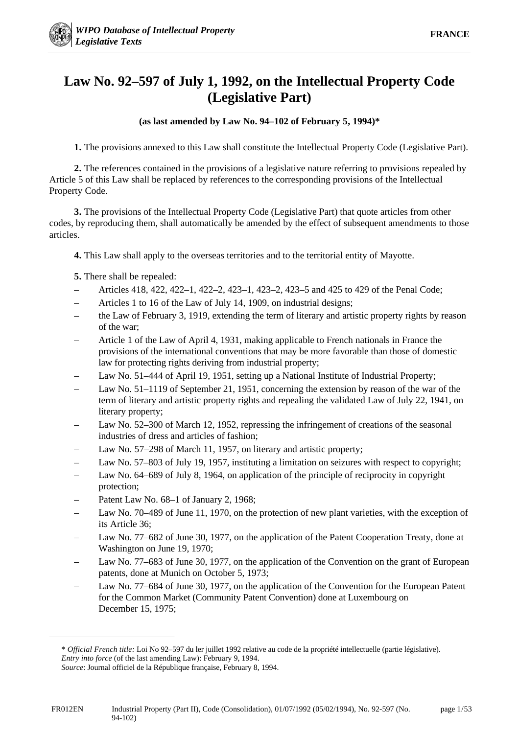# Law No. 92–597 of July 1, 1992, on the Intellectual Property Code (Legislative Part)

**(as last amended by Law No. 94–102 of February 5, 1994)***

**1.** The provisions annexed to this Law shall constitute the Intellectual Property Code (Legislative Part).

**2.** The references contained in the provisions of a legislative nature referring to provisions repealed by Article 5 of this Law shall be replaced by references to the corresponding provisions of the Intellectual Property Code.

**3.** The provisions of the Intellectual Property Code (Legislative Part) that quote articles from other codes, by reproducing them, shall automatically be amended by the effect of subsequent amendments to those articles.

**4.** This Law shall apply to the overseas territories and to the territorial entity of Mayotte.

**5.** There shall be repealed:

- Articles 418, 422, 422–1, 422–2, 423–1, 423–2, 423–5 and 425 to 429 of the Penal Code;
- Articles 1 to 16 of the Law of July 14, 1909, on industrial designs;
- the Law of February 3, 1919, extending the term of literary and artistic property rights by reason of the war;
- Article 1 of the Law of April 4, 1931, making applicable to French nationals in France the provisions of the international conventions that may be more favorable than those of domestic law for protecting rights deriving from industrial property;
- Law No. 51–444 of April 19, 1951, setting up a National Institute of Industrial Property;
- Law No. 51–1119 of September 21, 1951, concerning the extension by reason of the war of the term of literary and artistic property rights and repealing the validated Law of July 22, 1941, on literary property;
- Law No. 52–300 of March 12, 1952, repressing the infringement of creations of the seasonal industries of dress and articles of fashion;
- Law No. 57–298 of March 11, 1957, on literary and artistic property;
- Law No. 57–803 of July 19, 1957, instituting a limitation on seizures with respect to copyright;
- Law No. 64–689 of July 8, 1964, on application of the principle of reciprocity in copyright protection;
- Patent Law No. 68–1 of January 2, 1968;
- Law No. 70–489 of June 11, 1970, on the protection of new plant varieties, with the exception of its Article 36;
- Law No. 77–682 of June 30, 1977, on the application of the Patent Cooperation Treaty, done at Washington on June 19, 1970;
- Law No. 77–683 of June 30, 1977, on the application of the Convention on the grant of European patents, done at Munich on October 5, 1973;
- Law No. 77–684 of June 30, 1977, on the application of the Convention for the European Patent for the Common Market (Community Patent Convention) done at Luxembourg on December 15, 1975;

---

* *Official French title:* Loi No 92–597 du ler juillet 1992 relative au code de la propriété intellectuelle (partie législative).
*Entry into force* (of the last amending Law): February 9, 1994.
*Source*: Journal officiel de la République française, February 8, 1994.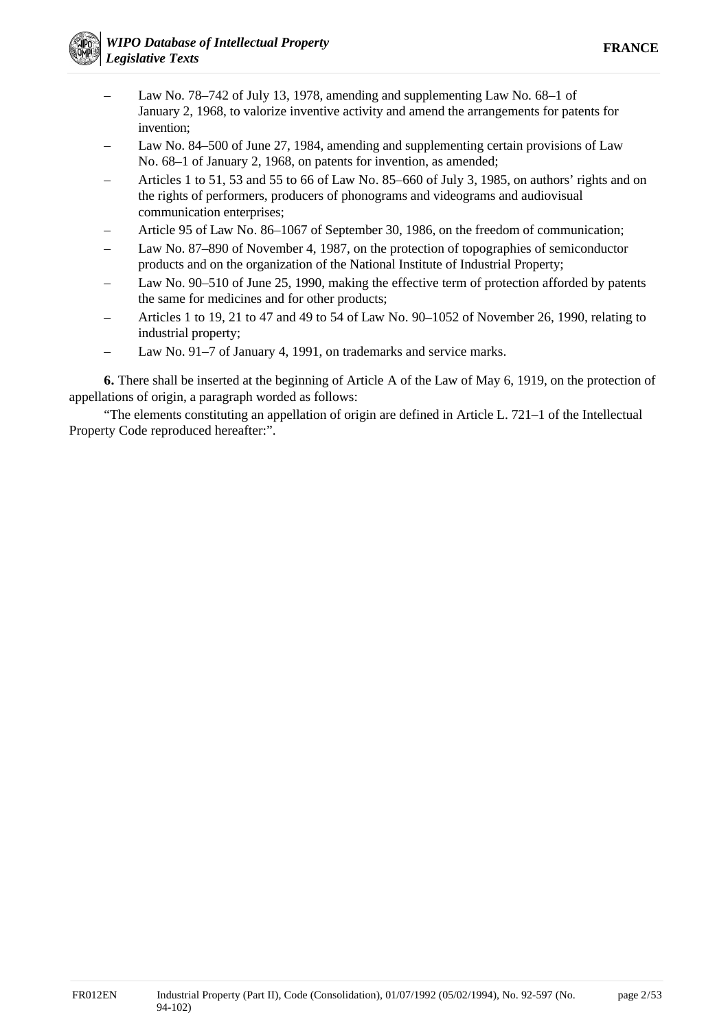– Law No. 78–742 of July 13, 1978, amending and supplementing Law No. 68–1 of January 2, 1968, to valorize inventive activity and amend the arrangements for patents for invention;
– Law No. 84–500 of June 27, 1984, amending and supplementing certain provisions of Law No. 68–1 of January 2, 1968, on patents for invention, as amended;
– Articles 1 to 51, 53 and 55 to 66 of Law No. 85–660 of July 3, 1985, on authors' rights and on the rights of performers, producers of phonograms and videograms and audiovisual communication enterprises;
– Article 95 of Law No. 86–1067 of September 30, 1986, on the freedom of communication;
– Law No. 87–890 of November 4, 1987, on the protection of topographies of semiconductor products and on the organization of the National Institute of Industrial Property;
– Law No. 90–510 of June 25, 1990, making the effective term of protection afforded by patents the same for medicines and for other products;
– Articles 1 to 19, 21 to 47 and 49 to 54 of Law No. 90–1052 of November 26, 1990, relating to industrial property;
– Law No. 91–7 of January 4, 1991, on trademarks and service marks.

**6.** There shall be inserted at the beginning of Article A of the Law of May 6, 1919, on the protection of appellations of origin, a paragraph worded as follows:

"The elements constituting an appellation of origin are defined in Article L. 721–1 of the Intellectual Property Code reproduced hereafter:".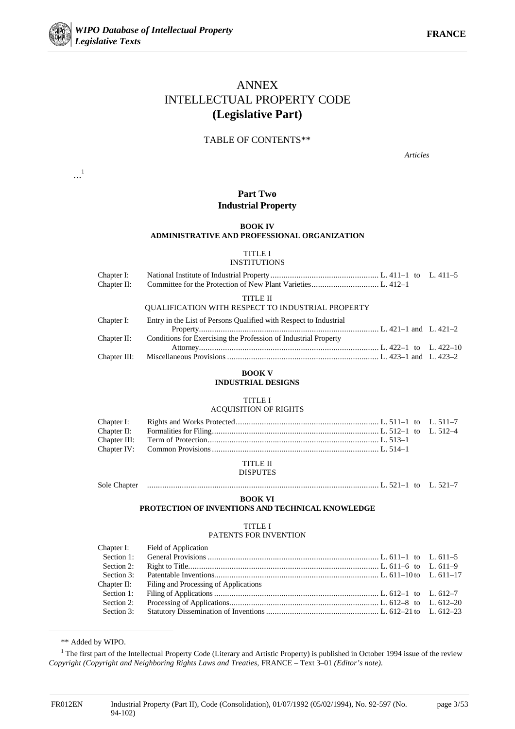# ANNEX
# INTELLECTUAL PROPERTY CODE
# (Legislative Part)

TABLE OF CONTENTS**

*Articles*

…[1]

## Part Two
## Industrial Property

### BOOK IV
### ADMINISTRATIVE AND PROFESSIONAL ORGANIZATION

#### TITLE I
#### INSTITUTIONS

| | | |
|---|---|---|
| Chapter I: | National Institute of Industrial Property | L. 411–1 to L. 411–5 |
| Chapter II: | Committee for the Protection of New Plant Varieties | L. 412–1 |

#### TITLE II
#### QUALIFICATION WITH RESPECT TO INDUSTRIAL PROPERTY

| | | |
|---|---|---|
| Chapter I: | Entry in the List of Persons Qualified with Respect to Industrial Property | L. 421–1 and L. 421–2 |
| Chapter II: | Conditions for Exercising the Profession of Industrial Property Attorney | L. 422–1 to L. 422–10 |
| Chapter III: | Miscellaneous Provisions | L. 423–1 and L. 423–2 |

### BOOK V
### INDUSTRIAL DESIGNS

#### TITLE I
#### ACQUISITION OF RIGHTS

| | | |
|---|---|---|
| Chapter I: | Rights and Works Protected | L. 511–1 to L. 511–7 |
| Chapter II: | Formalities for Filing | L. 512–1 to L. 512–4 |
| Chapter III: | Term of Protection | L. 513–1 |
| Chapter IV: | Common Provisions | L. 514–1 |

#### TITLE II
#### DISPUTES

| | | |
|---|---|---|
| Sole Chapter | | L. 521–1 to L. 521–7 |

### BOOK VI
### PROTECTION OF INVENTIONS AND TECHNICAL KNOWLEDGE

#### TITLE I
#### PATENTS FOR INVENTION

| | | |
|---|---|---|
| Chapter I: | Field of Application | |
| Section 1: | General Provisions | L. 611–1 to L. 611–5 |
| Section 2: | Right to Title | L. 611–6 to L. 611–9 |
| Section 3: | Patentable Inventions | L. 611–10 to L. 611–17 |
| Chapter II: | Filing and Processing of Applications | |
| Section 1: | Filing of Applications | L. 612–1 to L. 612–7 |
| Section 2: | Processing of Applications | L. 612–8 to L. 612–20 |
| Section 3: | Statutory Dissemination of Inventions | L. 612–21 to L. 612–23 |

---

** Added by WIPO.

[1] The first part of the Intellectual Property Code (Literary and Artistic Property) is published in October 1994 issue of the review *Copyright (Copyright and Neighboring Rights Laws and Treaties,* FRANCE – Text 3–01 *(Editor's note).*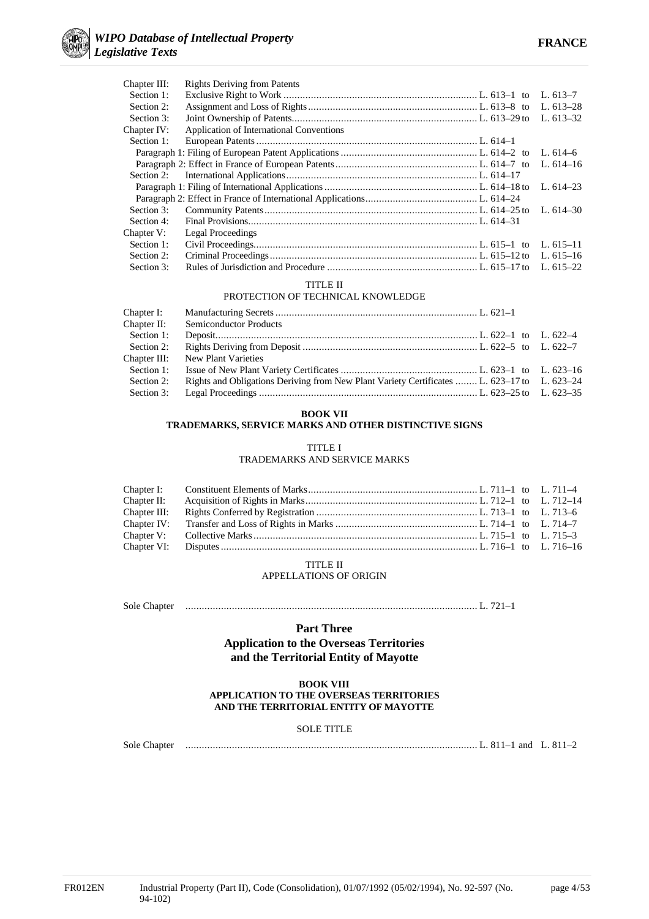| | | | | |
|---|---|---|---|---|
| Chapter III: | Rights Deriving from Patents | | | |
| Section 1: | Exclusive Right to Work | L. 613–1 | to | L. 613–7 |
| Section 2: | Assignment and Loss of Rights | L. 613–8 | to | L. 613–28 |
| Section 3: | Joint Ownership of Patents | L. 613–29 | to | L. 613–32 |
| Chapter IV: | Application of International Conventions | | | |
| Section 1: | European Patents | L. 614–1 | | |
| | Paragraph 1: Filing of European Patent Applications | L. 614–2 | to | L. 614–6 |
| | Paragraph 2: Effect in France of European Patents | L. 614–7 | to | L. 614–16 |
| Section 2: | International Applications | L. 614–17 | | |
| | Paragraph 1: Filing of International Applications | L. 614–18 | to | L. 614–23 |
| | Paragraph 2: Effect in France of International Applications | L. 614–24 | | |
| Section 3: | Community Patents | L. 614–25 | to | L. 614–30 |
| Section 4: | Final Provisions | L. 614–31 | | |
| Chapter V: | Legal Proceedings | | | |
| Section 1: | Civil Proceedings | L. 615–1 | to | L. 615–11 |
| Section 2: | Criminal Proceedings | L. 615–12 | to | L. 615–16 |
| Section 3: | Rules of Jurisdiction and Procedure | L. 615–17 | to | L. 615–22 |

TITLE II
PROTECTION OF TECHNICAL KNOWLEDGE

| | | | | |
|---|---|---|---|---|
| Chapter I: | Manufacturing Secrets | L. 621–1 | | |
| Chapter II: | Semiconductor Products | | | |
| Section 1: | Deposit | L. 622–1 | to | L. 622–4 |
| Section 2: | Rights Deriving from Deposit | L. 622–5 | to | L. 622–7 |
| Chapter III: | New Plant Varieties | | | |
| Section 1: | Issue of New Plant Variety Certificates | L. 623–1 | to | L. 623–16 |
| Section 2: | Rights and Obligations Deriving from New Plant Variety Certificates | L. 623–17 | to | L. 623–24 |
| Section 3: | Legal Proceedings | L. 623–25 | to | L. 623–35 |

**BOOK VII**
**TRADEMARKS, SERVICE MARKS AND OTHER DISTINCTIVE SIGNS**

TITLE I
TRADEMARKS AND SERVICE MARKS

| | | | | |
|---|---|---|---|---|
| Chapter I: | Constituent Elements of Marks | L. 711–1 | to | L. 711–4 |
| Chapter II: | Acquisition of Rights in Marks | L. 712–1 | to | L. 712–14 |
| Chapter III: | Rights Conferred by Registration | L. 713–1 | to | L. 713–6 |
| Chapter IV: | Transfer and Loss of Rights in Marks | L. 714–1 | to | L. 714–7 |
| Chapter V: | Collective Marks | L. 715–1 | to | L. 715–3 |
| Chapter VI: | Disputes | L. 716–1 | to | L. 716–16 |

TITLE II
APPELLATIONS OF ORIGIN

| | | |
|---|---|---|
| Sole Chapter | | L. 721–1 |

## Part Three
## Application to the Overseas Territories and the Territorial Entity of Mayotte

**BOOK VIII**
**APPLICATION TO THE OVERSEAS TERRITORIES AND THE TERRITORIAL ENTITY OF MAYOTTE**

SOLE TITLE

| | | |
|---|---|---|
| Sole Chapter | | L. 811–1 and L. 811–2 |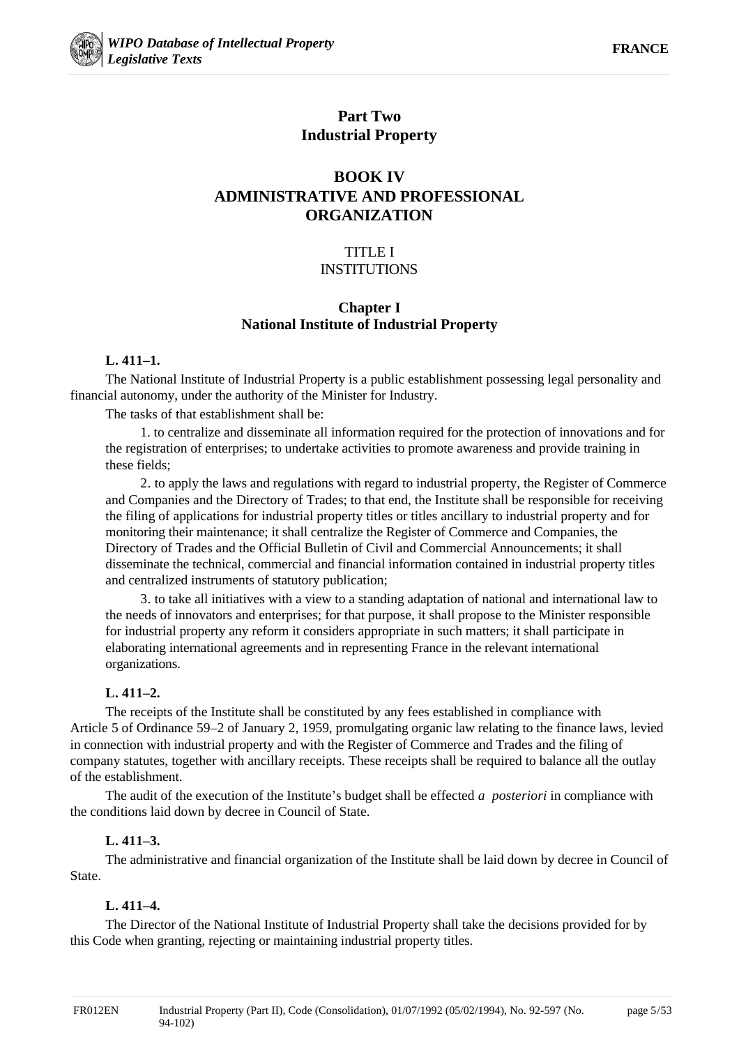# Part Two
# Industrial Property

## BOOK IV
## ADMINISTRATIVE AND PROFESSIONAL ORGANIZATION

### TITLE I
### INSTITUTIONS

#### Chapter I
#### National Institute of Industrial Property

**L. 411–1.**

The National Institute of Industrial Property is a public establishment possessing legal personality and financial autonomy, under the authority of the Minister for Industry.

The tasks of that establishment shall be:

1. to centralize and disseminate all information required for the protection of innovations and for the registration of enterprises; to undertake activities to promote awareness and provide training in these fields;

2. to apply the laws and regulations with regard to industrial property, the Register of Commerce and Companies and the Directory of Trades; to that end, the Institute shall be responsible for receiving the filing of applications for industrial property titles or titles ancillary to industrial property and for monitoring their maintenance; it shall centralize the Register of Commerce and Companies, the Directory of Trades and the Official Bulletin of Civil and Commercial Announcements; it shall disseminate the technical, commercial and financial information contained in industrial property titles and centralized instruments of statutory publication;

3. to take all initiatives with a view to a standing adaptation of national and international law to the needs of innovators and enterprises; for that purpose, it shall propose to the Minister responsible for industrial property any reform it considers appropriate in such matters; it shall participate in elaborating international agreements and in representing France in the relevant international organizations.

**L. 411–2.**

The receipts of the Institute shall be constituted by any fees established in compliance with Article 5 of Ordinance 59–2 of January 2, 1959, promulgating organic law relating to the finance laws, levied in connection with industrial property and with the Register of Commerce and Trades and the filing of company statutes, together with ancillary receipts. These receipts shall be required to balance all the outlay of the establishment.

The audit of the execution of the Institute's budget shall be effected *a posteriori* in compliance with the conditions laid down by decree in Council of State.

**L. 411–3.**

The administrative and financial organization of the Institute shall be laid down by decree in Council of State.

**L. 411–4.**

The Director of the National Institute of Industrial Property shall take the decisions provided for by this Code when granting, rejecting or maintaining industrial property titles.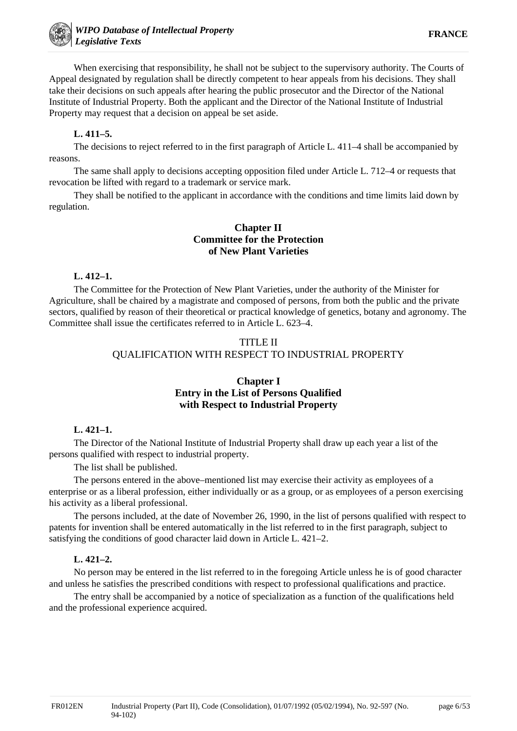When exercising that responsibility, he shall not be subject to the supervisory authority. The Courts of Appeal designated by regulation shall be directly competent to hear appeals from his decisions. They shall take their decisions on such appeals after hearing the public prosecutor and the Director of the National Institute of Industrial Property. Both the applicant and the Director of the National Institute of Industrial Property may request that a decision on appeal be set aside.

**L. 411–5.**

The decisions to reject referred to in the first paragraph of Article L. 411–4 shall be accompanied by reasons.

The same shall apply to decisions accepting opposition filed under Article L. 712–4 or requests that revocation be lifted with regard to a trademark or service mark.

They shall be notified to the applicant in accordance with the conditions and time limits laid down by regulation.

### Chapter II
### Committee for the Protection of New Plant Varieties

**L. 412–1.**

The Committee for the Protection of New Plant Varieties, under the authority of the Minister for Agriculture, shall be chaired by a magistrate and composed of persons, from both the public and the private sectors, qualified by reason of their theoretical or practical knowledge of genetics, botany and agronomy. The Committee shall issue the certificates referred to in Article L. 623–4.

## TITLE II
## QUALIFICATION WITH RESPECT TO INDUSTRIAL PROPERTY

### Chapter I
### Entry in the List of Persons Qualified with Respect to Industrial Property

**L. 421–1.**

The Director of the National Institute of Industrial Property shall draw up each year a list of the persons qualified with respect to industrial property.

The list shall be published.

The persons entered in the above–mentioned list may exercise their activity as employees of a enterprise or as a liberal profession, either individually or as a group, or as employees of a person exercising his activity as a liberal professional.

The persons included, at the date of November 26, 1990, in the list of persons qualified with respect to patents for invention shall be entered automatically in the list referred to in the first paragraph, subject to satisfying the conditions of good character laid down in Article L. 421–2.

**L. 421–2.**

No person may be entered in the list referred to in the foregoing Article unless he is of good character and unless he satisfies the prescribed conditions with respect to professional qualifications and practice.

The entry shall be accompanied by a notice of specialization as a function of the qualifications held and the professional experience acquired.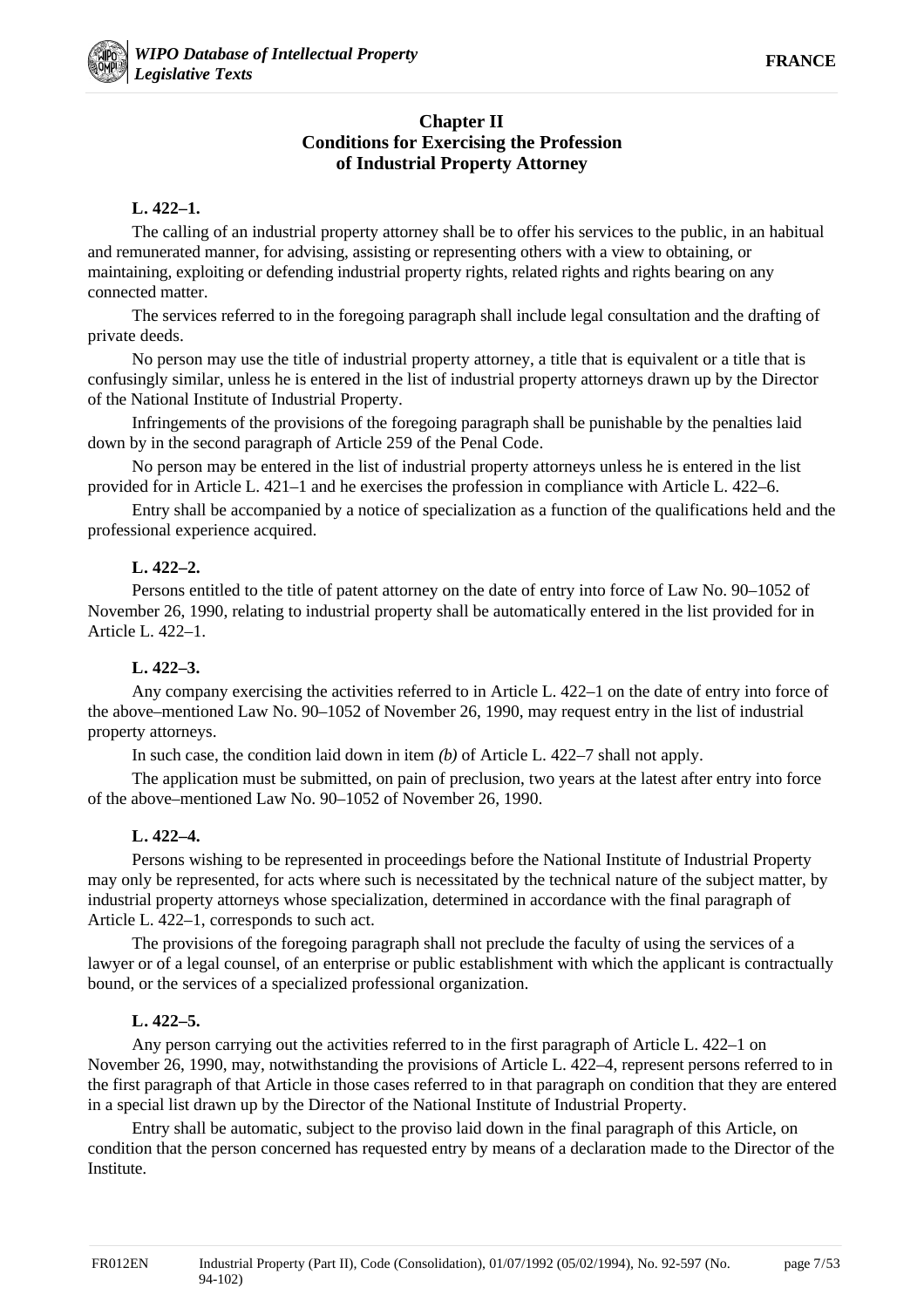## Chapter II
## Conditions for Exercising the Profession of Industrial Property Attorney

**L. 422–1.**

The calling of an industrial property attorney shall be to offer his services to the public, in an habitual and remunerated manner, for advising, assisting or representing others with a view to obtaining, or maintaining, exploiting or defending industrial property rights, related rights and rights bearing on any connected matter.

The services referred to in the foregoing paragraph shall include legal consultation and the drafting of private deeds.

No person may use the title of industrial property attorney, a title that is equivalent or a title that is confusingly similar, unless he is entered in the list of industrial property attorneys drawn up by the Director of the National Institute of Industrial Property.

Infringements of the provisions of the foregoing paragraph shall be punishable by the penalties laid down by in the second paragraph of Article 259 of the Penal Code.

No person may be entered in the list of industrial property attorneys unless he is entered in the list provided for in Article L. 421–1 and he exercises the profession in compliance with Article L. 422–6.

Entry shall be accompanied by a notice of specialization as a function of the qualifications held and the professional experience acquired.

**L. 422–2.**

Persons entitled to the title of patent attorney on the date of entry into force of Law No. 90–1052 of November 26, 1990, relating to industrial property shall be automatically entered in the list provided for in Article L. 422–1.

**L. 422–3.**

Any company exercising the activities referred to in Article L. 422–1 on the date of entry into force of the above–mentioned Law No. 90–1052 of November 26, 1990, may request entry in the list of industrial property attorneys.

In such case, the condition laid down in item *(b)* of Article L. 422–7 shall not apply.

The application must be submitted, on pain of preclusion, two years at the latest after entry into force of the above–mentioned Law No. 90–1052 of November 26, 1990.

**L. 422–4.**

Persons wishing to be represented in proceedings before the National Institute of Industrial Property may only be represented, for acts where such is necessitated by the technical nature of the subject matter, by industrial property attorneys whose specialization, determined in accordance with the final paragraph of Article L. 422–1, corresponds to such act.

The provisions of the foregoing paragraph shall not preclude the faculty of using the services of a lawyer or of a legal counsel, of an enterprise or public establishment with which the applicant is contractually bound, or the services of a specialized professional organization.

**L. 422–5.**

Any person carrying out the activities referred to in the first paragraph of Article L. 422–1 on November 26, 1990, may, notwithstanding the provisions of Article L. 422–4, represent persons referred to in the first paragraph of that Article in those cases referred to in that paragraph on condition that they are entered in a special list drawn up by the Director of the National Institute of Industrial Property.

Entry shall be automatic, subject to the proviso laid down in the final paragraph of this Article, on condition that the person concerned has requested entry by means of a declaration made to the Director of the Institute.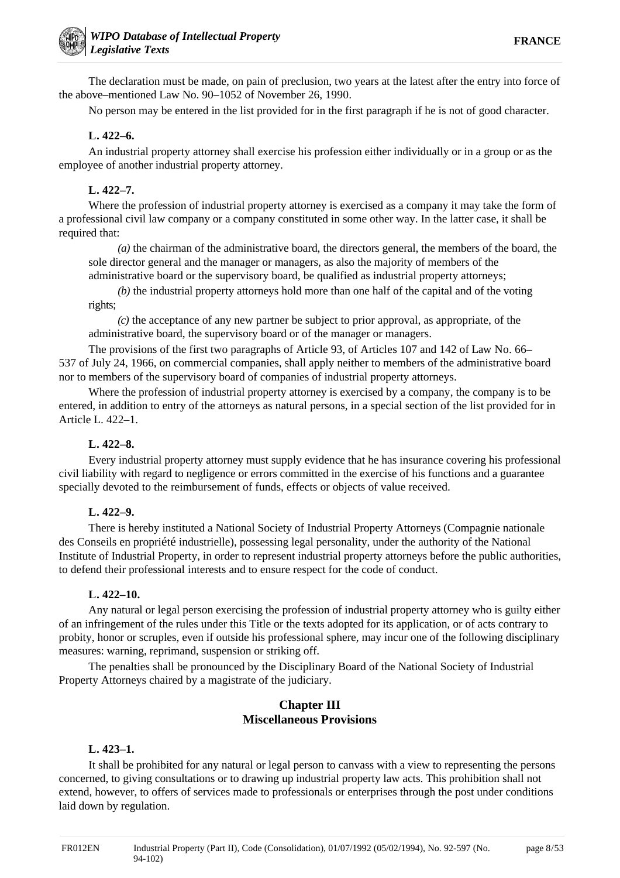The declaration must be made, on pain of preclusion, two years at the latest after the entry into force of the above–mentioned Law No. 90–1052 of November 26, 1990.

No person may be entered in the list provided for in the first paragraph if he is not of good character.

**L. 422–6.**

An industrial property attorney shall exercise his profession either individually or in a group or as the employee of another industrial property attorney.

**L. 422–7.**

Where the profession of industrial property attorney is exercised as a company it may take the form of a professional civil law company or a company constituted in some other way. In the latter case, it shall be required that:

*(a)* the chairman of the administrative board, the directors general, the members of the board, the sole director general and the manager or managers, as also the majority of members of the administrative board or the supervisory board, be qualified as industrial property attorneys;

*(b)* the industrial property attorneys hold more than one half of the capital and of the voting rights;

*(c)* the acceptance of any new partner be subject to prior approval, as appropriate, of the administrative board, the supervisory board or of the manager or managers.

The provisions of the first two paragraphs of Article 93, of Articles 107 and 142 of Law No. 66–537 of July 24, 1966, on commercial companies, shall apply neither to members of the administrative board nor to members of the supervisory board of companies of industrial property attorneys.

Where the profession of industrial property attorney is exercised by a company, the company is to be entered, in addition to entry of the attorneys as natural persons, in a special section of the list provided for in Article L. 422–1.

**L. 422–8.**

Every industrial property attorney must supply evidence that he has insurance covering his professional civil liability with regard to negligence or errors committed in the exercise of his functions and a guarantee specially devoted to the reimbursement of funds, effects or objects of value received.

**L. 422–9.**

There is hereby instituted a National Society of Industrial Property Attorneys (Compagnie nationale des Conseils en propriété industrielle), possessing legal personality, under the authority of the National Institute of Industrial Property, in order to represent industrial property attorneys before the public authorities, to defend their professional interests and to ensure respect for the code of conduct.

**L. 422–10.**

Any natural or legal person exercising the profession of industrial property attorney who is guilty either of an infringement of the rules under this Title or the texts adopted for its application, or of acts contrary to probity, honor or scruples, even if outside his professional sphere, may incur one of the following disciplinary measures: warning, reprimand, suspension or striking off.

The penalties shall be pronounced by the Disciplinary Board of the National Society of Industrial Property Attorneys chaired by a magistrate of the judiciary.

## Chapter III
## Miscellaneous Provisions

**L. 423–1.**

It shall be prohibited for any natural or legal person to canvass with a view to representing the persons concerned, to giving consultations or to drawing up industrial property law acts. This prohibition shall not extend, however, to offers of services made to professionals or enterprises through the post under conditions laid down by regulation.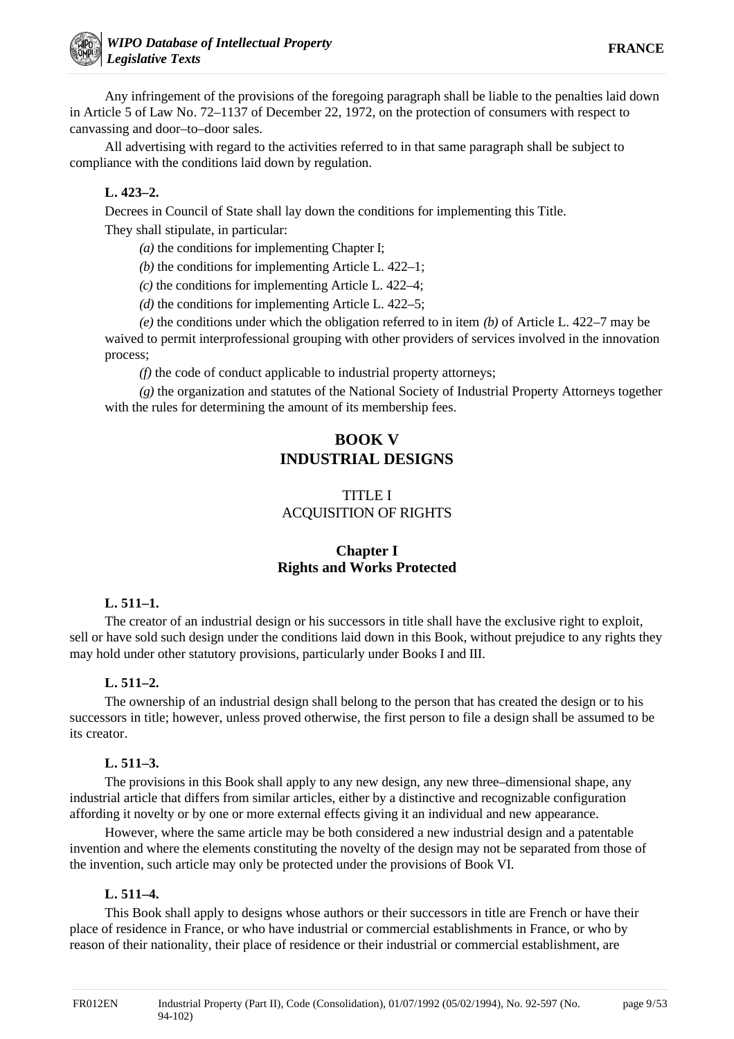Any infringement of the provisions of the foregoing paragraph shall be liable to the penalties laid down in Article 5 of Law No. 72–1137 of December 22, 1972, on the protection of consumers with respect to canvassing and door–to–door sales.

All advertising with regard to the activities referred to in that same paragraph shall be subject to compliance with the conditions laid down by regulation.

**L. 423–2.**

Decrees in Council of State shall lay down the conditions for implementing this Title.

They shall stipulate, in particular:

*(a)* the conditions for implementing Chapter I;

*(b)* the conditions for implementing Article L. 422–1;

*(c)* the conditions for implementing Article L. 422–4;

*(d)* the conditions for implementing Article L. 422–5;

*(e)* the conditions under which the obligation referred to in item *(b)* of Article L. 422–7 may be waived to permit interprofessional grouping with other providers of services involved in the innovation process;

*(f)* the code of conduct applicable to industrial property attorneys;

*(g)* the organization and statutes of the National Society of Industrial Property Attorneys together with the rules for determining the amount of its membership fees.

# BOOK V
# INDUSTRIAL DESIGNS

## TITLE I
## ACQUISITION OF RIGHTS

### Chapter I
### Rights and Works Protected

**L. 511–1.**

The creator of an industrial design or his successors in title shall have the exclusive right to exploit, sell or have sold such design under the conditions laid down in this Book, without prejudice to any rights they may hold under other statutory provisions, particularly under Books I and III.

**L. 511–2.**

The ownership of an industrial design shall belong to the person that has created the design or to his successors in title; however, unless proved otherwise, the first person to file a design shall be assumed to be its creator.

**L. 511–3.**

The provisions in this Book shall apply to any new design, any new three–dimensional shape, any industrial article that differs from similar articles, either by a distinctive and recognizable configuration affording it novelty or by one or more external effects giving it an individual and new appearance.

However, where the same article may be both considered a new industrial design and a patentable invention and where the elements constituting the novelty of the design may not be separated from those of the invention, such article may only be protected under the provisions of Book VI.

**L. 511–4.**

This Book shall apply to designs whose authors or their successors in title are French or have their place of residence in France, or who have industrial or commercial establishments in France, or who by reason of their nationality, their place of residence or their industrial or commercial establishment, are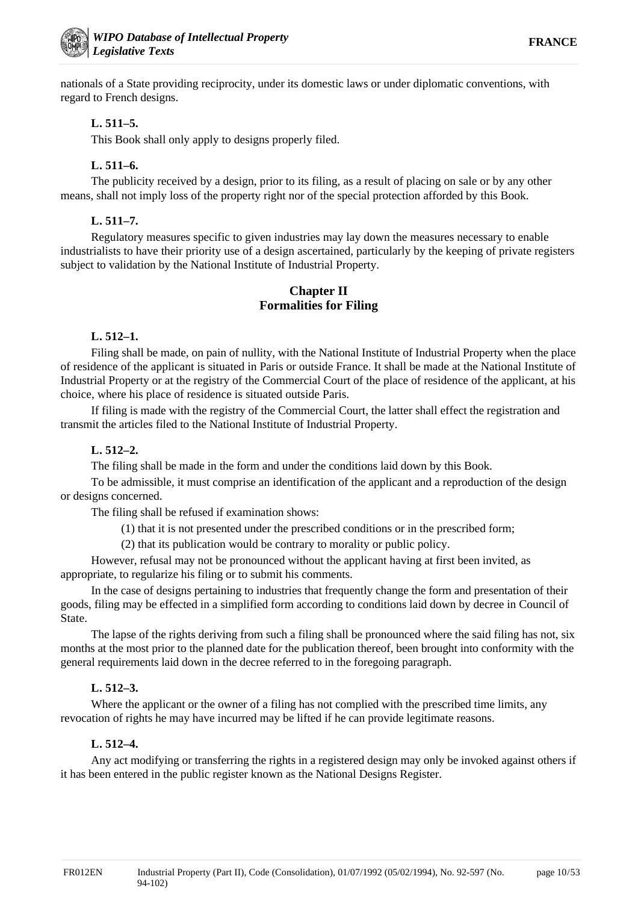nationals of a State providing reciprocity, under its domestic laws or under diplomatic conventions, with regard to French designs.

**L. 511–5.**

This Book shall only apply to designs properly filed.

**L. 511–6.**

The publicity received by a design, prior to its filing, as a result of placing on sale or by any other means, shall not imply loss of the property right nor of the special protection afforded by this Book.

**L. 511–7.**

Regulatory measures specific to given industries may lay down the measures necessary to enable industrialists to have their priority use of a design ascertained, particularly by the keeping of private registers subject to validation by the National Institute of Industrial Property.

## Chapter II
## Formalities for Filing

**L. 512–1.**

Filing shall be made, on pain of nullity, with the National Institute of Industrial Property when the place of residence of the applicant is situated in Paris or outside France. It shall be made at the National Institute of Industrial Property or at the registry of the Commercial Court of the place of residence of the applicant, at his choice, where his place of residence is situated outside Paris.

If filing is made with the registry of the Commercial Court, the latter shall effect the registration and transmit the articles filed to the National Institute of Industrial Property.

**L. 512–2.**

The filing shall be made in the form and under the conditions laid down by this Book.

To be admissible, it must comprise an identification of the applicant and a reproduction of the design or designs concerned.

The filing shall be refused if examination shows:

(1) that it is not presented under the prescribed conditions or in the prescribed form;

(2) that its publication would be contrary to morality or public policy.

However, refusal may not be pronounced without the applicant having at first been invited, as appropriate, to regularize his filing or to submit his comments.

In the case of designs pertaining to industries that frequently change the form and presentation of their goods, filing may be effected in a simplified form according to conditions laid down by decree in Council of State.

The lapse of the rights deriving from such a filing shall be pronounced where the said filing has not, six months at the most prior to the planned date for the publication thereof, been brought into conformity with the general requirements laid down in the decree referred to in the foregoing paragraph.

**L. 512–3.**

Where the applicant or the owner of a filing has not complied with the prescribed time limits, any revocation of rights he may have incurred may be lifted if he can provide legitimate reasons.

**L. 512–4.**

Any act modifying or transferring the rights in a registered design may only be invoked against others if it has been entered in the public register known as the National Designs Register.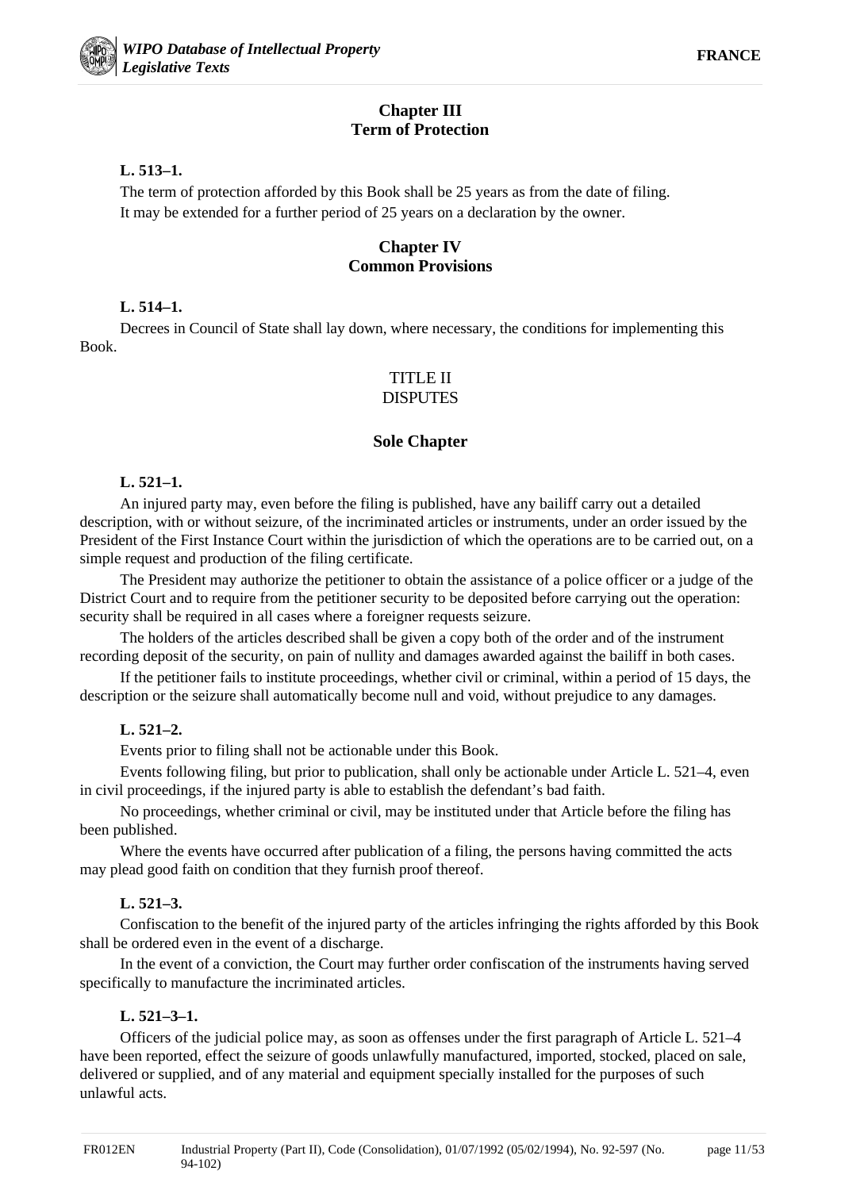## Chapter III
## Term of Protection

**L. 513–1.**

The term of protection afforded by this Book shall be 25 years as from the date of filing.

It may be extended for a further period of 25 years on a declaration by the owner.

## Chapter IV
## Common Provisions

**L. 514–1.**

Decrees in Council of State shall lay down, where necessary, the conditions for implementing this Book.

# TITLE II
# DISPUTES

## Sole Chapter

**L. 521–1.**

An injured party may, even before the filing is published, have any bailiff carry out a detailed description, with or without seizure, of the incriminated articles or instruments, under an order issued by the President of the First Instance Court within the jurisdiction of which the operations are to be carried out, on a simple request and production of the filing certificate.

The President may authorize the petitioner to obtain the assistance of a police officer or a judge of the District Court and to require from the petitioner security to be deposited before carrying out the operation: security shall be required in all cases where a foreigner requests seizure.

The holders of the articles described shall be given a copy both of the order and of the instrument recording deposit of the security, on pain of nullity and damages awarded against the bailiff in both cases.

If the petitioner fails to institute proceedings, whether civil or criminal, within a period of 15 days, the description or the seizure shall automatically become null and void, without prejudice to any damages.

**L. 521–2.**

Events prior to filing shall not be actionable under this Book.

Events following filing, but prior to publication, shall only be actionable under Article L. 521–4, even in civil proceedings, if the injured party is able to establish the defendant's bad faith.

No proceedings, whether criminal or civil, may be instituted under that Article before the filing has been published.

Where the events have occurred after publication of a filing, the persons having committed the acts may plead good faith on condition that they furnish proof thereof.

**L. 521–3.**

Confiscation to the benefit of the injured party of the articles infringing the rights afforded by this Book shall be ordered even in the event of a discharge.

In the event of a conviction, the Court may further order confiscation of the instruments having served specifically to manufacture the incriminated articles.

**L. 521–3–1.**

Officers of the judicial police may, as soon as offenses under the first paragraph of Article L. 521–4 have been reported, effect the seizure of goods unlawfully manufactured, imported, stocked, placed on sale, delivered or supplied, and of any material and equipment specially installed for the purposes of such unlawful acts.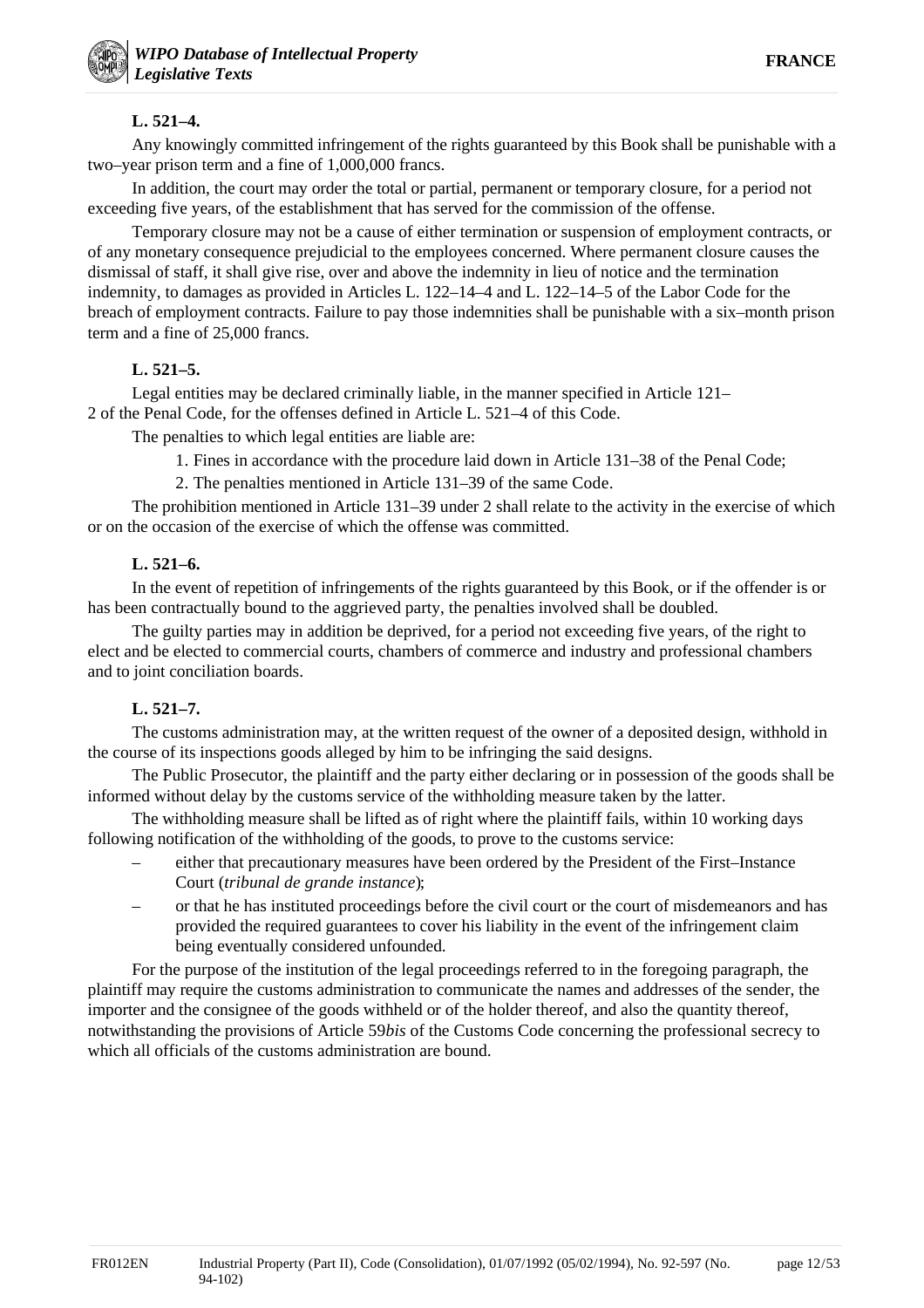**L. 521–4.**

Any knowingly committed infringement of the rights guaranteed by this Book shall be punishable with a two–year prison term and a fine of 1,000,000 francs.

In addition, the court may order the total or partial, permanent or temporary closure, for a period not exceeding five years, of the establishment that has served for the commission of the offense.

Temporary closure may not be a cause of either termination or suspension of employment contracts, or of any monetary consequence prejudicial to the employees concerned. Where permanent closure causes the dismissal of staff, it shall give rise, over and above the indemnity in lieu of notice and the termination indemnity, to damages as provided in Articles L. 122–14–4 and L. 122–14–5 of the Labor Code for the breach of employment contracts. Failure to pay those indemnities shall be punishable with a six–month prison term and a fine of 25,000 francs.

**L. 521–5.**

Legal entities may be declared criminally liable, in the manner specified in Article 121–2 of the Penal Code, for the offenses defined in Article L. 521–4 of this Code.

The penalties to which legal entities are liable are:

1. Fines in accordance with the procedure laid down in Article 131–38 of the Penal Code;
2. The penalties mentioned in Article 131–39 of the same Code.

The prohibition mentioned in Article 131–39 under 2 shall relate to the activity in the exercise of which or on the occasion of the exercise of which the offense was committed.

**L. 521–6.**

In the event of repetition of infringements of the rights guaranteed by this Book, or if the offender is or has been contractually bound to the aggrieved party, the penalties involved shall be doubled.

The guilty parties may in addition be deprived, for a period not exceeding five years, of the right to elect and be elected to commercial courts, chambers of commerce and industry and professional chambers and to joint conciliation boards.

**L. 521–7.**

The customs administration may, at the written request of the owner of a deposited design, withhold in the course of its inspections goods alleged by him to be infringing the said designs.

The Public Prosecutor, the plaintiff and the party either declaring or in possession of the goods shall be informed without delay by the customs service of the withholding measure taken by the latter.

The withholding measure shall be lifted as of right where the plaintiff fails, within 10 working days following notification of the withholding of the goods, to prove to the customs service:

– either that precautionary measures have been ordered by the President of the First–Instance Court (*tribunal de grande instance*);
– or that he has instituted proceedings before the civil court or the court of misdemeanors and has provided the required guarantees to cover his liability in the event of the infringement claim being eventually considered unfounded.

For the purpose of the institution of the legal proceedings referred to in the foregoing paragraph, the plaintiff may require the customs administration to communicate the names and addresses of the sender, the importer and the consignee of the goods withheld or of the holder thereof, and also the quantity thereof, notwithstanding the provisions of Article 59*bis* of the Customs Code concerning the professional secrecy to which all officials of the customs administration are bound.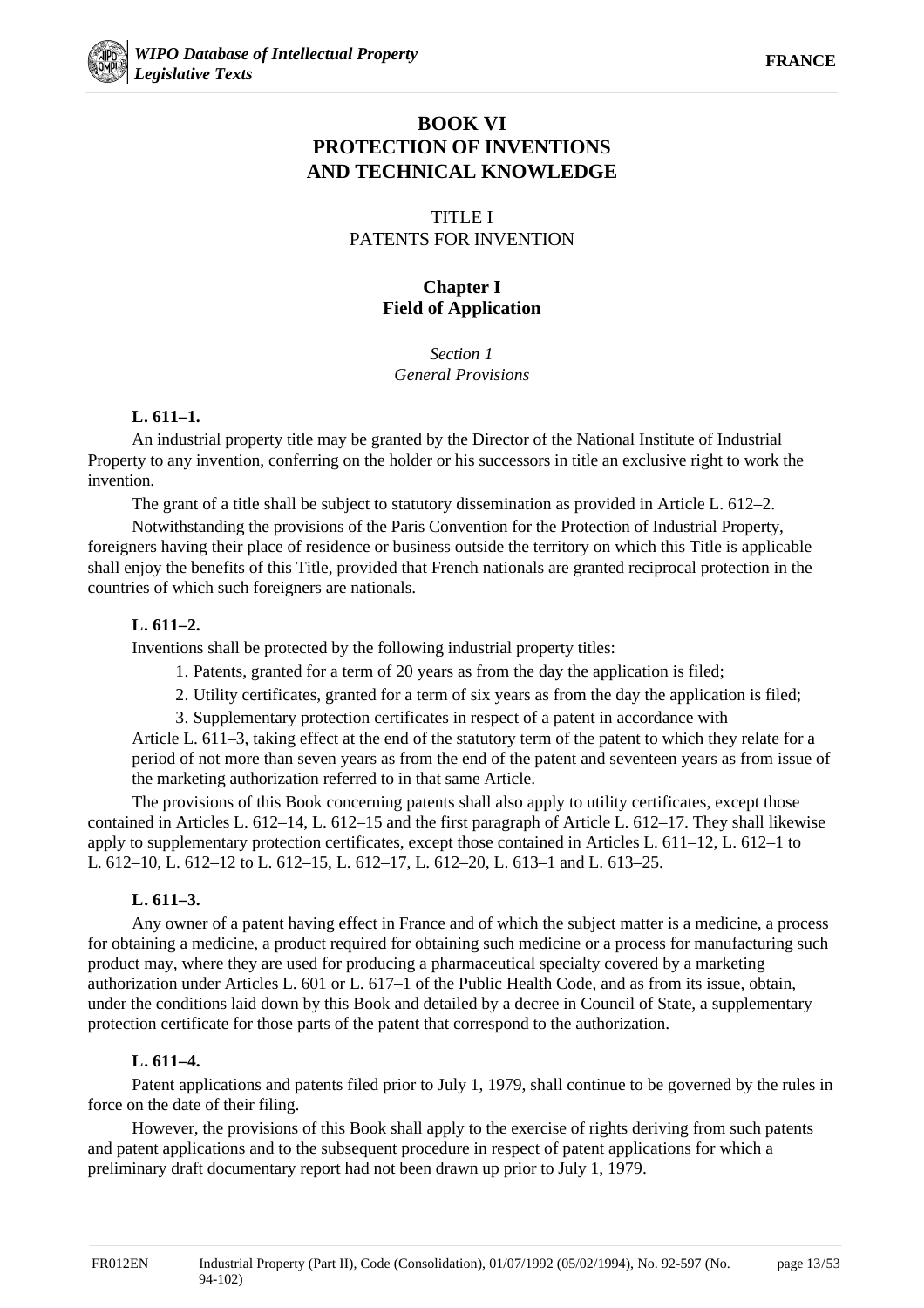# BOOK VI
# PROTECTION OF INVENTIONS AND TECHNICAL KNOWLEDGE

## TITLE I
## PATENTS FOR INVENTION

### Chapter I
### Field of Application

*Section 1*
*General Provisions*

**L. 611–1.**

An industrial property title may be granted by the Director of the National Institute of Industrial Property to any invention, conferring on the holder or his successors in title an exclusive right to work the invention.

The grant of a title shall be subject to statutory dissemination as provided in Article L. 612–2.

Notwithstanding the provisions of the Paris Convention for the Protection of Industrial Property, foreigners having their place of residence or business outside the territory on which this Title is applicable shall enjoy the benefits of this Title, provided that French nationals are granted reciprocal protection in the countries of which such foreigners are nationals.

**L. 611–2.**

Inventions shall be protected by the following industrial property titles:

1. Patents, granted for a term of 20 years as from the day the application is filed;
2. Utility certificates, granted for a term of six years as from the day the application is filed;
3. Supplementary protection certificates in respect of a patent in accordance with Article L. 611–3, taking effect at the end of the statutory term of the patent to which they relate for a period of not more than seven years as from the end of the patent and seventeen years as from issue of the marketing authorization referred to in that same Article.

The provisions of this Book concerning patents shall also apply to utility certificates, except those contained in Articles L. 612–14, L. 612–15 and the first paragraph of Article L. 612–17. They shall likewise apply to supplementary protection certificates, except those contained in Articles L. 611–12, L. 612–1 to L. 612–10, L. 612–12 to L. 612–15, L. 612–17, L. 612–20, L. 613–1 and L. 613–25.

**L. 611–3.**

Any owner of a patent having effect in France and of which the subject matter is a medicine, a process for obtaining a medicine, a product required for obtaining such medicine or a process for manufacturing such product may, where they are used for producing a pharmaceutical specialty covered by a marketing authorization under Articles L. 601 or L. 617–1 of the Public Health Code, and as from its issue, obtain, under the conditions laid down by this Book and detailed by a decree in Council of State, a supplementary protection certificate for those parts of the patent that correspond to the authorization.

**L. 611–4.**

Patent applications and patents filed prior to July 1, 1979, shall continue to be governed by the rules in force on the date of their filing.

However, the provisions of this Book shall apply to the exercise of rights deriving from such patents and patent applications and to the subsequent procedure in respect of patent applications for which a preliminary draft documentary report had not been drawn up prior to July 1, 1979.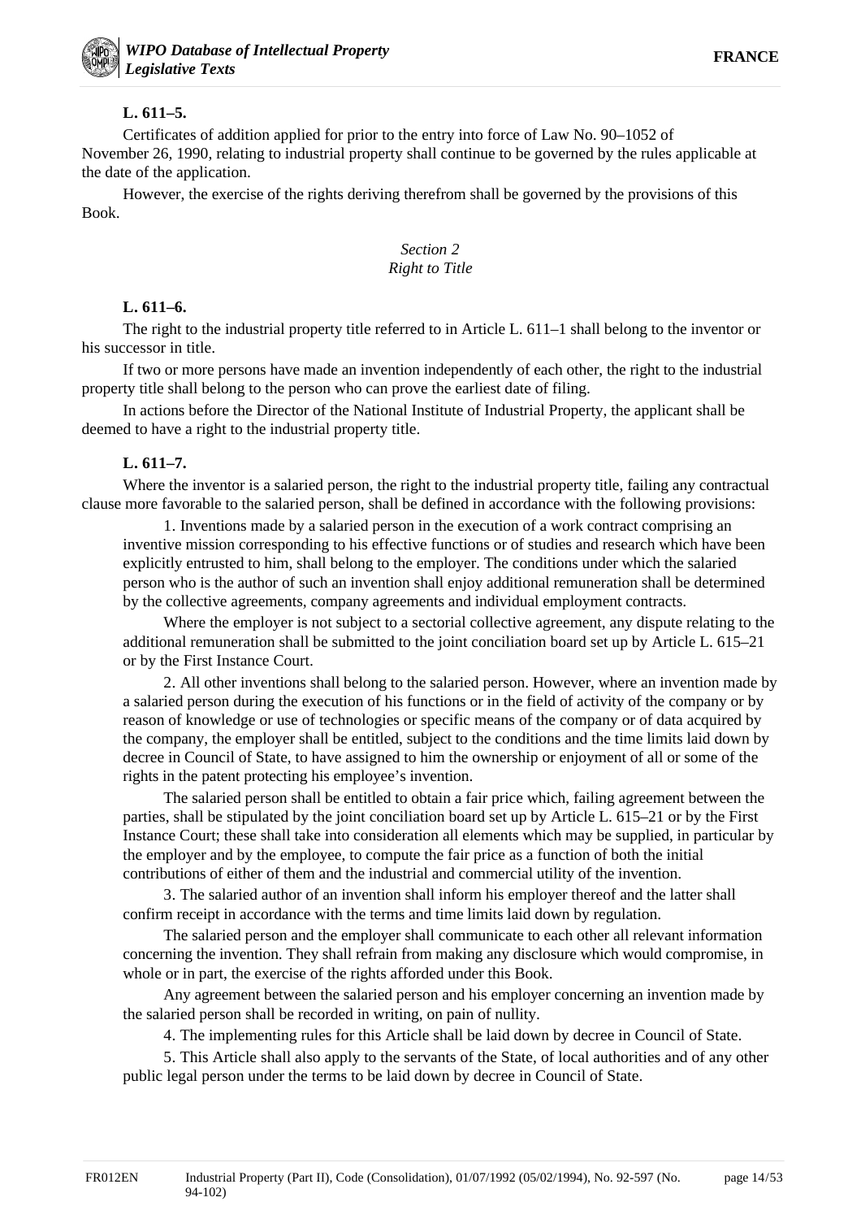**L. 611–5.**

Certificates of addition applied for prior to the entry into force of Law No. 90–1052 of November 26, 1990, relating to industrial property shall continue to be governed by the rules applicable at the date of the application.

However, the exercise of the rights deriving therefrom shall be governed by the provisions of this Book.

*Section 2*
*Right to Title*

**L. 611–6.**

The right to the industrial property title referred to in Article L. 611–1 shall belong to the inventor or his successor in title.

If two or more persons have made an invention independently of each other, the right to the industrial property title shall belong to the person who can prove the earliest date of filing.

In actions before the Director of the National Institute of Industrial Property, the applicant shall be deemed to have a right to the industrial property title.

**L. 611–7.**

Where the inventor is a salaried person, the right to the industrial property title, failing any contractual clause more favorable to the salaried person, shall be defined in accordance with the following provisions:

1. Inventions made by a salaried person in the execution of a work contract comprising an inventive mission corresponding to his effective functions or of studies and research which have been explicitly entrusted to him, shall belong to the employer. The conditions under which the salaried person who is the author of such an invention shall enjoy additional remuneration shall be determined by the collective agreements, company agreements and individual employment contracts.

Where the employer is not subject to a sectorial collective agreement, any dispute relating to the additional remuneration shall be submitted to the joint conciliation board set up by Article L. 615–21 or by the First Instance Court.

2. All other inventions shall belong to the salaried person. However, where an invention made by a salaried person during the execution of his functions or in the field of activity of the company or by reason of knowledge or use of technologies or specific means of the company or of data acquired by the company, the employer shall be entitled, subject to the conditions and the time limits laid down by decree in Council of State, to have assigned to him the ownership or enjoyment of all or some of the rights in the patent protecting his employee's invention.

The salaried person shall be entitled to obtain a fair price which, failing agreement between the parties, shall be stipulated by the joint conciliation board set up by Article L. 615–21 or by the First Instance Court; these shall take into consideration all elements which may be supplied, in particular by the employer and by the employee, to compute the fair price as a function of both the initial contributions of either of them and the industrial and commercial utility of the invention.

3. The salaried author of an invention shall inform his employer thereof and the latter shall confirm receipt in accordance with the terms and time limits laid down by regulation.

The salaried person and the employer shall communicate to each other all relevant information concerning the invention. They shall refrain from making any disclosure which would compromise, in whole or in part, the exercise of the rights afforded under this Book.

Any agreement between the salaried person and his employer concerning an invention made by the salaried person shall be recorded in writing, on pain of nullity.

4. The implementing rules for this Article shall be laid down by decree in Council of State.

5. This Article shall also apply to the servants of the State, of local authorities and of any other public legal person under the terms to be laid down by decree in Council of State.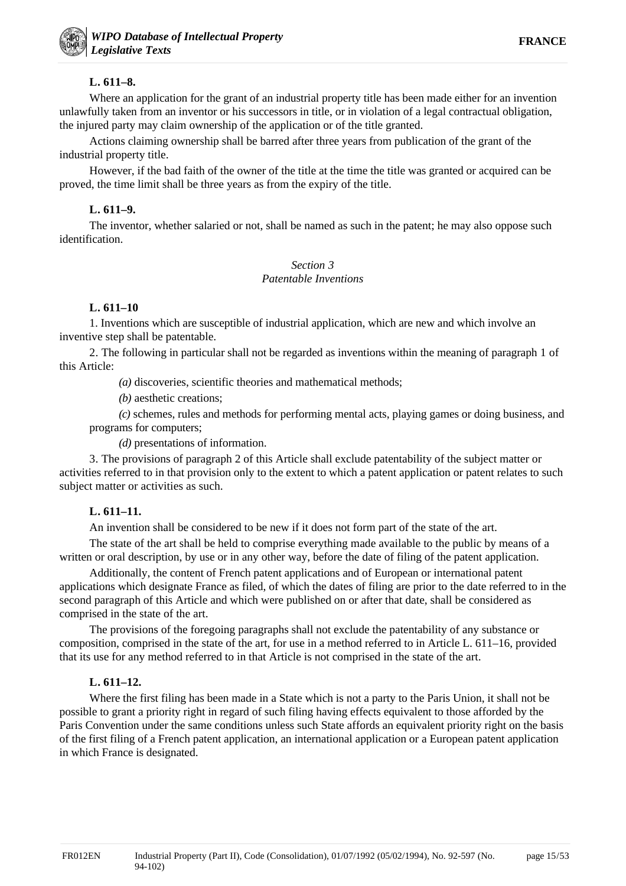**L. 611–8.**

Where an application for the grant of an industrial property title has been made either for an invention unlawfully taken from an inventor or his successors in title, or in violation of a legal contractual obligation, the injured party may claim ownership of the application or of the title granted.

Actions claiming ownership shall be barred after three years from publication of the grant of the industrial property title.

However, if the bad faith of the owner of the title at the time the title was granted or acquired can be proved, the time limit shall be three years as from the expiry of the title.

**L. 611–9.**

The inventor, whether salaried or not, shall be named as such in the patent; he may also oppose such identification.

*Section 3*
*Patentable Inventions*

**L. 611–10**

1. Inventions which are susceptible of industrial application, which are new and which involve an inventive step shall be patentable.

2. The following in particular shall not be regarded as inventions within the meaning of paragraph 1 of this Article:

*(a)* discoveries, scientific theories and mathematical methods;

*(b)* aesthetic creations;

*(c)* schemes, rules and methods for performing mental acts, playing games or doing business, and programs for computers;

*(d)* presentations of information.

3. The provisions of paragraph 2 of this Article shall exclude patentability of the subject matter or activities referred to in that provision only to the extent to which a patent application or patent relates to such subject matter or activities as such.

**L. 611–11.**

An invention shall be considered to be new if it does not form part of the state of the art.

The state of the art shall be held to comprise everything made available to the public by means of a written or oral description, by use or in any other way, before the date of filing of the patent application.

Additionally, the content of French patent applications and of European or international patent applications which designate France as filed, of which the dates of filing are prior to the date referred to in the second paragraph of this Article and which were published on or after that date, shall be considered as comprised in the state of the art.

The provisions of the foregoing paragraphs shall not exclude the patentability of any substance or composition, comprised in the state of the art, for use in a method referred to in Article L. 611–16, provided that its use for any method referred to in that Article is not comprised in the state of the art.

**L. 611–12.**

Where the first filing has been made in a State which is not a party to the Paris Union, it shall not be possible to grant a priority right in regard of such filing having effects equivalent to those afforded by the Paris Convention under the same conditions unless such State affords an equivalent priority right on the basis of the first filing of a French patent application, an international application or a European patent application in which France is designated.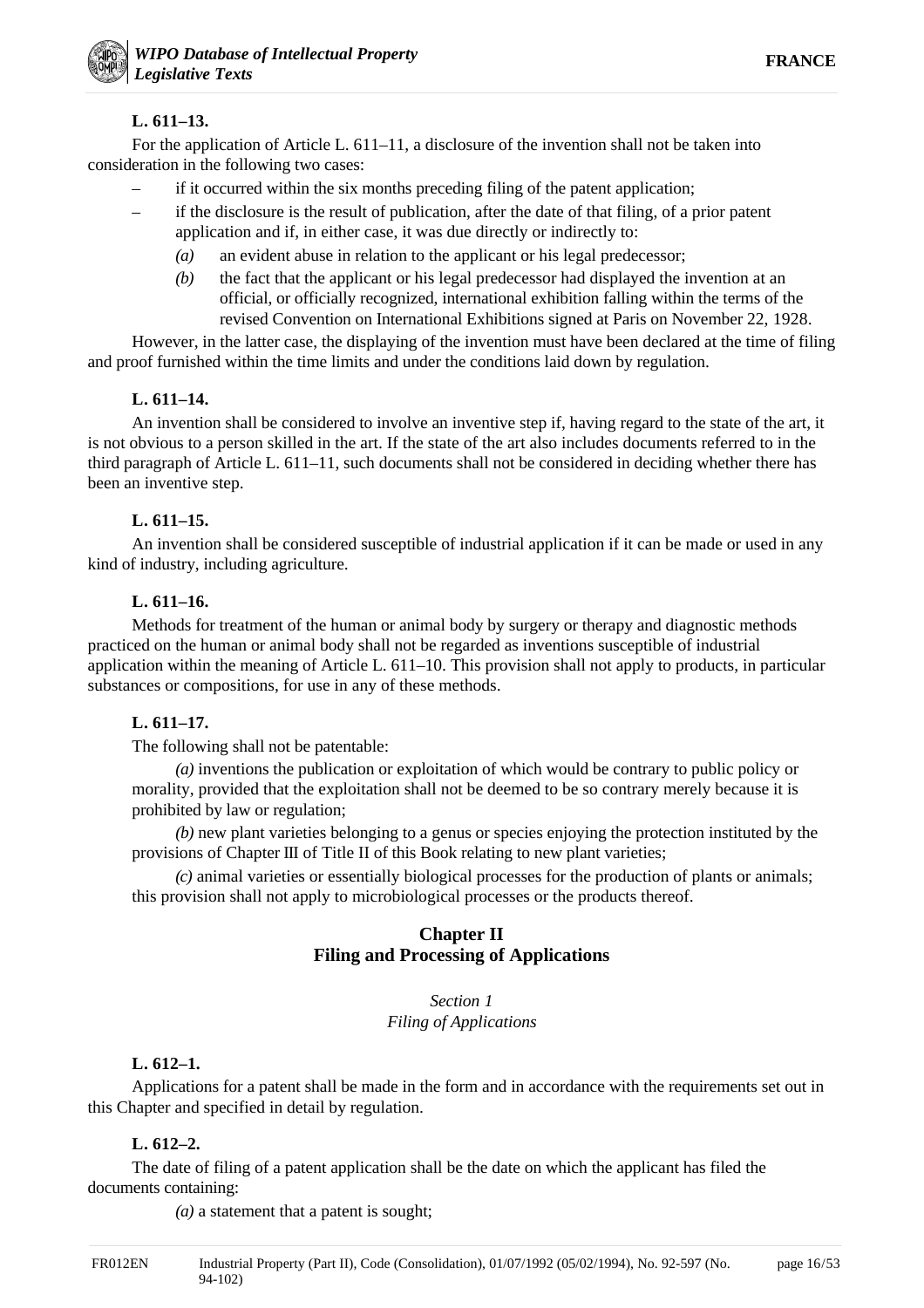**L. 611–13.**

For the application of Article L. 611–11, a disclosure of the invention shall not be taken into consideration in the following two cases:

– if it occurred within the six months preceding filing of the patent application;

– if the disclosure is the result of publication, after the date of that filing, of a prior patent application and if, in either case, it was due directly or indirectly to:

  *(a)* an evident abuse in relation to the applicant or his legal predecessor;

  *(b)* the fact that the applicant or his legal predecessor had displayed the invention at an official, or officially recognized, international exhibition falling within the terms of the revised Convention on International Exhibitions signed at Paris on November 22, 1928.

However, in the latter case, the displaying of the invention must have been declared at the time of filing and proof furnished within the time limits and under the conditions laid down by regulation.

**L. 611–14.**

An invention shall be considered to involve an inventive step if, having regard to the state of the art, it is not obvious to a person skilled in the art. If the state of the art also includes documents referred to in the third paragraph of Article L. 611–11, such documents shall not be considered in deciding whether there has been an inventive step.

**L. 611–15.**

An invention shall be considered susceptible of industrial application if it can be made or used in any kind of industry, including agriculture.

**L. 611–16.**

Methods for treatment of the human or animal body by surgery or therapy and diagnostic methods practiced on the human or animal body shall not be regarded as inventions susceptible of industrial application within the meaning of Article L. 611–10. This provision shall not apply to products, in particular substances or compositions, for use in any of these methods.

**L. 611–17.**

The following shall not be patentable:

*(a)* inventions the publication or exploitation of which would be contrary to public policy or morality, provided that the exploitation shall not be deemed to be so contrary merely because it is prohibited by law or regulation;

*(b)* new plant varieties belonging to a genus or species enjoying the protection instituted by the provisions of Chapter III of Title II of this Book relating to new plant varieties;

*(c)* animal varieties or essentially biological processes for the production of plants or animals; this provision shall not apply to microbiological processes or the products thereof.

## Chapter II
## Filing and Processing of Applications

### *Section 1*
### *Filing of Applications*

**L. 612–1.**

Applications for a patent shall be made in the form and in accordance with the requirements set out in this Chapter and specified in detail by regulation.

**L. 612–2.**

The date of filing of a patent application shall be the date on which the applicant has filed the documents containing:

*(a)* a statement that a patent is sought;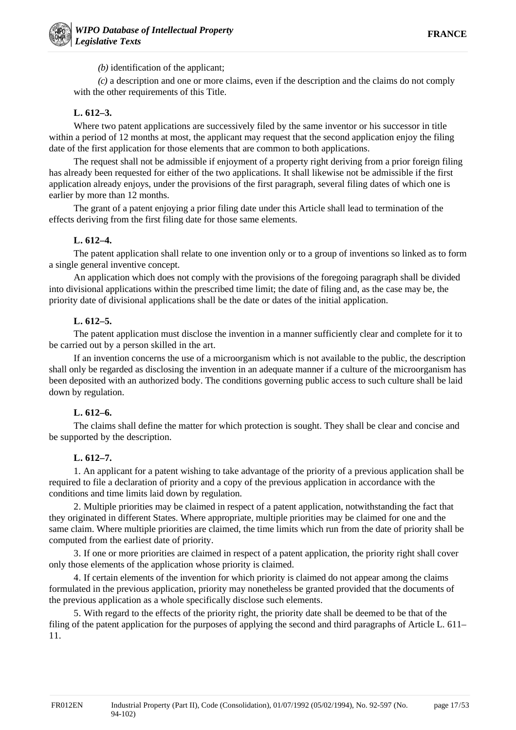*(b)* identification of the applicant;

*(c)* a description and one or more claims, even if the description and the claims do not comply with the other requirements of this Title.

**L. 612–3.**

Where two patent applications are successively filed by the same inventor or his successor in title within a period of 12 months at most, the applicant may request that the second application enjoy the filing date of the first application for those elements that are common to both applications.

The request shall not be admissible if enjoyment of a property right deriving from a prior foreign filing has already been requested for either of the two applications. It shall likewise not be admissible if the first application already enjoys, under the provisions of the first paragraph, several filing dates of which one is earlier by more than 12 months.

The grant of a patent enjoying a prior filing date under this Article shall lead to termination of the effects deriving from the first filing date for those same elements.

**L. 612–4.**

The patent application shall relate to one invention only or to a group of inventions so linked as to form a single general inventive concept.

An application which does not comply with the provisions of the foregoing paragraph shall be divided into divisional applications within the prescribed time limit; the date of filing and, as the case may be, the priority date of divisional applications shall be the date or dates of the initial application.

**L. 612–5.**

The patent application must disclose the invention in a manner sufficiently clear and complete for it to be carried out by a person skilled in the art.

If an invention concerns the use of a microorganism which is not available to the public, the description shall only be regarded as disclosing the invention in an adequate manner if a culture of the microorganism has been deposited with an authorized body. The conditions governing public access to such culture shall be laid down by regulation.

**L. 612–6.**

The claims shall define the matter for which protection is sought. They shall be clear and concise and be supported by the description.

**L. 612–7.**

1. An applicant for a patent wishing to take advantage of the priority of a previous application shall be required to file a declaration of priority and a copy of the previous application in accordance with the conditions and time limits laid down by regulation.

2. Multiple priorities may be claimed in respect of a patent application, notwithstanding the fact that they originated in different States. Where appropriate, multiple priorities may be claimed for one and the same claim. Where multiple priorities are claimed, the time limits which run from the date of priority shall be computed from the earliest date of priority.

3. If one or more priorities are claimed in respect of a patent application, the priority right shall cover only those elements of the application whose priority is claimed.

4. If certain elements of the invention for which priority is claimed do not appear among the claims formulated in the previous application, priority may nonetheless be granted provided that the documents of the previous application as a whole specifically disclose such elements.

5. With regard to the effects of the priority right, the priority date shall be deemed to be that of the filing of the patent application for the purposes of applying the second and third paragraphs of Article L. 611–11.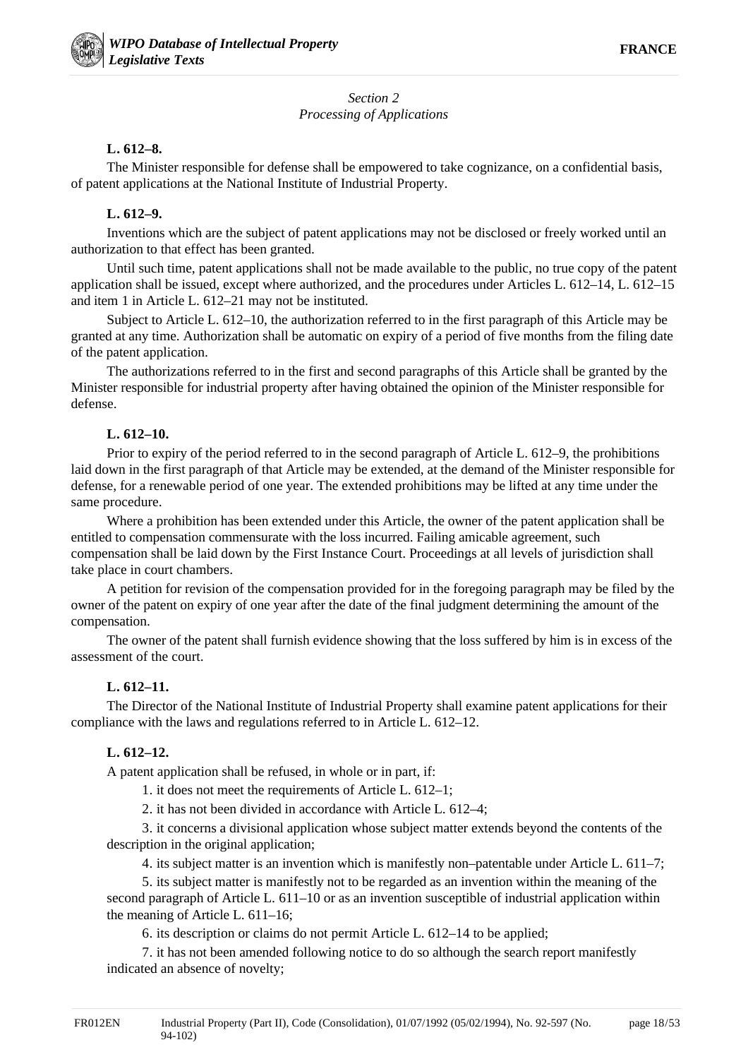*Section 2*
*Processing of Applications*

**L. 612–8.**

The Minister responsible for defense shall be empowered to take cognizance, on a confidential basis, of patent applications at the National Institute of Industrial Property.

**L. 612–9.**

Inventions which are the subject of patent applications may not be disclosed or freely worked until an authorization to that effect has been granted.

Until such time, patent applications shall not be made available to the public, no true copy of the patent application shall be issued, except where authorized, and the procedures under Articles L. 612–14, L. 612–15 and item 1 in Article L. 612–21 may not be instituted.

Subject to Article L. 612–10, the authorization referred to in the first paragraph of this Article may be granted at any time. Authorization shall be automatic on expiry of a period of five months from the filing date of the patent application.

The authorizations referred to in the first and second paragraphs of this Article shall be granted by the Minister responsible for industrial property after having obtained the opinion of the Minister responsible for defense.

**L. 612–10.**

Prior to expiry of the period referred to in the second paragraph of Article L. 612–9, the prohibitions laid down in the first paragraph of that Article may be extended, at the demand of the Minister responsible for defense, for a renewable period of one year. The extended prohibitions may be lifted at any time under the same procedure.

Where a prohibition has been extended under this Article, the owner of the patent application shall be entitled to compensation commensurate with the loss incurred. Failing amicable agreement, such compensation shall be laid down by the First Instance Court. Proceedings at all levels of jurisdiction shall take place in court chambers.

A petition for revision of the compensation provided for in the foregoing paragraph may be filed by the owner of the patent on expiry of one year after the date of the final judgment determining the amount of the compensation.

The owner of the patent shall furnish evidence showing that the loss suffered by him is in excess of the assessment of the court.

**L. 612–11.**

The Director of the National Institute of Industrial Property shall examine patent applications for their compliance with the laws and regulations referred to in Article L. 612–12.

**L. 612–12.**

A patent application shall be refused, in whole or in part, if:

1. it does not meet the requirements of Article L. 612–1;
2. it has not been divided in accordance with Article L. 612–4;
3. it concerns a divisional application whose subject matter extends beyond the contents of the description in the original application;
4. its subject matter is an invention which is manifestly non–patentable under Article L. 611–7;
5. its subject matter is manifestly not to be regarded as an invention within the meaning of the second paragraph of Article L. 611–10 or as an invention susceptible of industrial application within the meaning of Article L. 611–16;
6. its description or claims do not permit Article L. 612–14 to be applied;
7. it has not been amended following notice to do so although the search report manifestly indicated an absence of novelty;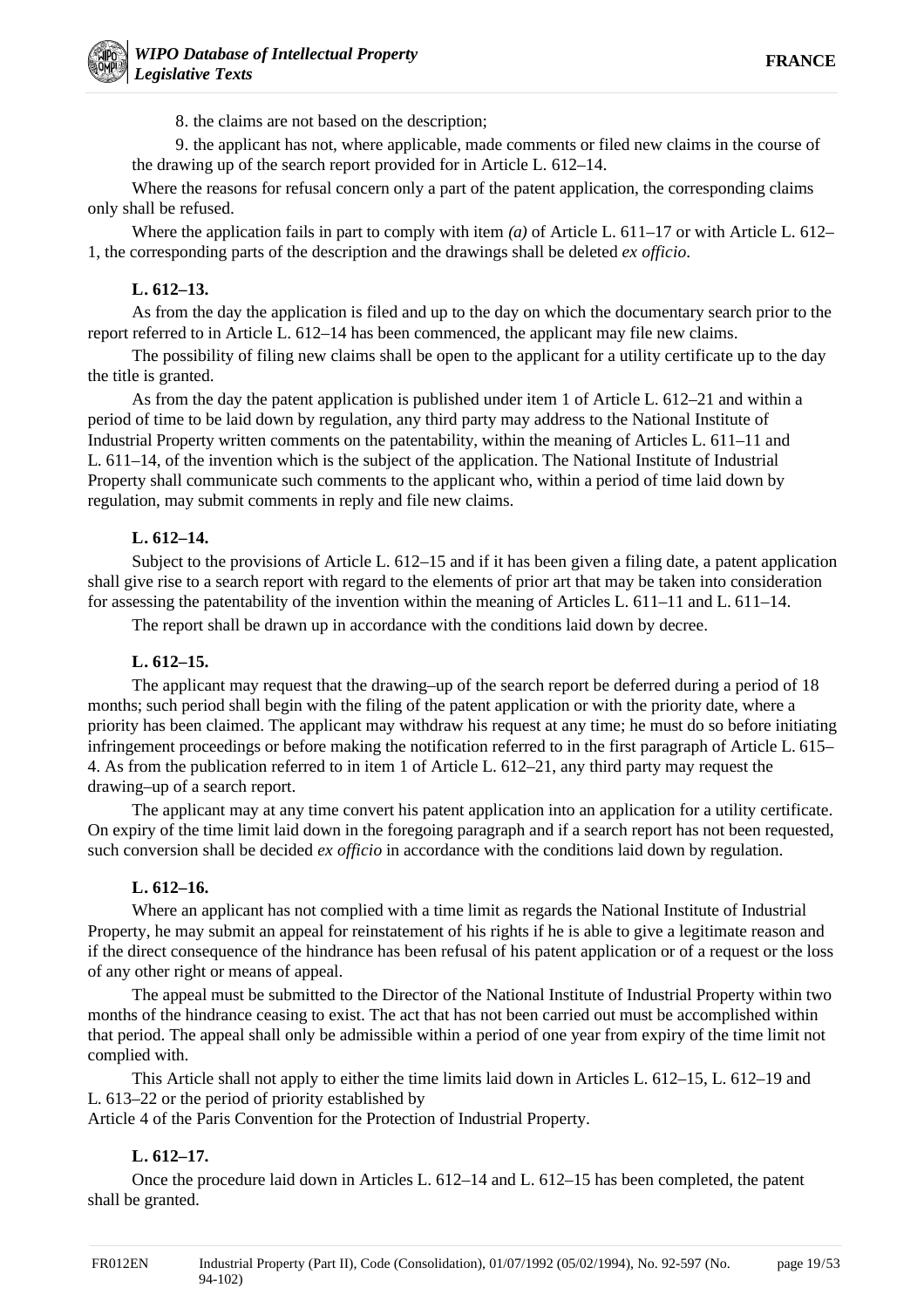8. the claims are not based on the description;

9. the applicant has not, where applicable, made comments or filed new claims in the course of the drawing up of the search report provided for in Article L. 612–14.

Where the reasons for refusal concern only a part of the patent application, the corresponding claims only shall be refused.

Where the application fails in part to comply with item *(a)* of Article L. 611–17 or with Article L. 612–1, the corresponding parts of the description and the drawings shall be deleted *ex officio*.

**L. 612–13.**

As from the day the application is filed and up to the day on which the documentary search prior to the report referred to in Article L. 612–14 has been commenced, the applicant may file new claims.

The possibility of filing new claims shall be open to the applicant for a utility certificate up to the day the title is granted.

As from the day the patent application is published under item 1 of Article L. 612–21 and within a period of time to be laid down by regulation, any third party may address to the National Institute of Industrial Property written comments on the patentability, within the meaning of Articles L. 611–11 and L. 611–14, of the invention which is the subject of the application. The National Institute of Industrial Property shall communicate such comments to the applicant who, within a period of time laid down by regulation, may submit comments in reply and file new claims.

**L. 612–14.**

Subject to the provisions of Article L. 612–15 and if it has been given a filing date, a patent application shall give rise to a search report with regard to the elements of prior art that may be taken into consideration for assessing the patentability of the invention within the meaning of Articles L. 611–11 and L. 611–14.

The report shall be drawn up in accordance with the conditions laid down by decree.

**L. 612–15.**

The applicant may request that the drawing–up of the search report be deferred during a period of 18 months; such period shall begin with the filing of the patent application or with the priority date, where a priority has been claimed. The applicant may withdraw his request at any time; he must do so before initiating infringement proceedings or before making the notification referred to in the first paragraph of Article L. 615–4. As from the publication referred to in item 1 of Article L. 612–21, any third party may request the drawing–up of a search report.

The applicant may at any time convert his patent application into an application for a utility certificate. On expiry of the time limit laid down in the foregoing paragraph and if a search report has not been requested, such conversion shall be decided *ex officio* in accordance with the conditions laid down by regulation.

**L. 612–16.**

Where an applicant has not complied with a time limit as regards the National Institute of Industrial Property, he may submit an appeal for reinstatement of his rights if he is able to give a legitimate reason and if the direct consequence of the hindrance has been refusal of his patent application or of a request or the loss of any other right or means of appeal.

The appeal must be submitted to the Director of the National Institute of Industrial Property within two months of the hindrance ceasing to exist. The act that has not been carried out must be accomplished within that period. The appeal shall only be admissible within a period of one year from expiry of the time limit not complied with.

This Article shall not apply to either the time limits laid down in Articles L. 612–15, L. 612–19 and L. 613–22 or the period of priority established by Article 4 of the Paris Convention for the Protection of Industrial Property.

**L. 612–17.**

Once the procedure laid down in Articles L. 612–14 and L. 612–15 has been completed, the patent shall be granted.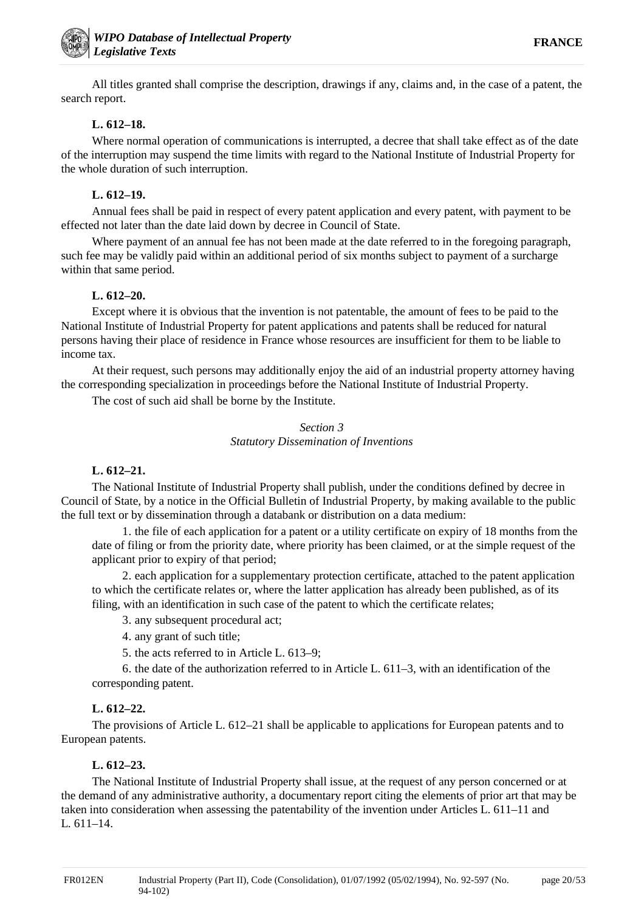All titles granted shall comprise the description, drawings if any, claims and, in the case of a patent, the search report.

**L. 612–18.**

Where normal operation of communications is interrupted, a decree that shall take effect as of the date of the interruption may suspend the time limits with regard to the National Institute of Industrial Property for the whole duration of such interruption.

**L. 612–19.**

Annual fees shall be paid in respect of every patent application and every patent, with payment to be effected not later than the date laid down by decree in Council of State.

Where payment of an annual fee has not been made at the date referred to in the foregoing paragraph, such fee may be validly paid within an additional period of six months subject to payment of a surcharge within that same period.

**L. 612–20.**

Except where it is obvious that the invention is not patentable, the amount of fees to be paid to the National Institute of Industrial Property for patent applications and patents shall be reduced for natural persons having their place of residence in France whose resources are insufficient for them to be liable to income tax.

At their request, such persons may additionally enjoy the aid of an industrial property attorney having the corresponding specialization in proceedings before the National Institute of Industrial Property.

The cost of such aid shall be borne by the Institute.

*Section 3*
*Statutory Dissemination of Inventions*

**L. 612–21.**

The National Institute of Industrial Property shall publish, under the conditions defined by decree in Council of State, by a notice in the Official Bulletin of Industrial Property, by making available to the public the full text or by dissemination through a databank or distribution on a data medium:

1. the file of each application for a patent or a utility certificate on expiry of 18 months from the date of filing or from the priority date, where priority has been claimed, or at the simple request of the applicant prior to expiry of that period;

2. each application for a supplementary protection certificate, attached to the patent application to which the certificate relates or, where the latter application has already been published, as of its filing, with an identification in such case of the patent to which the certificate relates;

3. any subsequent procedural act;

4. any grant of such title;

5. the acts referred to in Article L. 613–9;

6. the date of the authorization referred to in Article L. 611–3, with an identification of the corresponding patent.

**L. 612–22.**

The provisions of Article L. 612–21 shall be applicable to applications for European patents and to European patents.

**L. 612–23.**

The National Institute of Industrial Property shall issue, at the request of any person concerned or at the demand of any administrative authority, a documentary report citing the elements of prior art that may be taken into consideration when assessing the patentability of the invention under Articles L. 611–11 and L. 611–14.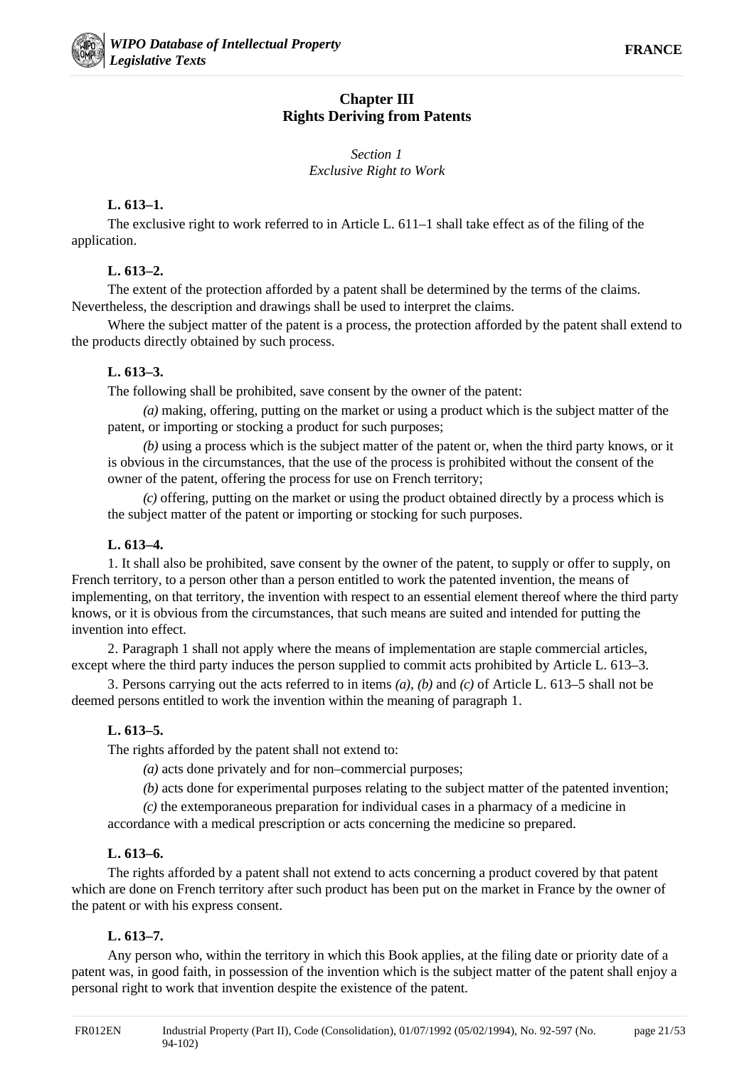## Chapter III
## Rights Deriving from Patents

### *Section 1*
### *Exclusive Right to Work*

**L. 613–1.**

The exclusive right to work referred to in Article L. 611–1 shall take effect as of the filing of the application.

**L. 613–2.**

The extent of the protection afforded by a patent shall be determined by the terms of the claims. Nevertheless, the description and drawings shall be used to interpret the claims.

Where the subject matter of the patent is a process, the protection afforded by the patent shall extend to the products directly obtained by such process.

**L. 613–3.**

The following shall be prohibited, save consent by the owner of the patent:

*(a)* making, offering, putting on the market or using a product which is the subject matter of the patent, or importing or stocking a product for such purposes;

*(b)* using a process which is the subject matter of the patent or, when the third party knows, or it is obvious in the circumstances, that the use of the process is prohibited without the consent of the owner of the patent, offering the process for use on French territory;

*(c)* offering, putting on the market or using the product obtained directly by a process which is the subject matter of the patent or importing or stocking for such purposes.

**L. 613–4.**

1. It shall also be prohibited, save consent by the owner of the patent, to supply or offer to supply, on French territory, to a person other than a person entitled to work the patented invention, the means of implementing, on that territory, the invention with respect to an essential element thereof where the third party knows, or it is obvious from the circumstances, that such means are suited and intended for putting the invention into effect.

2. Paragraph 1 shall not apply where the means of implementation are staple commercial articles, except where the third party induces the person supplied to commit acts prohibited by Article L. 613–3.

3. Persons carrying out the acts referred to in items *(a)*, *(b)* and *(c)* of Article L. 613–5 shall not be deemed persons entitled to work the invention within the meaning of paragraph 1.

**L. 613–5.**

The rights afforded by the patent shall not extend to:

*(a)* acts done privately and for non–commercial purposes;

*(b)* acts done for experimental purposes relating to the subject matter of the patented invention;

*(c)* the extemporaneous preparation for individual cases in a pharmacy of a medicine in accordance with a medical prescription or acts concerning the medicine so prepared.

**L. 613–6.**

The rights afforded by a patent shall not extend to acts concerning a product covered by that patent which are done on French territory after such product has been put on the market in France by the owner of the patent or with his express consent.

**L. 613–7.**

Any person who, within the territory in which this Book applies, at the filing date or priority date of a patent was, in good faith, in possession of the invention which is the subject matter of the patent shall enjoy a personal right to work that invention despite the existence of the patent.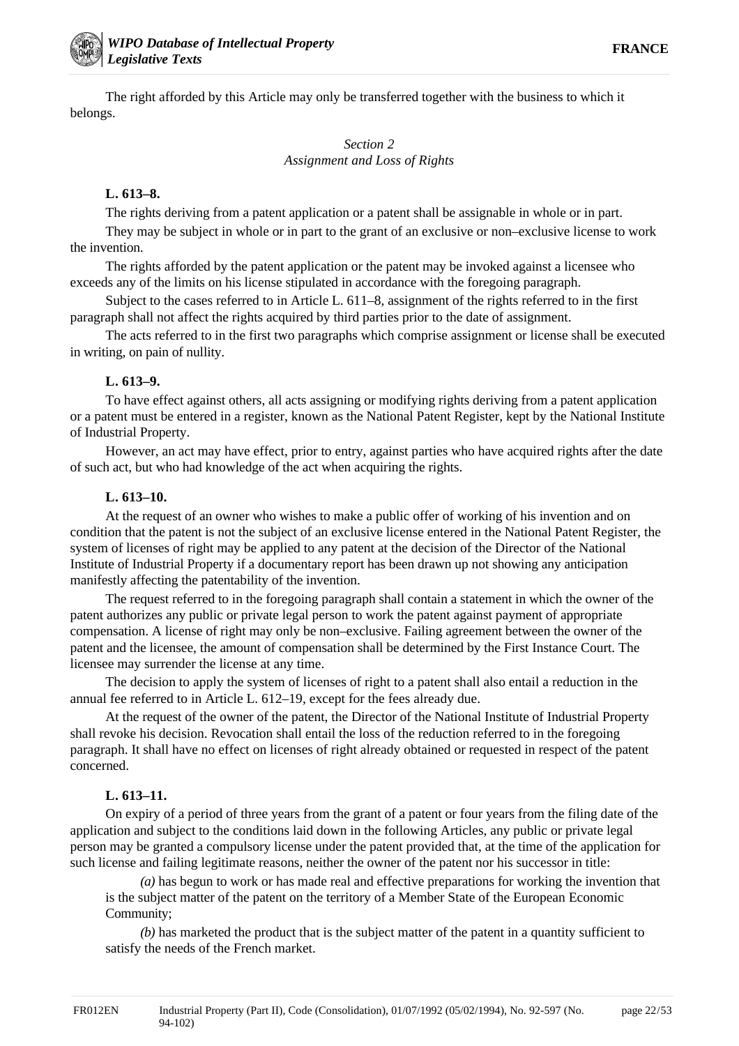The right afforded by this Article may only be transferred together with the business to which it belongs.

*Section 2*
*Assignment and Loss of Rights*

**L. 613–8.**

The rights deriving from a patent application or a patent shall be assignable in whole or in part.

They may be subject in whole or in part to the grant of an exclusive or non–exclusive license to work the invention.

The rights afforded by the patent application or the patent may be invoked against a licensee who exceeds any of the limits on his license stipulated in accordance with the foregoing paragraph.

Subject to the cases referred to in Article L. 611–8, assignment of the rights referred to in the first paragraph shall not affect the rights acquired by third parties prior to the date of assignment.

The acts referred to in the first two paragraphs which comprise assignment or license shall be executed in writing, on pain of nullity.

**L. 613–9.**

To have effect against others, all acts assigning or modifying rights deriving from a patent application or a patent must be entered in a register, known as the National Patent Register, kept by the National Institute of Industrial Property.

However, an act may have effect, prior to entry, against parties who have acquired rights after the date of such act, but who had knowledge of the act when acquiring the rights.

**L. 613–10.**

At the request of an owner who wishes to make a public offer of working of his invention and on condition that the patent is not the subject of an exclusive license entered in the National Patent Register, the system of licenses of right may be applied to any patent at the decision of the Director of the National Institute of Industrial Property if a documentary report has been drawn up not showing any anticipation manifestly affecting the patentability of the invention.

The request referred to in the foregoing paragraph shall contain a statement in which the owner of the patent authorizes any public or private legal person to work the patent against payment of appropriate compensation. A license of right may only be non–exclusive. Failing agreement between the owner of the patent and the licensee, the amount of compensation shall be determined by the First Instance Court. The licensee may surrender the license at any time.

The decision to apply the system of licenses of right to a patent shall also entail a reduction in the annual fee referred to in Article L. 612–19, except for the fees already due.

At the request of the owner of the patent, the Director of the National Institute of Industrial Property shall revoke his decision. Revocation shall entail the loss of the reduction referred to in the foregoing paragraph. It shall have no effect on licenses of right already obtained or requested in respect of the patent concerned.

**L. 613–11.**

On expiry of a period of three years from the grant of a patent or four years from the filing date of the application and subject to the conditions laid down in the following Articles, any public or private legal person may be granted a compulsory license under the patent provided that, at the time of the application for such license and failing legitimate reasons, neither the owner of the patent nor his successor in title:

*(a)* has begun to work or has made real and effective preparations for working the invention that is the subject matter of the patent on the territory of a Member State of the European Economic Community;

*(b)* has marketed the product that is the subject matter of the patent in a quantity sufficient to satisfy the needs of the French market.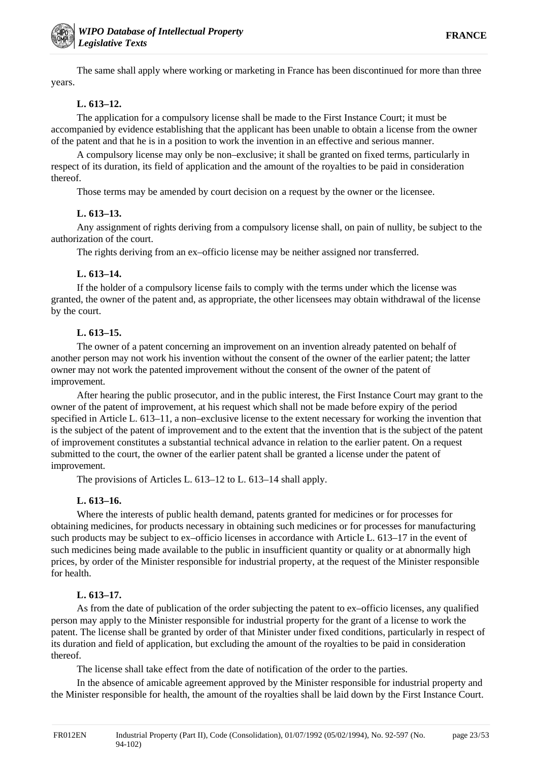The same shall apply where working or marketing in France has been discontinued for more than three years.

**L. 613–12.**

The application for a compulsory license shall be made to the First Instance Court; it must be accompanied by evidence establishing that the applicant has been unable to obtain a license from the owner of the patent and that he is in a position to work the invention in an effective and serious manner.

A compulsory license may only be non–exclusive; it shall be granted on fixed terms, particularly in respect of its duration, its field of application and the amount of the royalties to be paid in consideration thereof.

Those terms may be amended by court decision on a request by the owner or the licensee.

**L. 613–13.**

Any assignment of rights deriving from a compulsory license shall, on pain of nullity, be subject to the authorization of the court.

The rights deriving from an ex–officio license may be neither assigned nor transferred.

**L. 613–14.**

If the holder of a compulsory license fails to comply with the terms under which the license was granted, the owner of the patent and, as appropriate, the other licensees may obtain withdrawal of the license by the court.

**L. 613–15.**

The owner of a patent concerning an improvement on an invention already patented on behalf of another person may not work his invention without the consent of the owner of the earlier patent; the latter owner may not work the patented improvement without the consent of the owner of the patent of improvement.

After hearing the public prosecutor, and in the public interest, the First Instance Court may grant to the owner of the patent of improvement, at his request which shall not be made before expiry of the period specified in Article L. 613–11, a non–exclusive license to the extent necessary for working the invention that is the subject of the patent of improvement and to the extent that the invention that is the subject of the patent of improvement constitutes a substantial technical advance in relation to the earlier patent. On a request submitted to the court, the owner of the earlier patent shall be granted a license under the patent of improvement.

The provisions of Articles L. 613–12 to L. 613–14 shall apply.

**L. 613–16.**

Where the interests of public health demand, patents granted for medicines or for processes for obtaining medicines, for products necessary in obtaining such medicines or for processes for manufacturing such products may be subject to ex–officio licenses in accordance with Article L. 613–17 in the event of such medicines being made available to the public in insufficient quantity or quality or at abnormally high prices, by order of the Minister responsible for industrial property, at the request of the Minister responsible for health.

**L. 613–17.**

As from the date of publication of the order subjecting the patent to ex–officio licenses, any qualified person may apply to the Minister responsible for industrial property for the grant of a license to work the patent. The license shall be granted by order of that Minister under fixed conditions, particularly in respect of its duration and field of application, but excluding the amount of the royalties to be paid in consideration thereof.

The license shall take effect from the date of notification of the order to the parties.

In the absence of amicable agreement approved by the Minister responsible for industrial property and the Minister responsible for health, the amount of the royalties shall be laid down by the First Instance Court.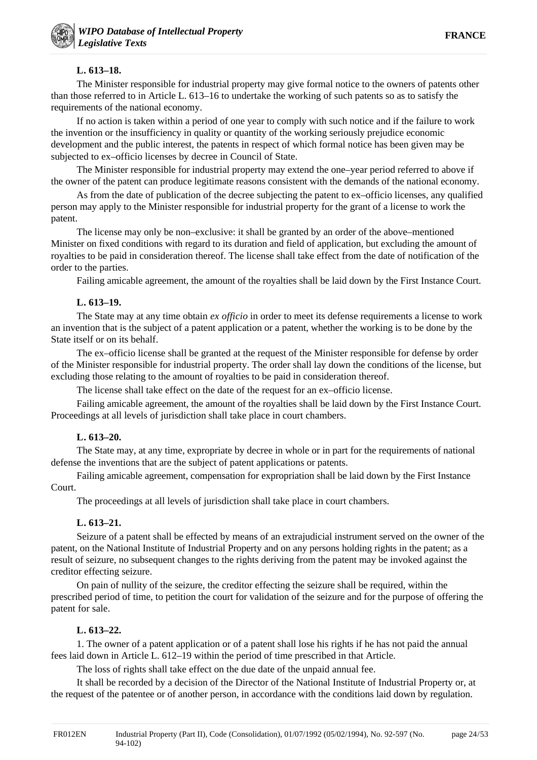**L. 613–18.**

The Minister responsible for industrial property may give formal notice to the owners of patents other than those referred to in Article L. 613–16 to undertake the working of such patents so as to satisfy the requirements of the national economy.

If no action is taken within a period of one year to comply with such notice and if the failure to work the invention or the insufficiency in quality or quantity of the working seriously prejudice economic development and the public interest, the patents in respect of which formal notice has been given may be subjected to ex–officio licenses by decree in Council of State.

The Minister responsible for industrial property may extend the one–year period referred to above if the owner of the patent can produce legitimate reasons consistent with the demands of the national economy.

As from the date of publication of the decree subjecting the patent to ex–officio licenses, any qualified person may apply to the Minister responsible for industrial property for the grant of a license to work the patent.

The license may only be non–exclusive: it shall be granted by an order of the above–mentioned Minister on fixed conditions with regard to its duration and field of application, but excluding the amount of royalties to be paid in consideration thereof. The license shall take effect from the date of notification of the order to the parties.

Failing amicable agreement, the amount of the royalties shall be laid down by the First Instance Court.

**L. 613–19.**

The State may at any time obtain *ex officio* in order to meet its defense requirements a license to work an invention that is the subject of a patent application or a patent, whether the working is to be done by the State itself or on its behalf.

The ex–officio license shall be granted at the request of the Minister responsible for defense by order of the Minister responsible for industrial property. The order shall lay down the conditions of the license, but excluding those relating to the amount of royalties to be paid in consideration thereof.

The license shall take effect on the date of the request for an ex–officio license.

Failing amicable agreement, the amount of the royalties shall be laid down by the First Instance Court. Proceedings at all levels of jurisdiction shall take place in court chambers.

**L. 613–20.**

The State may, at any time, expropriate by decree in whole or in part for the requirements of national defense the inventions that are the subject of patent applications or patents.

Failing amicable agreement, compensation for expropriation shall be laid down by the First Instance Court.

The proceedings at all levels of jurisdiction shall take place in court chambers.

**L. 613–21.**

Seizure of a patent shall be effected by means of an extrajudicial instrument served on the owner of the patent, on the National Institute of Industrial Property and on any persons holding rights in the patent; as a result of seizure, no subsequent changes to the rights deriving from the patent may be invoked against the creditor effecting seizure.

On pain of nullity of the seizure, the creditor effecting the seizure shall be required, within the prescribed period of time, to petition the court for validation of the seizure and for the purpose of offering the patent for sale.

**L. 613–22.**

1. The owner of a patent application or of a patent shall lose his rights if he has not paid the annual fees laid down in Article L. 612–19 within the period of time prescribed in that Article.

The loss of rights shall take effect on the due date of the unpaid annual fee.

It shall be recorded by a decision of the Director of the National Institute of Industrial Property or, at the request of the patentee or of another person, in accordance with the conditions laid down by regulation.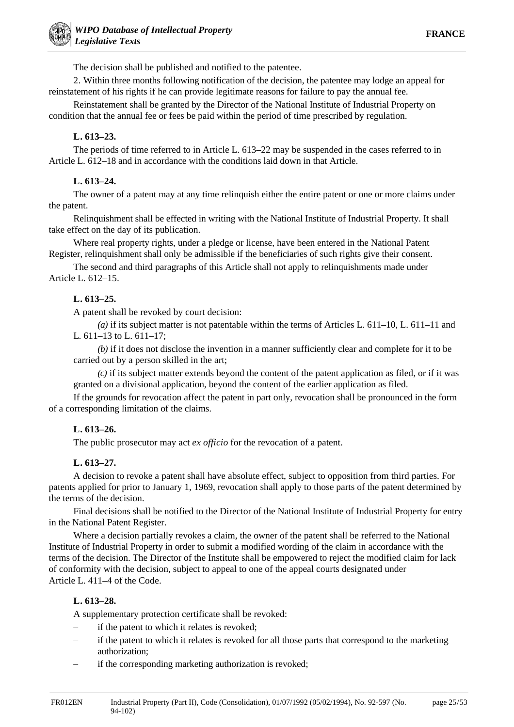The decision shall be published and notified to the patentee.

2. Within three months following notification of the decision, the patentee may lodge an appeal for reinstatement of his rights if he can provide legitimate reasons for failure to pay the annual fee.

Reinstatement shall be granted by the Director of the National Institute of Industrial Property on condition that the annual fee or fees be paid within the period of time prescribed by regulation.

**L. 613–23.**

The periods of time referred to in Article L. 613–22 may be suspended in the cases referred to in Article L. 612–18 and in accordance with the conditions laid down in that Article.

**L. 613–24.**

The owner of a patent may at any time relinquish either the entire patent or one or more claims under the patent.

Relinquishment shall be effected in writing with the National Institute of Industrial Property. It shall take effect on the day of its publication.

Where real property rights, under a pledge or license, have been entered in the National Patent Register, relinquishment shall only be admissible if the beneficiaries of such rights give their consent.

The second and third paragraphs of this Article shall not apply to relinquishments made under Article L. 612–15.

**L. 613–25.**

A patent shall be revoked by court decision:

*(a)* if its subject matter is not patentable within the terms of Articles L. 611–10, L. 611–11 and L. 611–13 to L. 611–17;

*(b)* if it does not disclose the invention in a manner sufficiently clear and complete for it to be carried out by a person skilled in the art;

*(c)* if its subject matter extends beyond the content of the patent application as filed, or if it was granted on a divisional application, beyond the content of the earlier application as filed.

If the grounds for revocation affect the patent in part only, revocation shall be pronounced in the form of a corresponding limitation of the claims.

**L. 613–26.**

The public prosecutor may act *ex officio* for the revocation of a patent.

**L. 613–27.**

A decision to revoke a patent shall have absolute effect, subject to opposition from third parties. For patents applied for prior to January 1, 1969, revocation shall apply to those parts of the patent determined by the terms of the decision.

Final decisions shall be notified to the Director of the National Institute of Industrial Property for entry in the National Patent Register.

Where a decision partially revokes a claim, the owner of the patent shall be referred to the National Institute of Industrial Property in order to submit a modified wording of the claim in accordance with the terms of the decision. The Director of the Institute shall be empowered to reject the modified claim for lack of conformity with the decision, subject to appeal to one of the appeal courts designated under Article L. 411–4 of the Code.

**L. 613–28.**

A supplementary protection certificate shall be revoked:

– if the patent to which it relates is revoked;
– if the patent to which it relates is revoked for all those parts that correspond to the marketing authorization;
– if the corresponding marketing authorization is revoked;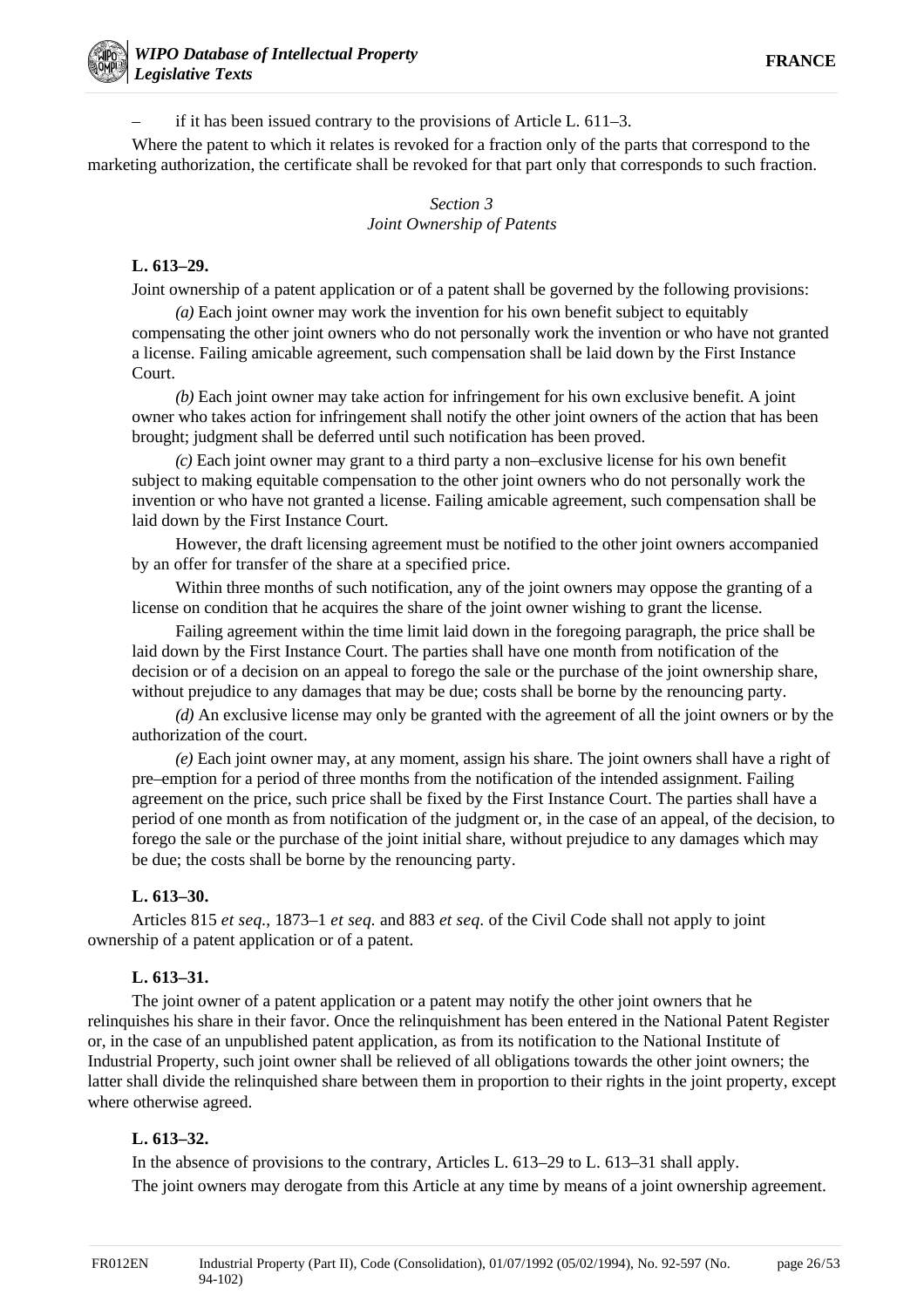– if it has been issued contrary to the provisions of Article L. 611–3.

Where the patent to which it relates is revoked for a fraction only of the parts that correspond to the marketing authorization, the certificate shall be revoked for that part only that corresponds to such fraction.

*Section 3*
*Joint Ownership of Patents*

**L. 613–29.**

Joint ownership of a patent application or of a patent shall be governed by the following provisions:

*(a)* Each joint owner may work the invention for his own benefit subject to equitably compensating the other joint owners who do not personally work the invention or who have not granted a license. Failing amicable agreement, such compensation shall be laid down by the First Instance Court.

*(b)* Each joint owner may take action for infringement for his own exclusive benefit. A joint owner who takes action for infringement shall notify the other joint owners of the action that has been brought; judgment shall be deferred until such notification has been proved.

*(c)* Each joint owner may grant to a third party a non–exclusive license for his own benefit subject to making equitable compensation to the other joint owners who do not personally work the invention or who have not granted a license. Failing amicable agreement, such compensation shall be laid down by the First Instance Court.

However, the draft licensing agreement must be notified to the other joint owners accompanied by an offer for transfer of the share at a specified price.

Within three months of such notification, any of the joint owners may oppose the granting of a license on condition that he acquires the share of the joint owner wishing to grant the license.

Failing agreement within the time limit laid down in the foregoing paragraph, the price shall be laid down by the First Instance Court. The parties shall have one month from notification of the decision or of a decision on an appeal to forego the sale or the purchase of the joint ownership share, without prejudice to any damages that may be due; costs shall be borne by the renouncing party.

*(d)* An exclusive license may only be granted with the agreement of all the joint owners or by the authorization of the court.

*(e)* Each joint owner may, at any moment, assign his share. The joint owners shall have a right of pre–emption for a period of three months from the notification of the intended assignment. Failing agreement on the price, such price shall be fixed by the First Instance Court. The parties shall have a period of one month as from notification of the judgment or, in the case of an appeal, of the decision, to forego the sale or the purchase of the joint initial share, without prejudice to any damages which may be due; the costs shall be borne by the renouncing party.

**L. 613–30.**

Articles 815 *et seq.*, 1873–1 *et seq.* and 883 *et seq.* of the Civil Code shall not apply to joint ownership of a patent application or of a patent.

**L. 613–31.**

The joint owner of a patent application or a patent may notify the other joint owners that he relinquishes his share in their favor. Once the relinquishment has been entered in the National Patent Register or, in the case of an unpublished patent application, as from its notification to the National Institute of Industrial Property, such joint owner shall be relieved of all obligations towards the other joint owners; the latter shall divide the relinquished share between them in proportion to their rights in the joint property, except where otherwise agreed.

**L. 613–32.**

In the absence of provisions to the contrary, Articles L. 613–29 to L. 613–31 shall apply.

The joint owners may derogate from this Article at any time by means of a joint ownership agreement.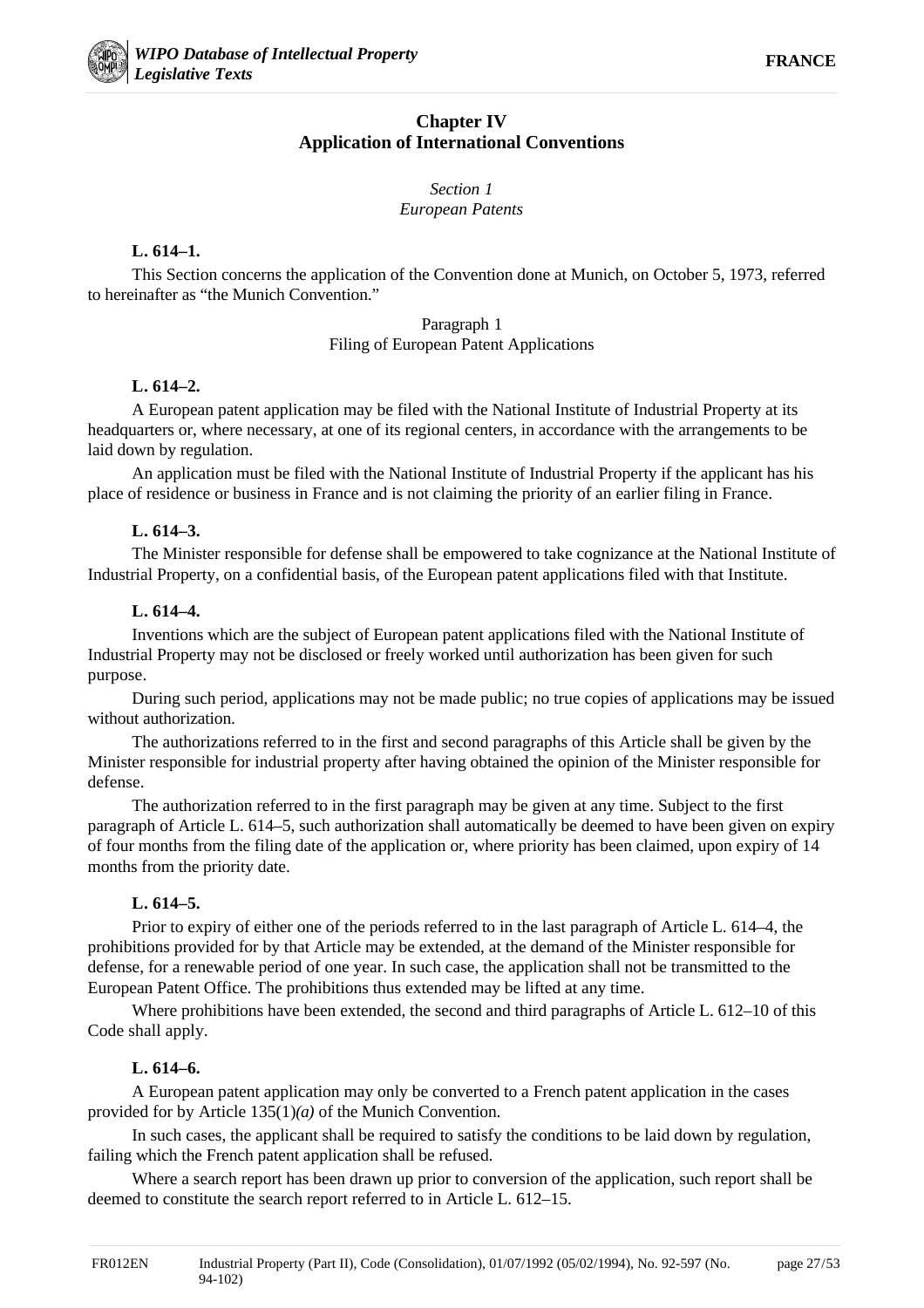## Chapter IV
## Application of International Conventions

### *Section 1*
### *European Patents*

**L. 614–1.**

This Section concerns the application of the Convention done at Munich, on October 5, 1973, referred to hereinafter as “the Munich Convention.”

#### Paragraph 1
#### Filing of European Patent Applications

**L. 614–2.**

A European patent application may be filed with the National Institute of Industrial Property at its headquarters or, where necessary, at one of its regional centers, in accordance with the arrangements to be laid down by regulation.

An application must be filed with the National Institute of Industrial Property if the applicant has his place of residence or business in France and is not claiming the priority of an earlier filing in France.

**L. 614–3.**

The Minister responsible for defense shall be empowered to take cognizance at the National Institute of Industrial Property, on a confidential basis, of the European patent applications filed with that Institute.

**L. 614–4.**

Inventions which are the subject of European patent applications filed with the National Institute of Industrial Property may not be disclosed or freely worked until authorization has been given for such purpose.

During such period, applications may not be made public; no true copies of applications may be issued without authorization.

The authorizations referred to in the first and second paragraphs of this Article shall be given by the Minister responsible for industrial property after having obtained the opinion of the Minister responsible for defense.

The authorization referred to in the first paragraph may be given at any time. Subject to the first paragraph of Article L. 614–5, such authorization shall automatically be deemed to have been given on expiry of four months from the filing date of the application or, where priority has been claimed, upon expiry of 14 months from the priority date.

**L. 614–5.**

Prior to expiry of either one of the periods referred to in the last paragraph of Article L. 614–4, the prohibitions provided for by that Article may be extended, at the demand of the Minister responsible for defense, for a renewable period of one year. In such case, the application shall not be transmitted to the European Patent Office. The prohibitions thus extended may be lifted at any time.

Where prohibitions have been extended, the second and third paragraphs of Article L. 612–10 of this Code shall apply.

**L. 614–6.**

A European patent application may only be converted to a French patent application in the cases provided for by Article 135(1)*(a)* of the Munich Convention.

In such cases, the applicant shall be required to satisfy the conditions to be laid down by regulation, failing which the French patent application shall be refused.

Where a search report has been drawn up prior to conversion of the application, such report shall be deemed to constitute the search report referred to in Article L. 612–15.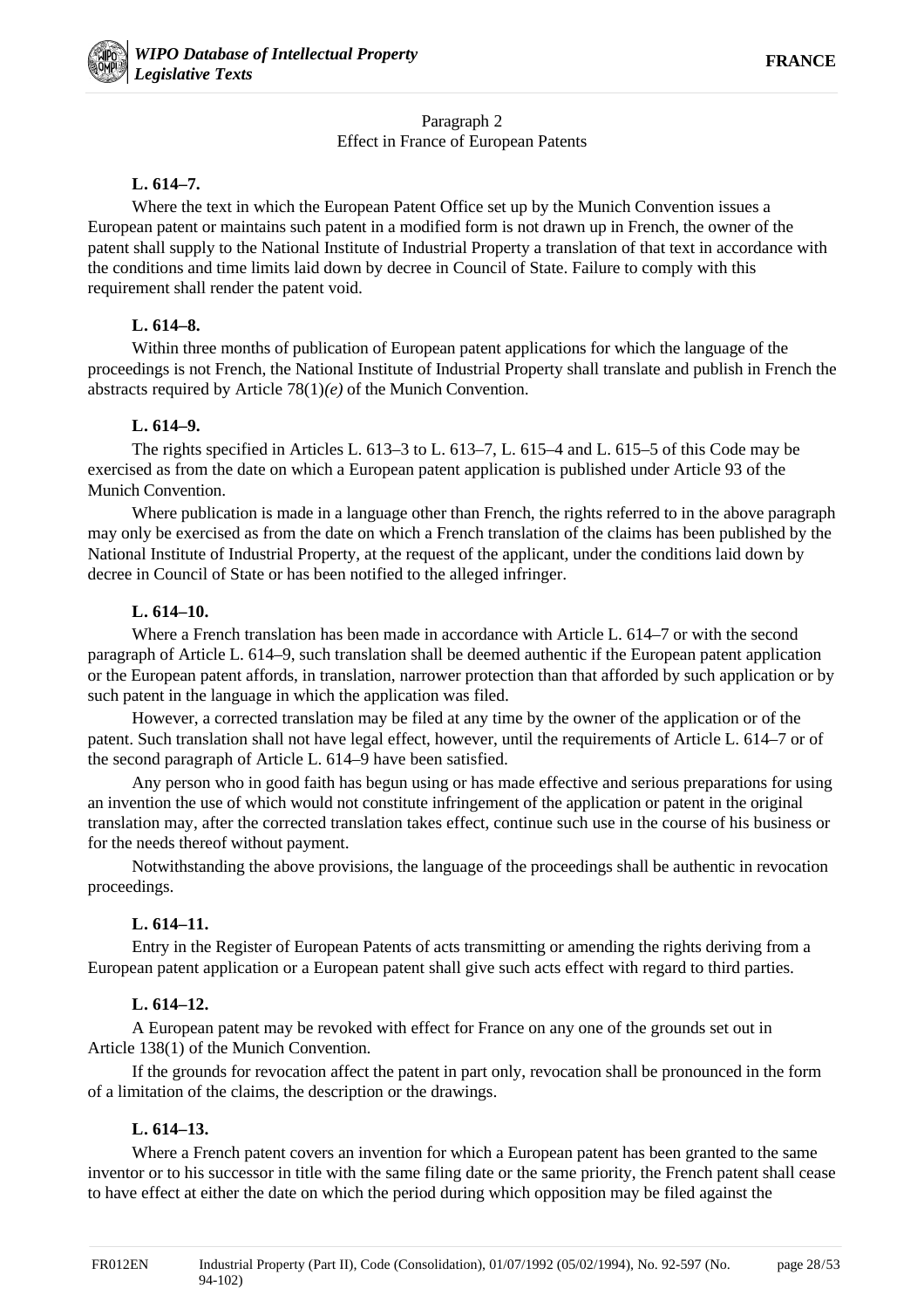Paragraph 2
Effect in France of European Patents

**L. 614–7.**

Where the text in which the European Patent Office set up by the Munich Convention issues a European patent or maintains such patent in a modified form is not drawn up in French, the owner of the patent shall supply to the National Institute of Industrial Property a translation of that text in accordance with the conditions and time limits laid down by decree in Council of State. Failure to comply with this requirement shall render the patent void.

**L. 614–8.**

Within three months of publication of European patent applications for which the language of the proceedings is not French, the National Institute of Industrial Property shall translate and publish in French the abstracts required by Article 78(1)*(e)* of the Munich Convention.

**L. 614–9.**

The rights specified in Articles L. 613–3 to L. 613–7, L. 615–4 and L. 615–5 of this Code may be exercised as from the date on which a European patent application is published under Article 93 of the Munich Convention.

Where publication is made in a language other than French, the rights referred to in the above paragraph may only be exercised as from the date on which a French translation of the claims has been published by the National Institute of Industrial Property, at the request of the applicant, under the conditions laid down by decree in Council of State or has been notified to the alleged infringer.

**L. 614–10.**

Where a French translation has been made in accordance with Article L. 614–7 or with the second paragraph of Article L. 614–9, such translation shall be deemed authentic if the European patent application or the European patent affords, in translation, narrower protection than that afforded by such application or by such patent in the language in which the application was filed.

However, a corrected translation may be filed at any time by the owner of the application or of the patent. Such translation shall not have legal effect, however, until the requirements of Article L. 614–7 or of the second paragraph of Article L. 614–9 have been satisfied.

Any person who in good faith has begun using or has made effective and serious preparations for using an invention the use of which would not constitute infringement of the application or patent in the original translation may, after the corrected translation takes effect, continue such use in the course of his business or for the needs thereof without payment.

Notwithstanding the above provisions, the language of the proceedings shall be authentic in revocation proceedings.

**L. 614–11.**

Entry in the Register of European Patents of acts transmitting or amending the rights deriving from a European patent application or a European patent shall give such acts effect with regard to third parties.

**L. 614–12.**

A European patent may be revoked with effect for France on any one of the grounds set out in Article 138(1) of the Munich Convention.

If the grounds for revocation affect the patent in part only, revocation shall be pronounced in the form of a limitation of the claims, the description or the drawings.

**L. 614–13.**

Where a French patent covers an invention for which a European patent has been granted to the same inventor or to his successor in title with the same filing date or the same priority, the French patent shall cease to have effect at either the date on which the period during which opposition may be filed against the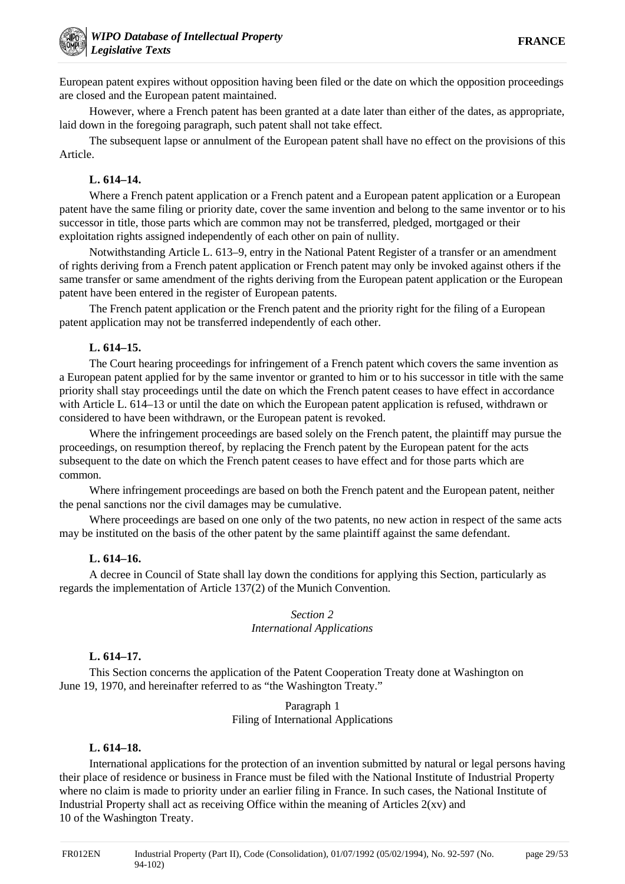European patent expires without opposition having been filed or the date on which the opposition proceedings are closed and the European patent maintained.

However, where a French patent has been granted at a date later than either of the dates, as appropriate, laid down in the foregoing paragraph, such patent shall not take effect.

The subsequent lapse or annulment of the European patent shall have no effect on the provisions of this Article.

**L. 614–14.**

Where a French patent application or a French patent and a European patent application or a European patent have the same filing or priority date, cover the same invention and belong to the same inventor or to his successor in title, those parts which are common may not be transferred, pledged, mortgaged or their exploitation rights assigned independently of each other on pain of nullity.

Notwithstanding Article L. 613–9, entry in the National Patent Register of a transfer or an amendment of rights deriving from a French patent application or French patent may only be invoked against others if the same transfer or same amendment of the rights deriving from the European patent application or the European patent have been entered in the register of European patents.

The French patent application or the French patent and the priority right for the filing of a European patent application may not be transferred independently of each other.

**L. 614–15.**

The Court hearing proceedings for infringement of a French patent which covers the same invention as a European patent applied for by the same inventor or granted to him or to his successor in title with the same priority shall stay proceedings until the date on which the French patent ceases to have effect in accordance with Article L. 614–13 or until the date on which the European patent application is refused, withdrawn or considered to have been withdrawn, or the European patent is revoked.

Where the infringement proceedings are based solely on the French patent, the plaintiff may pursue the proceedings, on resumption thereof, by replacing the French patent by the European patent for the acts subsequent to the date on which the French patent ceases to have effect and for those parts which are common.

Where infringement proceedings are based on both the French patent and the European patent, neither the penal sanctions nor the civil damages may be cumulative.

Where proceedings are based on one only of the two patents, no new action in respect of the same acts may be instituted on the basis of the other patent by the same plaintiff against the same defendant.

**L. 614–16.**

A decree in Council of State shall lay down the conditions for applying this Section, particularly as regards the implementation of Article 137(2) of the Munich Convention.

*Section 2*
*International Applications*

**L. 614–17.**

This Section concerns the application of the Patent Cooperation Treaty done at Washington on June 19, 1970, and hereinafter referred to as “the Washington Treaty.”

Paragraph 1
Filing of International Applications

**L. 614–18.**

International applications for the protection of an invention submitted by natural or legal persons having their place of residence or business in France must be filed with the National Institute of Industrial Property where no claim is made to priority under an earlier filing in France. In such cases, the National Institute of Industrial Property shall act as receiving Office within the meaning of Articles 2(xv) and 10 of the Washington Treaty.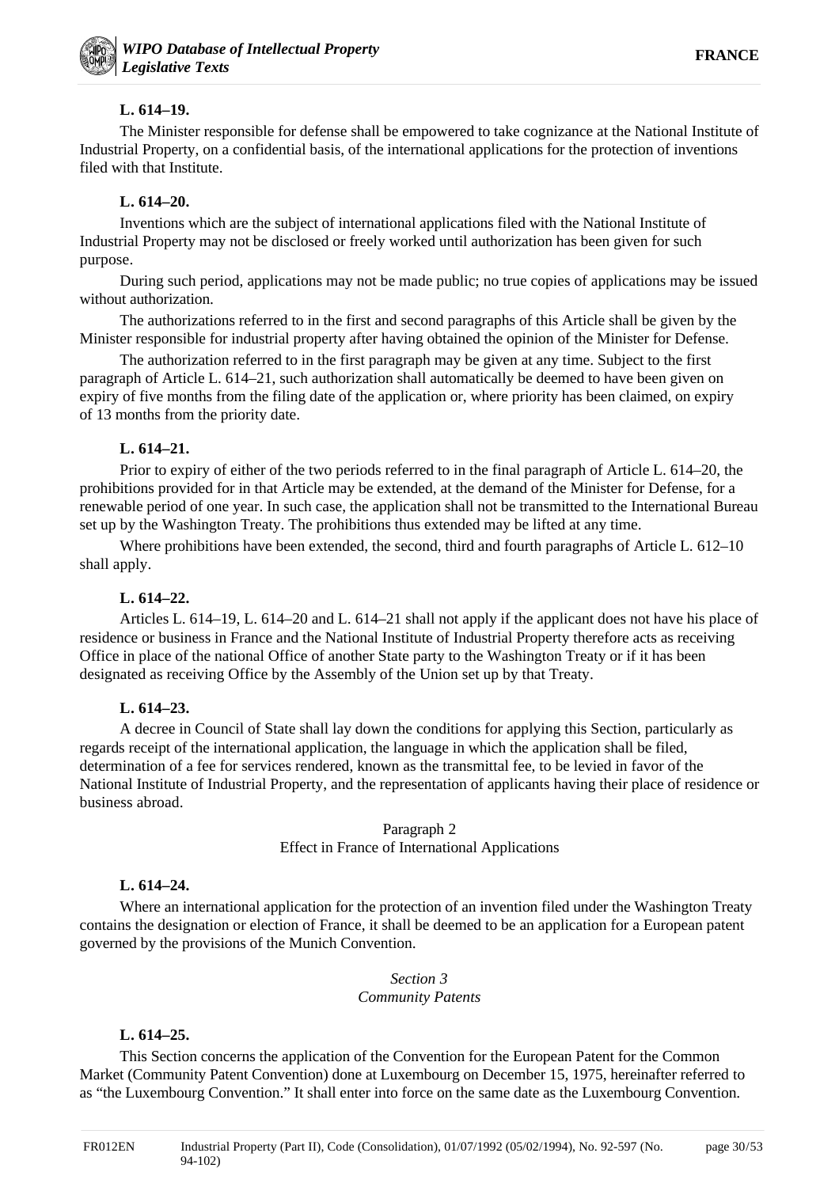**L. 614–19.**

The Minister responsible for defense shall be empowered to take cognizance at the National Institute of Industrial Property, on a confidential basis, of the international applications for the protection of inventions filed with that Institute.

**L. 614–20.**

Inventions which are the subject of international applications filed with the National Institute of Industrial Property may not be disclosed or freely worked until authorization has been given for such purpose.

During such period, applications may not be made public; no true copies of applications may be issued without authorization.

The authorizations referred to in the first and second paragraphs of this Article shall be given by the Minister responsible for industrial property after having obtained the opinion of the Minister for Defense.

The authorization referred to in the first paragraph may be given at any time. Subject to the first paragraph of Article L. 614–21, such authorization shall automatically be deemed to have been given on expiry of five months from the filing date of the application or, where priority has been claimed, on expiry of 13 months from the priority date.

**L. 614–21.**

Prior to expiry of either of the two periods referred to in the final paragraph of Article L. 614–20, the prohibitions provided for in that Article may be extended, at the demand of the Minister for Defense, for a renewable period of one year. In such case, the application shall not be transmitted to the International Bureau set up by the Washington Treaty. The prohibitions thus extended may be lifted at any time.

Where prohibitions have been extended, the second, third and fourth paragraphs of Article L. 612–10 shall apply.

**L. 614–22.**

Articles L. 614–19, L. 614–20 and L. 614–21 shall not apply if the applicant does not have his place of residence or business in France and the National Institute of Industrial Property therefore acts as receiving Office in place of the national Office of another State party to the Washington Treaty or if it has been designated as receiving Office by the Assembly of the Union set up by that Treaty.

**L. 614–23.**

A decree in Council of State shall lay down the conditions for applying this Section, particularly as regards receipt of the international application, the language in which the application shall be filed, determination of a fee for services rendered, known as the transmittal fee, to be levied in favor of the National Institute of Industrial Property, and the representation of applicants having their place of residence or business abroad.

Paragraph 2
Effect in France of International Applications

**L. 614–24.**

Where an international application for the protection of an invention filed under the Washington Treaty contains the designation or election of France, it shall be deemed to be an application for a European patent governed by the provisions of the Munich Convention.

*Section 3*
*Community Patents*

**L. 614–25.**

This Section concerns the application of the Convention for the European Patent for the Common Market (Community Patent Convention) done at Luxembourg on December 15, 1975, hereinafter referred to as “the Luxembourg Convention.” It shall enter into force on the same date as the Luxembourg Convention.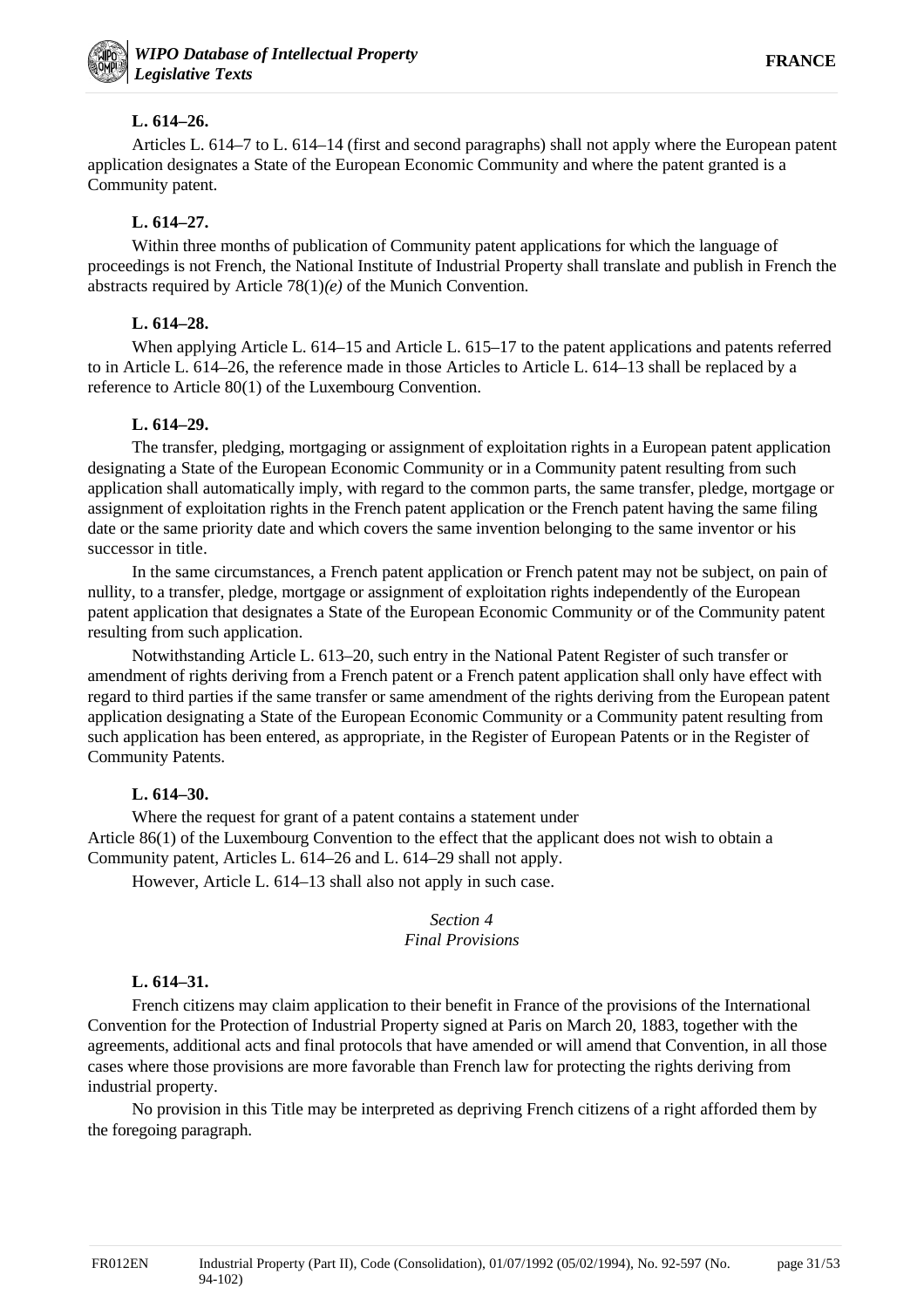**L. 614–26.**

Articles L. 614–7 to L. 614–14 (first and second paragraphs) shall not apply where the European patent application designates a State of the European Economic Community and where the patent granted is a Community patent.

**L. 614–27.**

Within three months of publication of Community patent applications for which the language of proceedings is not French, the National Institute of Industrial Property shall translate and publish in French the abstracts required by Article 78(1)*(e)* of the Munich Convention.

**L. 614–28.**

When applying Article L. 614–15 and Article L. 615–17 to the patent applications and patents referred to in Article L. 614–26, the reference made in those Articles to Article L. 614–13 shall be replaced by a reference to Article 80(1) of the Luxembourg Convention.

**L. 614–29.**

The transfer, pledging, mortgaging or assignment of exploitation rights in a European patent application designating a State of the European Economic Community or in a Community patent resulting from such application shall automatically imply, with regard to the common parts, the same transfer, pledge, mortgage or assignment of exploitation rights in the French patent application or the French patent having the same filing date or the same priority date and which covers the same invention belonging to the same inventor or his successor in title.

In the same circumstances, a French patent application or French patent may not be subject, on pain of nullity, to a transfer, pledge, mortgage or assignment of exploitation rights independently of the European patent application that designates a State of the European Economic Community or of the Community patent resulting from such application.

Notwithstanding Article L. 613–20, such entry in the National Patent Register of such transfer or amendment of rights deriving from a French patent or a French patent application shall only have effect with regard to third parties if the same transfer or same amendment of the rights deriving from the European patent application designating a State of the European Economic Community or a Community patent resulting from such application has been entered, as appropriate, in the Register of European Patents or in the Register of Community Patents.

**L. 614–30.**

Where the request for grant of a patent contains a statement under Article 86(1) of the Luxembourg Convention to the effect that the applicant does not wish to obtain a Community patent, Articles L. 614–26 and L. 614–29 shall not apply.

However, Article L. 614–13 shall also not apply in such case.

*Section 4*
*Final Provisions*

**L. 614–31.**

French citizens may claim application to their benefit in France of the provisions of the International Convention for the Protection of Industrial Property signed at Paris on March 20, 1883, together with the agreements, additional acts and final protocols that have amended or will amend that Convention, in all those cases where those provisions are more favorable than French law for protecting the rights deriving from industrial property.

No provision in this Title may be interpreted as depriving French citizens of a right afforded them by the foregoing paragraph.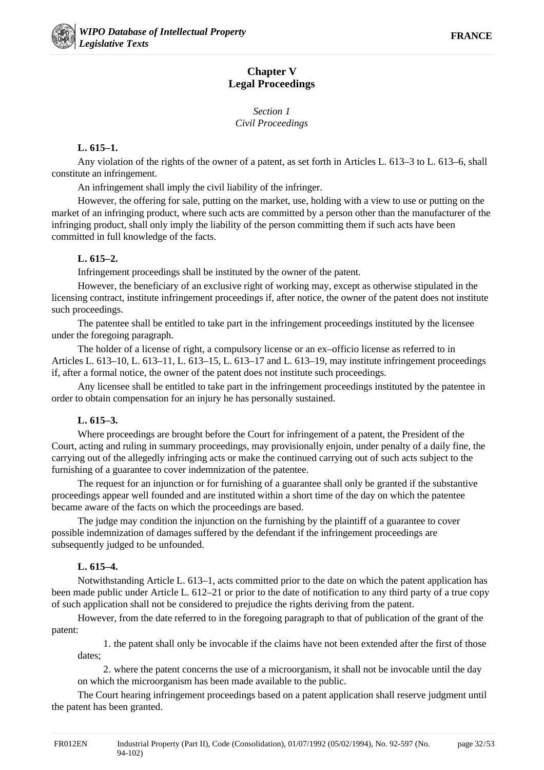## Chapter V
## Legal Proceedings

### *Section 1*
### *Civil Proceedings*

**L. 615–1.**

Any violation of the rights of the owner of a patent, as set forth in Articles L. 613–3 to L. 613–6, shall constitute an infringement.

An infringement shall imply the civil liability of the infringer.

However, the offering for sale, putting on the market, use, holding with a view to use or putting on the market of an infringing product, where such acts are committed by a person other than the manufacturer of the infringing product, shall only imply the liability of the person committing them if such acts have been committed in full knowledge of the facts.

**L. 615–2.**

Infringement proceedings shall be instituted by the owner of the patent.

However, the beneficiary of an exclusive right of working may, except as otherwise stipulated in the licensing contract, institute infringement proceedings if, after notice, the owner of the patent does not institute such proceedings.

The patentee shall be entitled to take part in the infringement proceedings instituted by the licensee under the foregoing paragraph.

The holder of a license of right, a compulsory license or an ex–officio license as referred to in Articles L. 613–10, L. 613–11, L. 613–15, L. 613–17 and L. 613–19, may institute infringement proceedings if, after a formal notice, the owner of the patent does not institute such proceedings.

Any licensee shall be entitled to take part in the infringement proceedings instituted by the patentee in order to obtain compensation for an injury he has personally sustained.

**L. 615–3.**

Where proceedings are brought before the Court for infringement of a patent, the President of the Court, acting and ruling in summary proceedings, may provisionally enjoin, under penalty of a daily fine, the carrying out of the allegedly infringing acts or make the continued carrying out of such acts subject to the furnishing of a guarantee to cover indemnization of the patentee.

The request for an injunction or for furnishing of a guarantee shall only be granted if the substantive proceedings appear well founded and are instituted within a short time of the day on which the patentee became aware of the facts on which the proceedings are based.

The judge may condition the injunction on the furnishing by the plaintiff of a guarantee to cover possible indemnization of damages suffered by the defendant if the infringement proceedings are subsequently judged to be unfounded.

**L. 615–4.**

Notwithstanding Article L. 613–1, acts committed prior to the date on which the patent application has been made public under Article L. 612–21 or prior to the date of notification to any third party of a true copy of such application shall not be considered to prejudice the rights deriving from the patent.

However, from the date referred to in the foregoing paragraph to that of publication of the grant of the patent:

1. the patent shall only be invocable if the claims have not been extended after the first of those dates;

2. where the patent concerns the use of a microorganism, it shall not be invocable until the day on which the microorganism has been made available to the public.

The Court hearing infringement proceedings based on a patent application shall reserve judgment until the patent has been granted.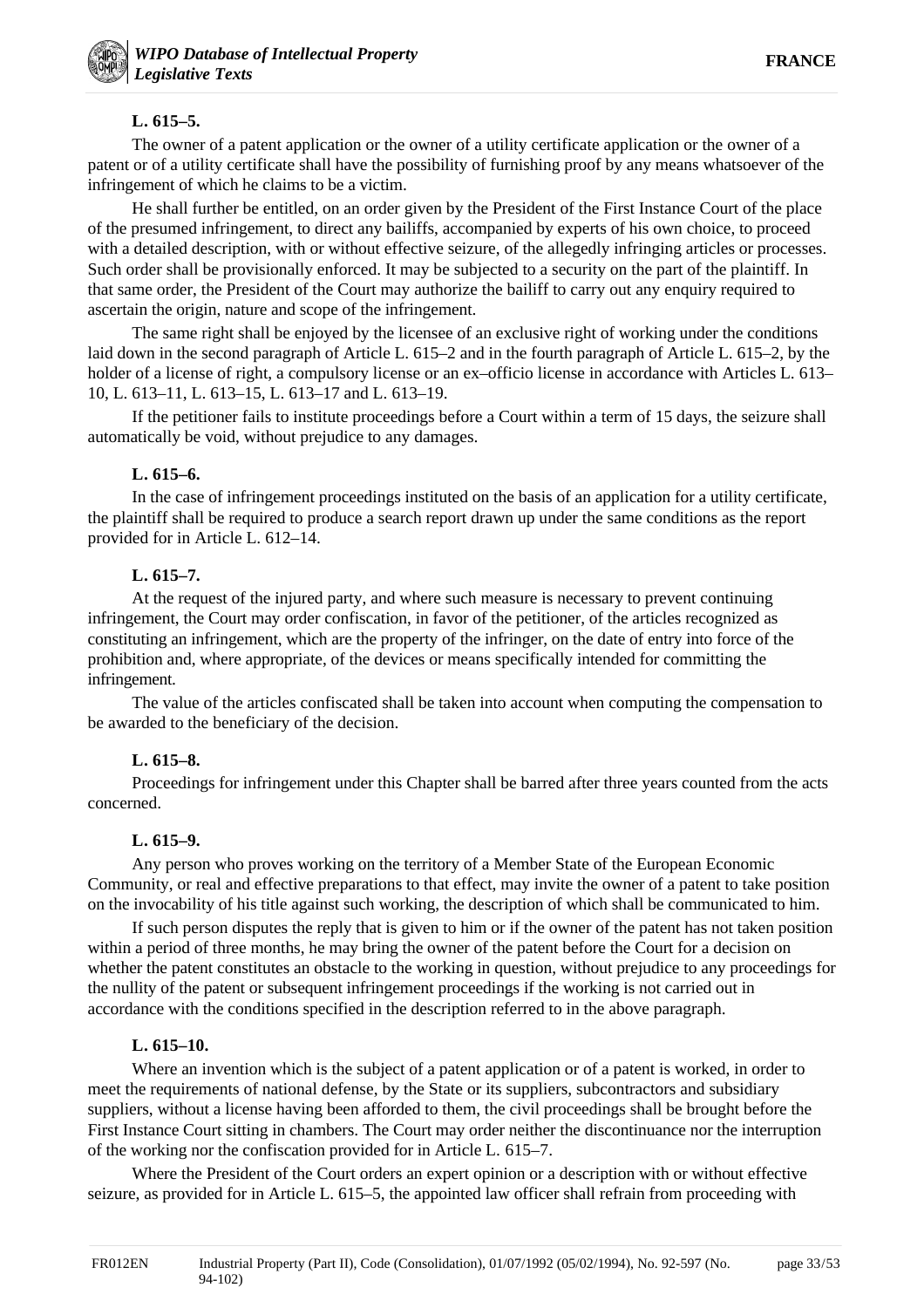**L. 615–5.**

The owner of a patent application or the owner of a utility certificate application or the owner of a patent or of a utility certificate shall have the possibility of furnishing proof by any means whatsoever of the infringement of which he claims to be a victim.

He shall further be entitled, on an order given by the President of the First Instance Court of the place of the presumed infringement, to direct any bailiffs, accompanied by experts of his own choice, to proceed with a detailed description, with or without effective seizure, of the allegedly infringing articles or processes. Such order shall be provisionally enforced. It may be subjected to a security on the part of the plaintiff. In that same order, the President of the Court may authorize the bailiff to carry out any enquiry required to ascertain the origin, nature and scope of the infringement.

The same right shall be enjoyed by the licensee of an exclusive right of working under the conditions laid down in the second paragraph of Article L. 615–2 and in the fourth paragraph of Article L. 615–2, by the holder of a license of right, a compulsory license or an ex–officio license in accordance with Articles L. 613–10, L. 613–11, L. 613–15, L. 613–17 and L. 613–19.

If the petitioner fails to institute proceedings before a Court within a term of 15 days, the seizure shall automatically be void, without prejudice to any damages.

**L. 615–6.**

In the case of infringement proceedings instituted on the basis of an application for a utility certificate, the plaintiff shall be required to produce a search report drawn up under the same conditions as the report provided for in Article L. 612–14.

**L. 615–7.**

At the request of the injured party, and where such measure is necessary to prevent continuing infringement, the Court may order confiscation, in favor of the petitioner, of the articles recognized as constituting an infringement, which are the property of the infringer, on the date of entry into force of the prohibition and, where appropriate, of the devices or means specifically intended for committing the infringement.

The value of the articles confiscated shall be taken into account when computing the compensation to be awarded to the beneficiary of the decision.

**L. 615–8.**

Proceedings for infringement under this Chapter shall be barred after three years counted from the acts concerned.

**L. 615–9.**

Any person who proves working on the territory of a Member State of the European Economic Community, or real and effective preparations to that effect, may invite the owner of a patent to take position on the invocability of his title against such working, the description of which shall be communicated to him.

If such person disputes the reply that is given to him or if the owner of the patent has not taken position within a period of three months, he may bring the owner of the patent before the Court for a decision on whether the patent constitutes an obstacle to the working in question, without prejudice to any proceedings for the nullity of the patent or subsequent infringement proceedings if the working is not carried out in accordance with the conditions specified in the description referred to in the above paragraph.

**L. 615–10.**

Where an invention which is the subject of a patent application or of a patent is worked, in order to meet the requirements of national defense, by the State or its suppliers, subcontractors and subsidiary suppliers, without a license having been afforded to them, the civil proceedings shall be brought before the First Instance Court sitting in chambers. The Court may order neither the discontinuance nor the interruption of the working nor the confiscation provided for in Article L. 615–7.

Where the President of the Court orders an expert opinion or a description with or without effective seizure, as provided for in Article L. 615–5, the appointed law officer shall refrain from proceeding with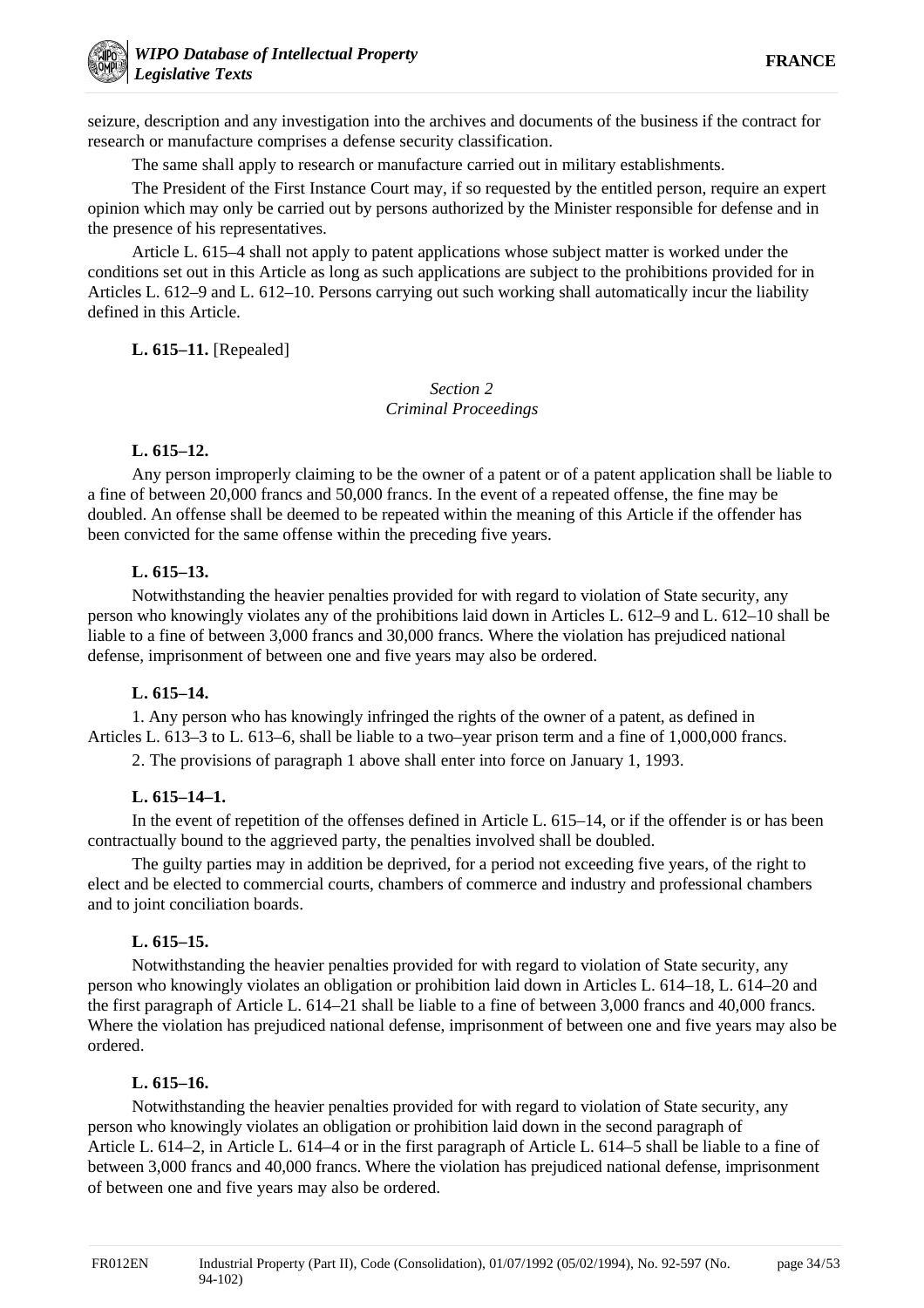seizure, description and any investigation into the archives and documents of the business if the contract for research or manufacture comprises a defense security classification.

The same shall apply to research or manufacture carried out in military establishments.

The President of the First Instance Court may, if so requested by the entitled person, require an expert opinion which may only be carried out by persons authorized by the Minister responsible for defense and in the presence of his representatives.

Article L. 615–4 shall not apply to patent applications whose subject matter is worked under the conditions set out in this Article as long as such applications are subject to the prohibitions provided for in Articles L. 612–9 and L. 612–10. Persons carrying out such working shall automatically incur the liability defined in this Article.

**L. 615–11.** [Repealed]

*Section 2*
*Criminal Proceedings*

**L. 615–12.**

Any person improperly claiming to be the owner of a patent or of a patent application shall be liable to a fine of between 20,000 francs and 50,000 francs. In the event of a repeated offense, the fine may be doubled. An offense shall be deemed to be repeated within the meaning of this Article if the offender has been convicted for the same offense within the preceding five years.

**L. 615–13.**

Notwithstanding the heavier penalties provided for with regard to violation of State security, any person who knowingly violates any of the prohibitions laid down in Articles L. 612–9 and L. 612–10 shall be liable to a fine of between 3,000 francs and 30,000 francs. Where the violation has prejudiced national defense, imprisonment of between one and five years may also be ordered.

**L. 615–14.**

1. Any person who has knowingly infringed the rights of the owner of a patent, as defined in Articles L. 613–3 to L. 613–6, shall be liable to a two–year prison term and a fine of 1,000,000 francs.

2. The provisions of paragraph 1 above shall enter into force on January 1, 1993.

**L. 615–14–1.**

In the event of repetition of the offenses defined in Article L. 615–14, or if the offender is or has been contractually bound to the aggrieved party, the penalties involved shall be doubled.

The guilty parties may in addition be deprived, for a period not exceeding five years, of the right to elect and be elected to commercial courts, chambers of commerce and industry and professional chambers and to joint conciliation boards.

**L. 615–15.**

Notwithstanding the heavier penalties provided for with regard to violation of State security, any person who knowingly violates an obligation or prohibition laid down in Articles L. 614–18, L. 614–20 and the first paragraph of Article L. 614–21 shall be liable to a fine of between 3,000 francs and 40,000 francs. Where the violation has prejudiced national defense, imprisonment of between one and five years may also be ordered.

**L. 615–16.**

Notwithstanding the heavier penalties provided for with regard to violation of State security, any person who knowingly violates an obligation or prohibition laid down in the second paragraph of Article L. 614–2, in Article L. 614–4 or in the first paragraph of Article L. 614–5 shall be liable to a fine of between 3,000 francs and 40,000 francs. Where the violation has prejudiced national defense, imprisonment of between one and five years may also be ordered.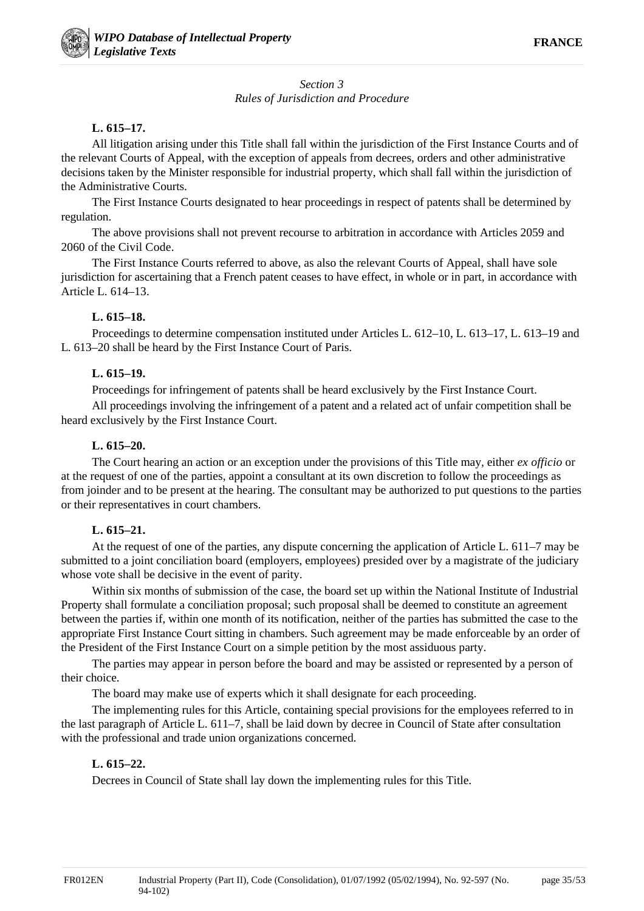*Section 3*
*Rules of Jurisdiction and Procedure*

**L. 615–17.**

All litigation arising under this Title shall fall within the jurisdiction of the First Instance Courts and of the relevant Courts of Appeal, with the exception of appeals from decrees, orders and other administrative decisions taken by the Minister responsible for industrial property, which shall fall within the jurisdiction of the Administrative Courts.

The First Instance Courts designated to hear proceedings in respect of patents shall be determined by regulation.

The above provisions shall not prevent recourse to arbitration in accordance with Articles 2059 and 2060 of the Civil Code.

The First Instance Courts referred to above, as also the relevant Courts of Appeal, shall have sole jurisdiction for ascertaining that a French patent ceases to have effect, in whole or in part, in accordance with Article L. 614–13.

**L. 615–18.**

Proceedings to determine compensation instituted under Articles L. 612–10, L. 613–17, L. 613–19 and L. 613–20 shall be heard by the First Instance Court of Paris.

**L. 615–19.**

Proceedings for infringement of patents shall be heard exclusively by the First Instance Court.

All proceedings involving the infringement of a patent and a related act of unfair competition shall be heard exclusively by the First Instance Court.

**L. 615–20.**

The Court hearing an action or an exception under the provisions of this Title may, either *ex officio* or at the request of one of the parties, appoint a consultant at its own discretion to follow the proceedings as from joinder and to be present at the hearing. The consultant may be authorized to put questions to the parties or their representatives in court chambers.

**L. 615–21.**

At the request of one of the parties, any dispute concerning the application of Article L. 611–7 may be submitted to a joint conciliation board (employers, employees) presided over by a magistrate of the judiciary whose vote shall be decisive in the event of parity.

Within six months of submission of the case, the board set up within the National Institute of Industrial Property shall formulate a conciliation proposal; such proposal shall be deemed to constitute an agreement between the parties if, within one month of its notification, neither of the parties has submitted the case to the appropriate First Instance Court sitting in chambers. Such agreement may be made enforceable by an order of the President of the First Instance Court on a simple petition by the most assiduous party.

The parties may appear in person before the board and may be assisted or represented by a person of their choice.

The board may make use of experts which it shall designate for each proceeding.

The implementing rules for this Article, containing special provisions for the employees referred to in the last paragraph of Article L. 611–7, shall be laid down by decree in Council of State after consultation with the professional and trade union organizations concerned.

**L. 615–22.**

Decrees in Council of State shall lay down the implementing rules for this Title.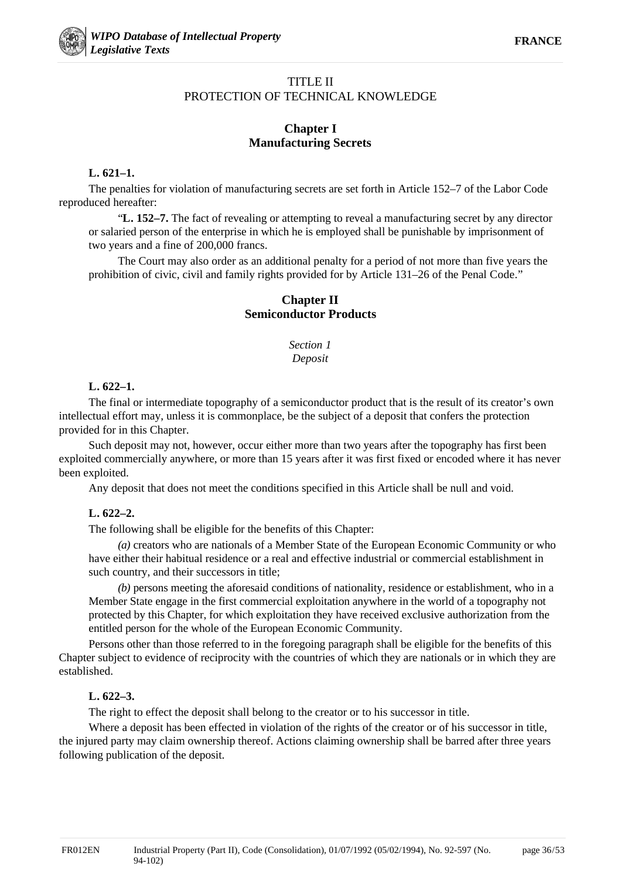# TITLE II
# PROTECTION OF TECHNICAL KNOWLEDGE

## Chapter I
## Manufacturing Secrets

**L. 621–1.**

The penalties for violation of manufacturing secrets are set forth in Article 152–7 of the Labor Code reproduced hereafter:

> "**L. 152–7.** The fact of revealing or attempting to reveal a manufacturing secret by any director or salaried person of the enterprise in which he is employed shall be punishable by imprisonment of two years and a fine of 200,000 francs.
>
> The Court may also order as an additional penalty for a period of not more than five years the prohibition of civic, civil and family rights provided for by Article 131–26 of the Penal Code."

## Chapter II
## Semiconductor Products

### *Section 1*
### *Deposit*

**L. 622–1.**

The final or intermediate topography of a semiconductor product that is the result of its creator's own intellectual effort may, unless it is commonplace, be the subject of a deposit that confers the protection provided for in this Chapter.

Such deposit may not, however, occur either more than two years after the topography has first been exploited commercially anywhere, or more than 15 years after it was first fixed or encoded where it has never been exploited.

Any deposit that does not meet the conditions specified in this Article shall be null and void.

**L. 622–2.**

The following shall be eligible for the benefits of this Chapter:

*(a)* creators who are nationals of a Member State of the European Economic Community or who have either their habitual residence or a real and effective industrial or commercial establishment in such country, and their successors in title;

*(b)* persons meeting the aforesaid conditions of nationality, residence or establishment, who in a Member State engage in the first commercial exploitation anywhere in the world of a topography not protected by this Chapter, for which exploitation they have received exclusive authorization from the entitled person for the whole of the European Economic Community.

Persons other than those referred to in the foregoing paragraph shall be eligible for the benefits of this Chapter subject to evidence of reciprocity with the countries of which they are nationals or in which they are established.

**L. 622–3.**

The right to effect the deposit shall belong to the creator or to his successor in title.

Where a deposit has been effected in violation of the rights of the creator or of his successor in title, the injured party may claim ownership thereof. Actions claiming ownership shall be barred after three years following publication of the deposit.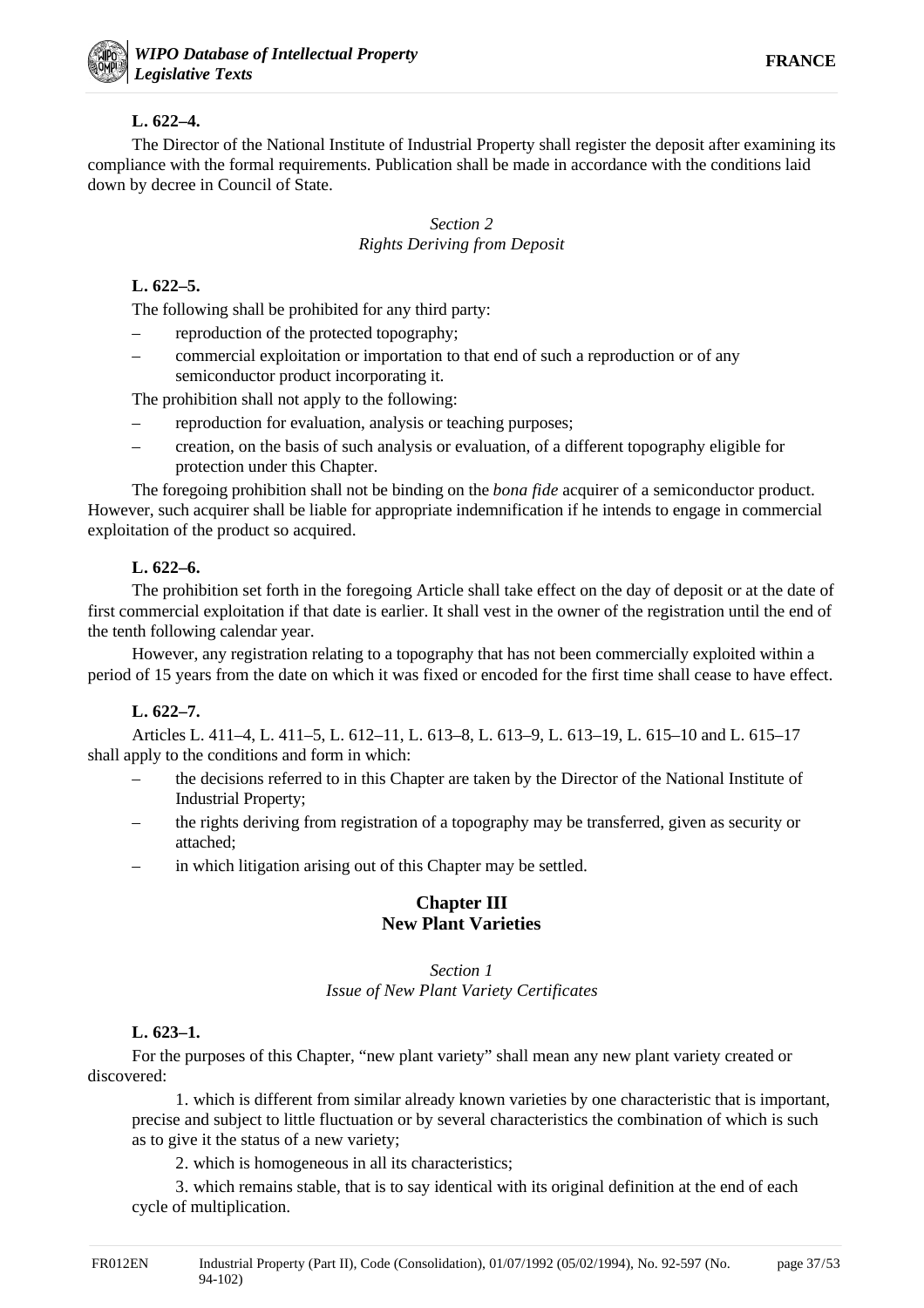**L. 622–4.**

The Director of the National Institute of Industrial Property shall register the deposit after examining its compliance with the formal requirements. Publication shall be made in accordance with the conditions laid down by decree in Council of State.

*Section 2*
*Rights Deriving from Deposit*

**L. 622–5.**

The following shall be prohibited for any third party:

– reproduction of the protected topography;
– commercial exploitation or importation to that end of such a reproduction or of any semiconductor product incorporating it.

The prohibition shall not apply to the following:

– reproduction for evaluation, analysis or teaching purposes;
– creation, on the basis of such analysis or evaluation, of a different topography eligible for protection under this Chapter.

The foregoing prohibition shall not be binding on the *bona fide* acquirer of a semiconductor product. However, such acquirer shall be liable for appropriate indemnification if he intends to engage in commercial exploitation of the product so acquired.

**L. 622–6.**

The prohibition set forth in the foregoing Article shall take effect on the day of deposit or at the date of first commercial exploitation if that date is earlier. It shall vest in the owner of the registration until the end of the tenth following calendar year.

However, any registration relating to a topography that has not been commercially exploited within a period of 15 years from the date on which it was fixed or encoded for the first time shall cease to have effect.

**L. 622–7.**

Articles L. 411–4, L. 411–5, L. 612–11, L. 613–8, L. 613–9, L. 613–19, L. 615–10 and L. 615–17 shall apply to the conditions and form in which:

– the decisions referred to in this Chapter are taken by the Director of the National Institute of Industrial Property;
– the rights deriving from registration of a topography may be transferred, given as security or attached;
– in which litigation arising out of this Chapter may be settled.

## Chapter III
## New Plant Varieties

*Section 1*
*Issue of New Plant Variety Certificates*

**L. 623–1.**

For the purposes of this Chapter, “new plant variety” shall mean any new plant variety created or discovered:

1. which is different from similar already known varieties by one characteristic that is important, precise and subject to little fluctuation or by several characteristics the combination of which is such as to give it the status of a new variety;

2. which is homogeneous in all its characteristics;

3. which remains stable, that is to say identical with its original definition at the end of each cycle of multiplication.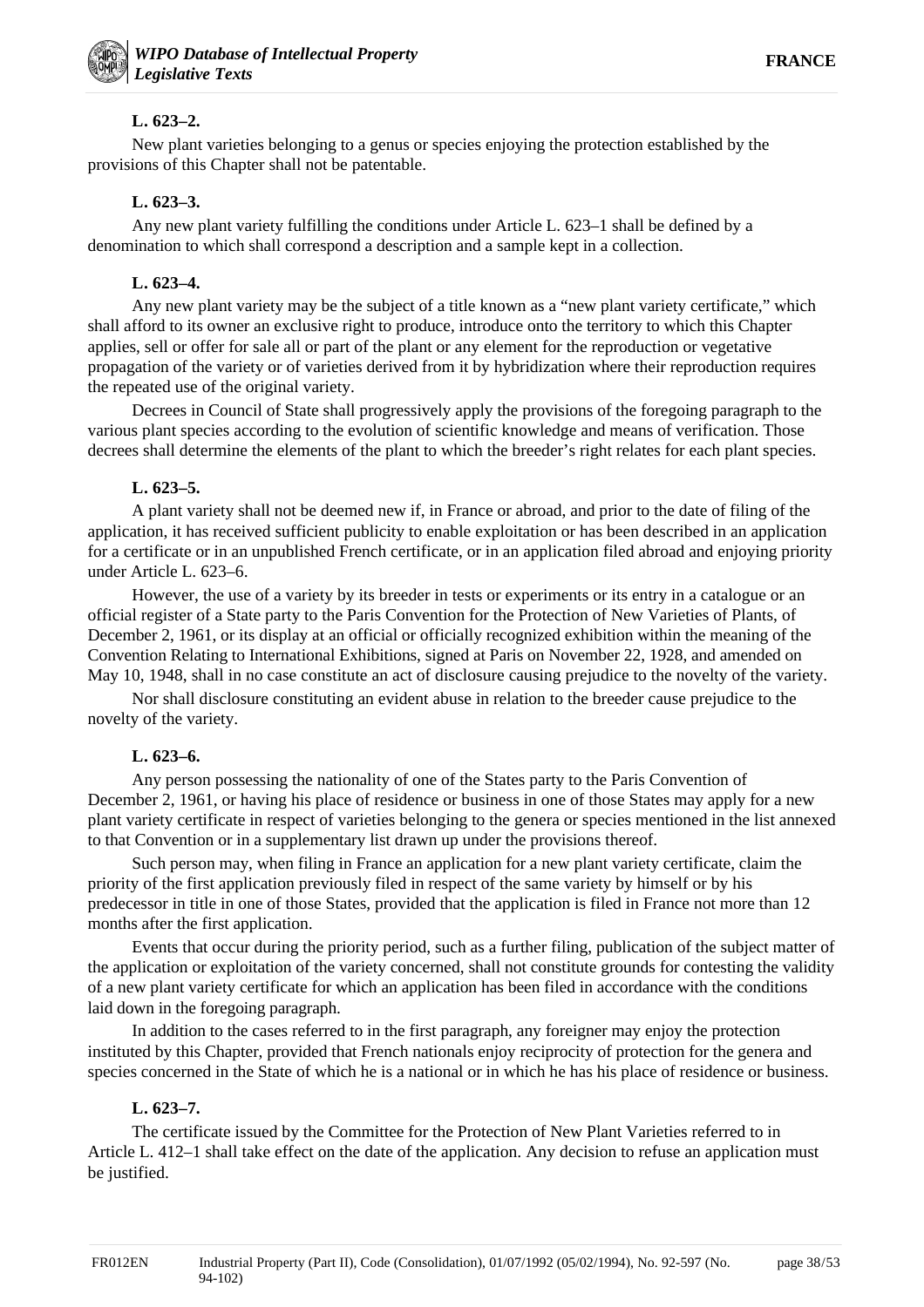**L. 623–2.**

New plant varieties belonging to a genus or species enjoying the protection established by the provisions of this Chapter shall not be patentable.

**L. 623–3.**

Any new plant variety fulfilling the conditions under Article L. 623–1 shall be defined by a denomination to which shall correspond a description and a sample kept in a collection.

**L. 623–4.**

Any new plant variety may be the subject of a title known as a "new plant variety certificate," which shall afford to its owner an exclusive right to produce, introduce onto the territory to which this Chapter applies, sell or offer for sale all or part of the plant or any element for the reproduction or vegetative propagation of the variety or of varieties derived from it by hybridization where their reproduction requires the repeated use of the original variety.

Decrees in Council of State shall progressively apply the provisions of the foregoing paragraph to the various plant species according to the evolution of scientific knowledge and means of verification. Those decrees shall determine the elements of the plant to which the breeder's right relates for each plant species.

**L. 623–5.**

A plant variety shall not be deemed new if, in France or abroad, and prior to the date of filing of the application, it has received sufficient publicity to enable exploitation or has been described in an application for a certificate or in an unpublished French certificate, or in an application filed abroad and enjoying priority under Article L. 623–6.

However, the use of a variety by its breeder in tests or experiments or its entry in a catalogue or an official register of a State party to the Paris Convention for the Protection of New Varieties of Plants, of December 2, 1961, or its display at an official or officially recognized exhibition within the meaning of the Convention Relating to International Exhibitions, signed at Paris on November 22, 1928, and amended on May 10, 1948, shall in no case constitute an act of disclosure causing prejudice to the novelty of the variety.

Nor shall disclosure constituting an evident abuse in relation to the breeder cause prejudice to the novelty of the variety.

**L. 623–6.**

Any person possessing the nationality of one of the States party to the Paris Convention of December 2, 1961, or having his place of residence or business in one of those States may apply for a new plant variety certificate in respect of varieties belonging to the genera or species mentioned in the list annexed to that Convention or in a supplementary list drawn up under the provisions thereof.

Such person may, when filing in France an application for a new plant variety certificate, claim the priority of the first application previously filed in respect of the same variety by himself or by his predecessor in title in one of those States, provided that the application is filed in France not more than 12 months after the first application.

Events that occur during the priority period, such as a further filing, publication of the subject matter of the application or exploitation of the variety concerned, shall not constitute grounds for contesting the validity of a new plant variety certificate for which an application has been filed in accordance with the conditions laid down in the foregoing paragraph.

In addition to the cases referred to in the first paragraph, any foreigner may enjoy the protection instituted by this Chapter, provided that French nationals enjoy reciprocity of protection for the genera and species concerned in the State of which he is a national or in which he has his place of residence or business.

**L. 623–7.**

The certificate issued by the Committee for the Protection of New Plant Varieties referred to in Article L. 412–1 shall take effect on the date of the application. Any decision to refuse an application must be justified.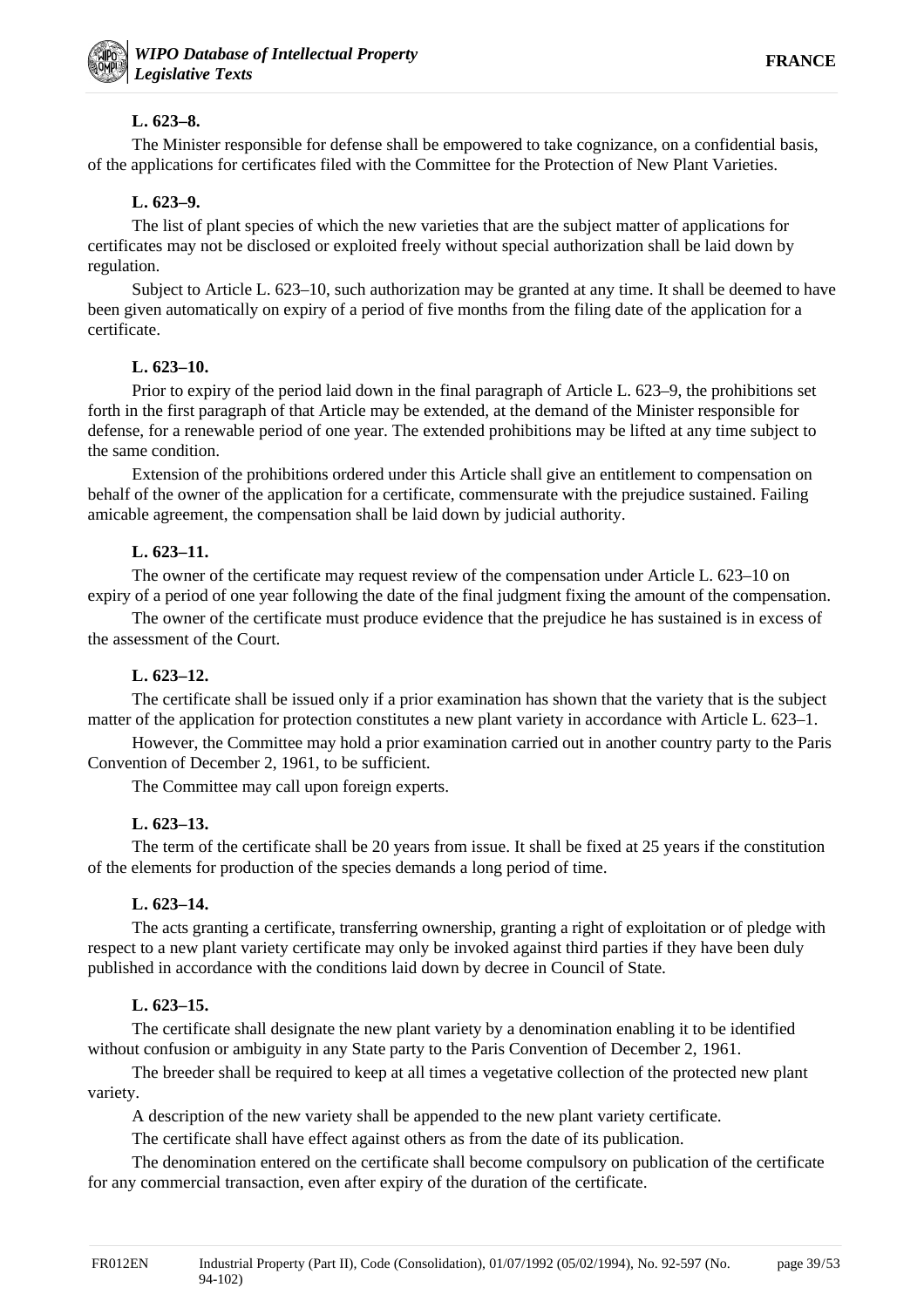**L. 623–8.**

The Minister responsible for defense shall be empowered to take cognizance, on a confidential basis, of the applications for certificates filed with the Committee for the Protection of New Plant Varieties.

**L. 623–9.**

The list of plant species of which the new varieties that are the subject matter of applications for certificates may not be disclosed or exploited freely without special authorization shall be laid down by regulation.

Subject to Article L. 623–10, such authorization may be granted at any time. It shall be deemed to have been given automatically on expiry of a period of five months from the filing date of the application for a certificate.

**L. 623–10.**

Prior to expiry of the period laid down in the final paragraph of Article L. 623–9, the prohibitions set forth in the first paragraph of that Article may be extended, at the demand of the Minister responsible for defense, for a renewable period of one year. The extended prohibitions may be lifted at any time subject to the same condition.

Extension of the prohibitions ordered under this Article shall give an entitlement to compensation on behalf of the owner of the application for a certificate, commensurate with the prejudice sustained. Failing amicable agreement, the compensation shall be laid down by judicial authority.

**L. 623–11.**

The owner of the certificate may request review of the compensation under Article L. 623–10 on expiry of a period of one year following the date of the final judgment fixing the amount of the compensation.

The owner of the certificate must produce evidence that the prejudice he has sustained is in excess of the assessment of the Court.

**L. 623–12.**

The certificate shall be issued only if a prior examination has shown that the variety that is the subject matter of the application for protection constitutes a new plant variety in accordance with Article L. 623–1.

However, the Committee may hold a prior examination carried out in another country party to the Paris Convention of December 2, 1961, to be sufficient.

The Committee may call upon foreign experts.

**L. 623–13.**

The term of the certificate shall be 20 years from issue. It shall be fixed at 25 years if the constitution of the elements for production of the species demands a long period of time.

**L. 623–14.**

The acts granting a certificate, transferring ownership, granting a right of exploitation or of pledge with respect to a new plant variety certificate may only be invoked against third parties if they have been duly published in accordance with the conditions laid down by decree in Council of State.

**L. 623–15.**

The certificate shall designate the new plant variety by a denomination enabling it to be identified without confusion or ambiguity in any State party to the Paris Convention of December 2, 1961.

The breeder shall be required to keep at all times a vegetative collection of the protected new plant variety.

A description of the new variety shall be appended to the new plant variety certificate.

The certificate shall have effect against others as from the date of its publication.

The denomination entered on the certificate shall become compulsory on publication of the certificate for any commercial transaction, even after expiry of the duration of the certificate.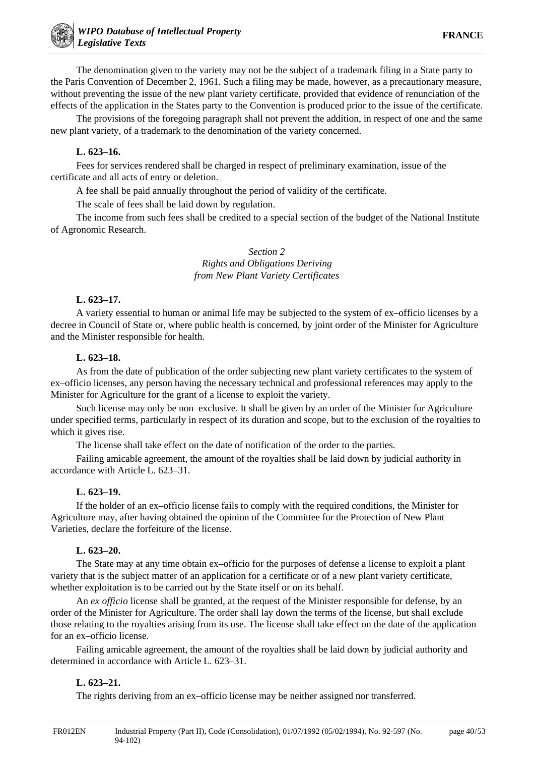The denomination given to the variety may not be the subject of a trademark filing in a State party to the Paris Convention of December 2, 1961. Such a filing may be made, however, as a precautionary measure, without preventing the issue of the new plant variety certificate, provided that evidence of renunciation of the effects of the application in the States party to the Convention is produced prior to the issue of the certificate.

The provisions of the foregoing paragraph shall not prevent the addition, in respect of one and the same new plant variety, of a trademark to the denomination of the variety concerned.

**L. 623–16.**

Fees for services rendered shall be charged in respect of preliminary examination, issue of the certificate and all acts of entry or deletion.

A fee shall be paid annually throughout the period of validity of the certificate.

The scale of fees shall be laid down by regulation.

The income from such fees shall be credited to a special section of the budget of the National Institute of Agronomic Research.

*Section 2*
*Rights and Obligations Deriving from New Plant Variety Certificates*

**L. 623–17.**

A variety essential to human or animal life may be subjected to the system of ex–officio licenses by a decree in Council of State or, where public health is concerned, by joint order of the Minister for Agriculture and the Minister responsible for health.

**L. 623–18.**

As from the date of publication of the order subjecting new plant variety certificates to the system of ex–officio licenses, any person having the necessary technical and professional references may apply to the Minister for Agriculture for the grant of a license to exploit the variety.

Such license may only be non–exclusive. It shall be given by an order of the Minister for Agriculture under specified terms, particularly in respect of its duration and scope, but to the exclusion of the royalties to which it gives rise.

The license shall take effect on the date of notification of the order to the parties.

Failing amicable agreement, the amount of the royalties shall be laid down by judicial authority in accordance with Article L. 623–31.

**L. 623–19.**

If the holder of an ex–officio license fails to comply with the required conditions, the Minister for Agriculture may, after having obtained the opinion of the Committee for the Protection of New Plant Varieties, declare the forfeiture of the license.

**L. 623–20.**

The State may at any time obtain ex–officio for the purposes of defense a license to exploit a plant variety that is the subject matter of an application for a certificate or of a new plant variety certificate, whether exploitation is to be carried out by the State itself or on its behalf.

An *ex officio* license shall be granted, at the request of the Minister responsible for defense, by an order of the Minister for Agriculture. The order shall lay down the terms of the license, but shall exclude those relating to the royalties arising from its use. The license shall take effect on the date of the application for an ex–officio license.

Failing amicable agreement, the amount of the royalties shall be laid down by judicial authority and determined in accordance with Article L. 623–31.

**L. 623–21.**

The rights deriving from an ex–officio license may be neither assigned nor transferred.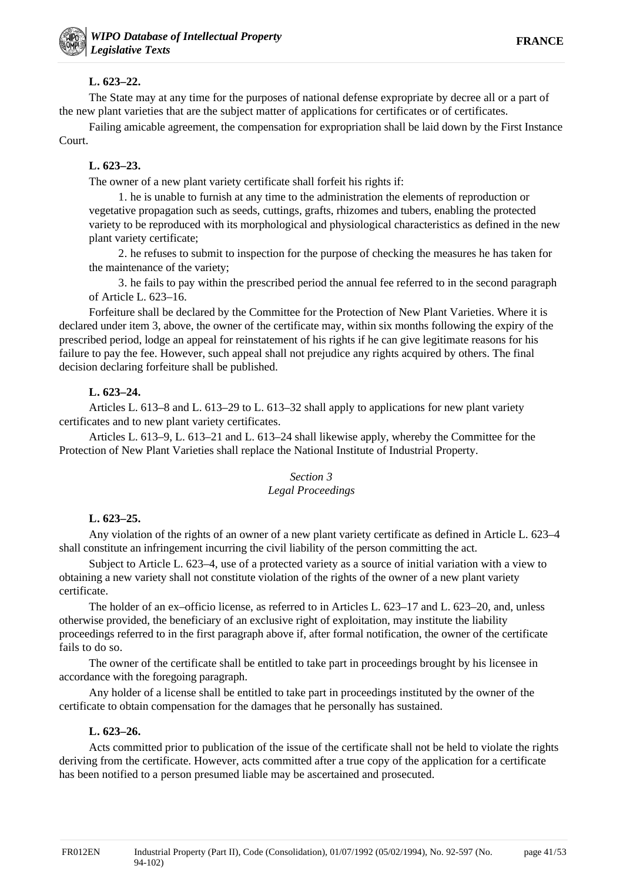**L. 623–22.**

The State may at any time for the purposes of national defense expropriate by decree all or a part of the new plant varieties that are the subject matter of applications for certificates or of certificates.

Failing amicable agreement, the compensation for expropriation shall be laid down by the First Instance Court.

**L. 623–23.**

The owner of a new plant variety certificate shall forfeit his rights if:

1. he is unable to furnish at any time to the administration the elements of reproduction or vegetative propagation such as seeds, cuttings, grafts, rhizomes and tubers, enabling the protected variety to be reproduced with its morphological and physiological characteristics as defined in the new plant variety certificate;

2. he refuses to submit to inspection for the purpose of checking the measures he has taken for the maintenance of the variety;

3. he fails to pay within the prescribed period the annual fee referred to in the second paragraph of Article L. 623–16.

Forfeiture shall be declared by the Committee for the Protection of New Plant Varieties. Where it is declared under item 3, above, the owner of the certificate may, within six months following the expiry of the prescribed period, lodge an appeal for reinstatement of his rights if he can give legitimate reasons for his failure to pay the fee. However, such appeal shall not prejudice any rights acquired by others. The final decision declaring forfeiture shall be published.

**L. 623–24.**

Articles L. 613–8 and L. 613–29 to L. 613–32 shall apply to applications for new plant variety certificates and to new plant variety certificates.

Articles L. 613–9, L. 613–21 and L. 613–24 shall likewise apply, whereby the Committee for the Protection of New Plant Varieties shall replace the National Institute of Industrial Property.

*Section 3*
*Legal Proceedings*

**L. 623–25.**

Any violation of the rights of an owner of a new plant variety certificate as defined in Article L. 623–4 shall constitute an infringement incurring the civil liability of the person committing the act.

Subject to Article L. 623–4, use of a protected variety as a source of initial variation with a view to obtaining a new variety shall not constitute violation of the rights of the owner of a new plant variety certificate.

The holder of an ex–officio license, as referred to in Articles L. 623–17 and L. 623–20, and, unless otherwise provided, the beneficiary of an exclusive right of exploitation, may institute the liability proceedings referred to in the first paragraph above if, after formal notification, the owner of the certificate fails to do so.

The owner of the certificate shall be entitled to take part in proceedings brought by his licensee in accordance with the foregoing paragraph.

Any holder of a license shall be entitled to take part in proceedings instituted by the owner of the certificate to obtain compensation for the damages that he personally has sustained.

**L. 623–26.**

Acts committed prior to publication of the issue of the certificate shall not be held to violate the rights deriving from the certificate. However, acts committed after a true copy of the application for a certificate has been notified to a person presumed liable may be ascertained and prosecuted.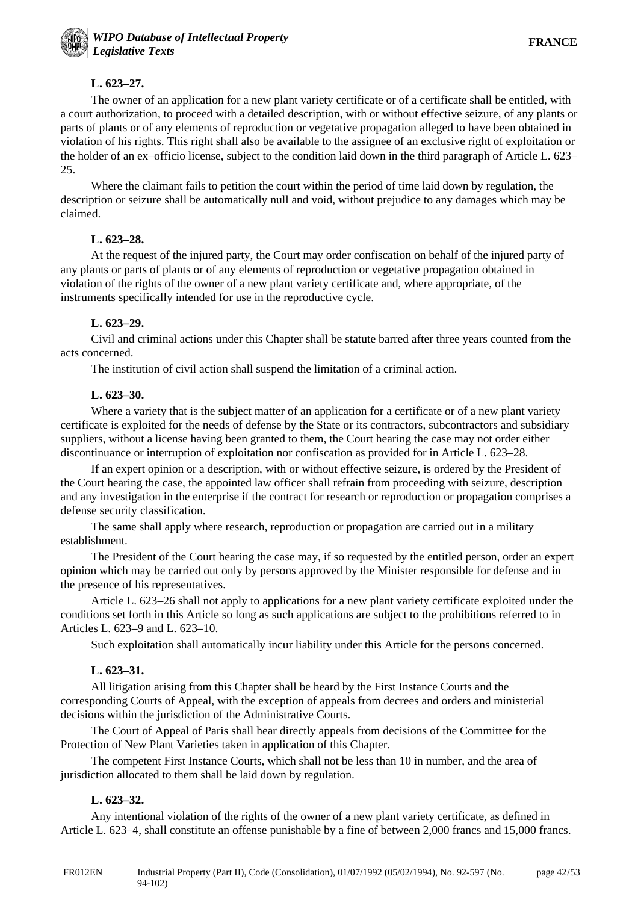**L. 623–27.**

The owner of an application for a new plant variety certificate or of a certificate shall be entitled, with a court authorization, to proceed with a detailed description, with or without effective seizure, of any plants or parts of plants or of any elements of reproduction or vegetative propagation alleged to have been obtained in violation of his rights. This right shall also be available to the assignee of an exclusive right of exploitation or the holder of an ex–officio license, subject to the condition laid down in the third paragraph of Article L. 623–25.

Where the claimant fails to petition the court within the period of time laid down by regulation, the description or seizure shall be automatically null and void, without prejudice to any damages which may be claimed.

**L. 623–28.**

At the request of the injured party, the Court may order confiscation on behalf of the injured party of any plants or parts of plants or of any elements of reproduction or vegetative propagation obtained in violation of the rights of the owner of a new plant variety certificate and, where appropriate, of the instruments specifically intended for use in the reproductive cycle.

**L. 623–29.**

Civil and criminal actions under this Chapter shall be statute barred after three years counted from the acts concerned.

The institution of civil action shall suspend the limitation of a criminal action.

**L. 623–30.**

Where a variety that is the subject matter of an application for a certificate or of a new plant variety certificate is exploited for the needs of defense by the State or its contractors, subcontractors and subsidiary suppliers, without a license having been granted to them, the Court hearing the case may not order either discontinuance or interruption of exploitation nor confiscation as provided for in Article L. 623–28.

If an expert opinion or a description, with or without effective seizure, is ordered by the President of the Court hearing the case, the appointed law officer shall refrain from proceeding with seizure, description and any investigation in the enterprise if the contract for research or reproduction or propagation comprises a defense security classification.

The same shall apply where research, reproduction or propagation are carried out in a military establishment.

The President of the Court hearing the case may, if so requested by the entitled person, order an expert opinion which may be carried out only by persons approved by the Minister responsible for defense and in the presence of his representatives.

Article L. 623–26 shall not apply to applications for a new plant variety certificate exploited under the conditions set forth in this Article so long as such applications are subject to the prohibitions referred to in Articles L. 623–9 and L. 623–10.

Such exploitation shall automatically incur liability under this Article for the persons concerned.

**L. 623–31.**

All litigation arising from this Chapter shall be heard by the First Instance Courts and the corresponding Courts of Appeal, with the exception of appeals from decrees and orders and ministerial decisions within the jurisdiction of the Administrative Courts.

The Court of Appeal of Paris shall hear directly appeals from decisions of the Committee for the Protection of New Plant Varieties taken in application of this Chapter.

The competent First Instance Courts, which shall not be less than 10 in number, and the area of jurisdiction allocated to them shall be laid down by regulation.

**L. 623–32.**

Any intentional violation of the rights of the owner of a new plant variety certificate, as defined in Article L. 623–4, shall constitute an offense punishable by a fine of between 2,000 francs and 15,000 francs.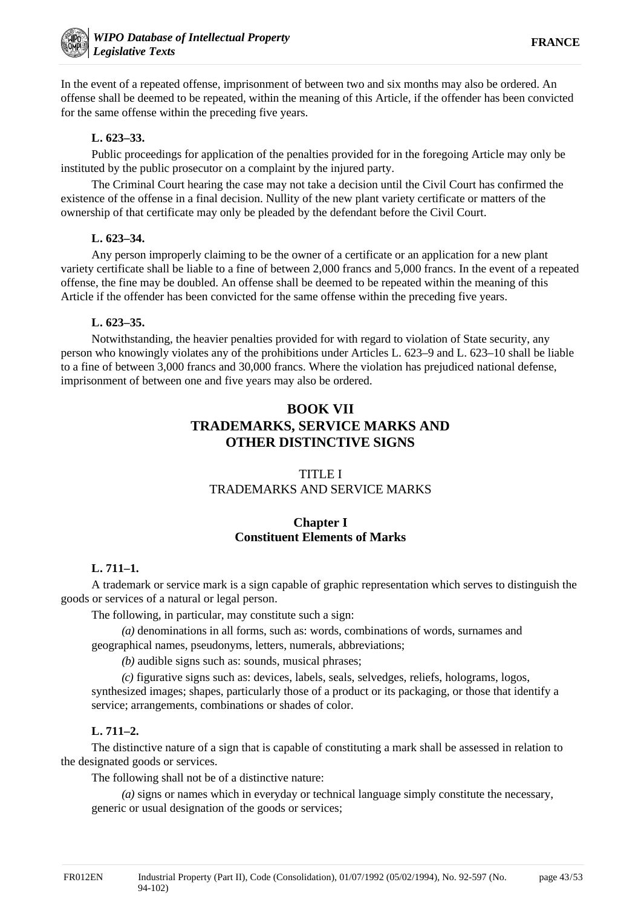In the event of a repeated offense, imprisonment of between two and six months may also be ordered. An offense shall be deemed to be repeated, within the meaning of this Article, if the offender has been convicted for the same offense within the preceding five years.

**L. 623–33.**

Public proceedings for application of the penalties provided for in the foregoing Article may only be instituted by the public prosecutor on a complaint by the injured party.

The Criminal Court hearing the case may not take a decision until the Civil Court has confirmed the existence of the offense in a final decision. Nullity of the new plant variety certificate or matters of the ownership of that certificate may only be pleaded by the defendant before the Civil Court.

**L. 623–34.**

Any person improperly claiming to be the owner of a certificate or an application for a new plant variety certificate shall be liable to a fine of between 2,000 francs and 5,000 francs. In the event of a repeated offense, the fine may be doubled. An offense shall be deemed to be repeated within the meaning of this Article if the offender has been convicted for the same offense within the preceding five years.

**L. 623–35.**

Notwithstanding, the heavier penalties provided for with regard to violation of State security, any person who knowingly violates any of the prohibitions under Articles L. 623–9 and L. 623–10 shall be liable to a fine of between 3,000 francs and 30,000 francs. Where the violation has prejudiced national defense, imprisonment of between one and five years may also be ordered.

# BOOK VII
# TRADEMARKS, SERVICE MARKS AND OTHER DISTINCTIVE SIGNS

## TITLE I
## TRADEMARKS AND SERVICE MARKS

### Chapter I
### Constituent Elements of Marks

**L. 711–1.**

A trademark or service mark is a sign capable of graphic representation which serves to distinguish the goods or services of a natural or legal person.

The following, in particular, may constitute such a sign:

*(a)* denominations in all forms, such as: words, combinations of words, surnames and geographical names, pseudonyms, letters, numerals, abbreviations;

*(b)* audible signs such as: sounds, musical phrases;

*(c)* figurative signs such as: devices, labels, seals, selvedges, reliefs, holograms, logos, synthesized images; shapes, particularly those of a product or its packaging, or those that identify a service; arrangements, combinations or shades of color.

**L. 711–2.**

The distinctive nature of a sign that is capable of constituting a mark shall be assessed in relation to the designated goods or services.

The following shall not be of a distinctive nature:

*(a)* signs or names which in everyday or technical language simply constitute the necessary, generic or usual designation of the goods or services;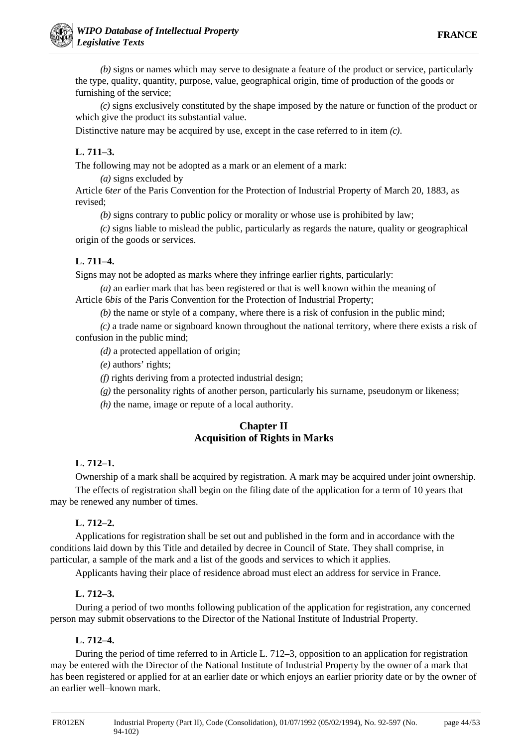*(b)* signs or names which may serve to designate a feature of the product or service, particularly the type, quality, quantity, purpose, value, geographical origin, time of production of the goods or furnishing of the service;

*(c)* signs exclusively constituted by the shape imposed by the nature or function of the product or which give the product its substantial value.

Distinctive nature may be acquired by use, except in the case referred to in item *(c)*.

**L. 711–3.**

The following may not be adopted as a mark or an element of a mark:

*(a)* signs excluded by Article 6*ter* of the Paris Convention for the Protection of Industrial Property of March 20, 1883, as revised;

*(b)* signs contrary to public policy or morality or whose use is prohibited by law;

*(c)* signs liable to mislead the public, particularly as regards the nature, quality or geographical origin of the goods or services.

**L. 711–4.**

Signs may not be adopted as marks where they infringe earlier rights, particularly:

*(a)* an earlier mark that has been registered or that is well known within the meaning of Article 6*bis* of the Paris Convention for the Protection of Industrial Property;

*(b)* the name or style of a company, where there is a risk of confusion in the public mind;

*(c)* a trade name or signboard known throughout the national territory, where there exists a risk of confusion in the public mind;

*(d)* a protected appellation of origin;

*(e)* authors' rights;

*(f)* rights deriving from a protected industrial design;

*(g)* the personality rights of another person, particularly his surname, pseudonym or likeness;

*(h)* the name, image or repute of a local authority.

## Chapter II
## Acquisition of Rights in Marks

**L. 712–1.**

Ownership of a mark shall be acquired by registration. A mark may be acquired under joint ownership.

The effects of registration shall begin on the filing date of the application for a term of 10 years that may be renewed any number of times.

**L. 712–2.**

Applications for registration shall be set out and published in the form and in accordance with the conditions laid down by this Title and detailed by decree in Council of State. They shall comprise, in particular, a sample of the mark and a list of the goods and services to which it applies.

Applicants having their place of residence abroad must elect an address for service in France.

**L. 712–3.**

During a period of two months following publication of the application for registration, any concerned person may submit observations to the Director of the National Institute of Industrial Property.

**L. 712–4.**

During the period of time referred to in Article L. 712–3, opposition to an application for registration may be entered with the Director of the National Institute of Industrial Property by the owner of a mark that has been registered or applied for at an earlier date or which enjoys an earlier priority date or by the owner of an earlier well–known mark.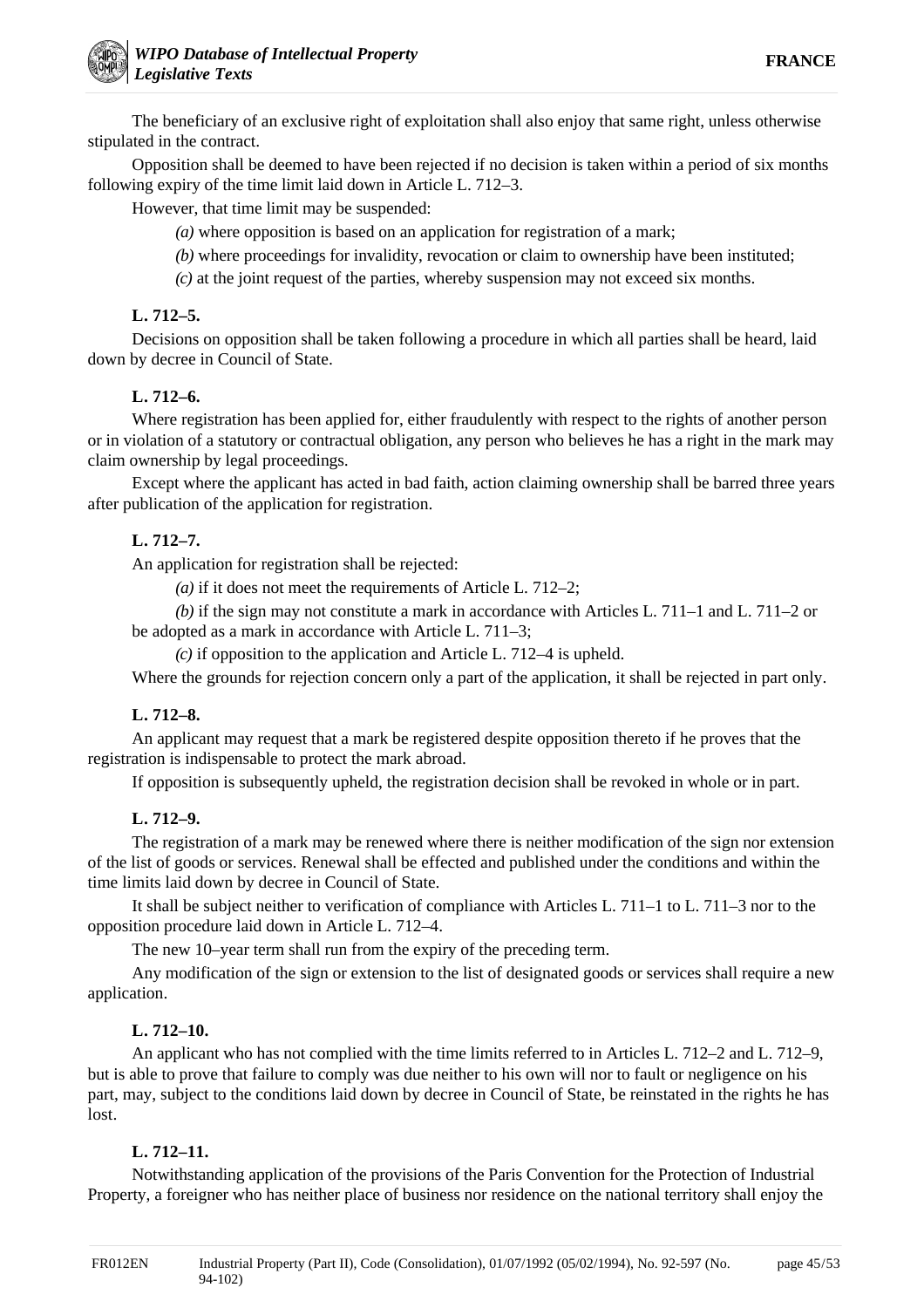The beneficiary of an exclusive right of exploitation shall also enjoy that same right, unless otherwise stipulated in the contract.

Opposition shall be deemed to have been rejected if no decision is taken within a period of six months following expiry of the time limit laid down in Article L. 712–3.

However, that time limit may be suspended:

*(a)* where opposition is based on an application for registration of a mark;

*(b)* where proceedings for invalidity, revocation or claim to ownership have been instituted;

*(c)* at the joint request of the parties, whereby suspension may not exceed six months.

**L. 712–5.**

Decisions on opposition shall be taken following a procedure in which all parties shall be heard, laid down by decree in Council of State.

**L. 712–6.**

Where registration has been applied for, either fraudulently with respect to the rights of another person or in violation of a statutory or contractual obligation, any person who believes he has a right in the mark may claim ownership by legal proceedings.

Except where the applicant has acted in bad faith, action claiming ownership shall be barred three years after publication of the application for registration.

**L. 712–7.**

An application for registration shall be rejected:

*(a)* if it does not meet the requirements of Article L. 712–2;

*(b)* if the sign may not constitute a mark in accordance with Articles L. 711–1 and L. 711–2 or be adopted as a mark in accordance with Article L. 711–3;

*(c)* if opposition to the application and Article L. 712–4 is upheld.

Where the grounds for rejection concern only a part of the application, it shall be rejected in part only.

**L. 712–8.**

An applicant may request that a mark be registered despite opposition thereto if he proves that the registration is indispensable to protect the mark abroad.

If opposition is subsequently upheld, the registration decision shall be revoked in whole or in part.

**L. 712–9.**

The registration of a mark may be renewed where there is neither modification of the sign nor extension of the list of goods or services. Renewal shall be effected and published under the conditions and within the time limits laid down by decree in Council of State.

It shall be subject neither to verification of compliance with Articles L. 711–1 to L. 711–3 nor to the opposition procedure laid down in Article L. 712–4.

The new 10–year term shall run from the expiry of the preceding term.

Any modification of the sign or extension to the list of designated goods or services shall require a new application.

**L. 712–10.**

An applicant who has not complied with the time limits referred to in Articles L. 712–2 and L. 712–9, but is able to prove that failure to comply was due neither to his own will nor to fault or negligence on his part, may, subject to the conditions laid down by decree in Council of State, be reinstated in the rights he has lost.

**L. 712–11.**

Notwithstanding application of the provisions of the Paris Convention for the Protection of Industrial Property, a foreigner who has neither place of business nor residence on the national territory shall enjoy the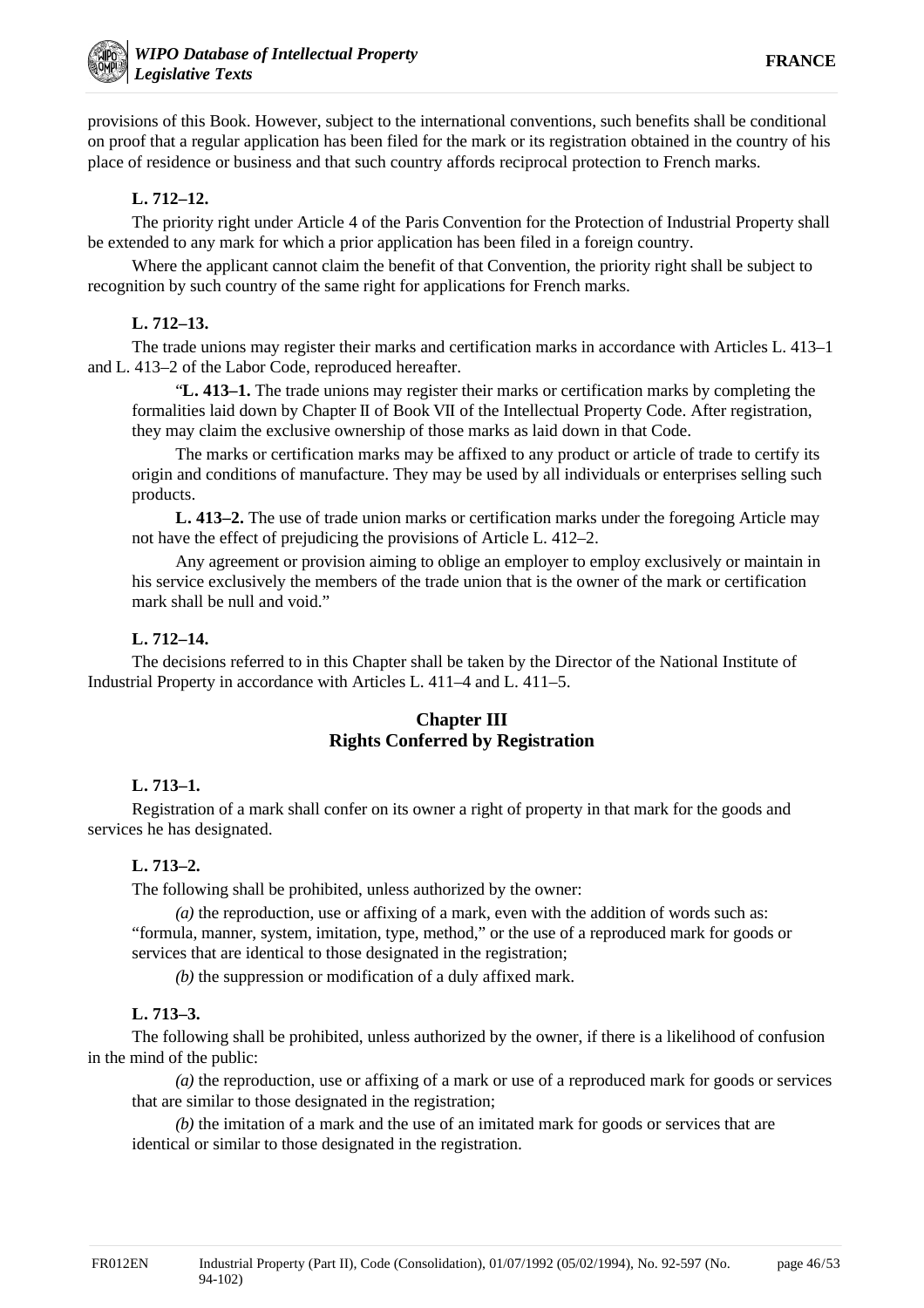provisions of this Book. However, subject to the international conventions, such benefits shall be conditional on proof that a regular application has been filed for the mark or its registration obtained in the country of his place of residence or business and that such country affords reciprocal protection to French marks.

**L. 712–12.**

The priority right under Article 4 of the Paris Convention for the Protection of Industrial Property shall be extended to any mark for which a prior application has been filed in a foreign country.

Where the applicant cannot claim the benefit of that Convention, the priority right shall be subject to recognition by such country of the same right for applications for French marks.

**L. 712–13.**

The trade unions may register their marks and certification marks in accordance with Articles L. 413–1 and L. 413–2 of the Labor Code, reproduced hereafter.

> "**L. 413–1.** The trade unions may register their marks or certification marks by completing the formalities laid down by Chapter II of Book VII of the Intellectual Property Code. After registration, they may claim the exclusive ownership of those marks as laid down in that Code.
>
> The marks or certification marks may be affixed to any product or article of trade to certify its origin and conditions of manufacture. They may be used by all individuals or enterprises selling such products.
>
> **L. 413–2.** The use of trade union marks or certification marks under the foregoing Article may not have the effect of prejudicing the provisions of Article L. 412–2.
>
> Any agreement or provision aiming to oblige an employer to employ exclusively or maintain in his service exclusively the members of the trade union that is the owner of the mark or certification mark shall be null and void."

**L. 712–14.**

The decisions referred to in this Chapter shall be taken by the Director of the National Institute of Industrial Property in accordance with Articles L. 411–4 and L. 411–5.

## Chapter III
## Rights Conferred by Registration

**L. 713–1.**

Registration of a mark shall confer on its owner a right of property in that mark for the goods and services he has designated.

**L. 713–2.**

The following shall be prohibited, unless authorized by the owner:

*(a)* the reproduction, use or affixing of a mark, even with the addition of words such as: "formula, manner, system, imitation, type, method," or the use of a reproduced mark for goods or services that are identical to those designated in the registration;

*(b)* the suppression or modification of a duly affixed mark.

**L. 713–3.**

The following shall be prohibited, unless authorized by the owner, if there is a likelihood of confusion in the mind of the public:

*(a)* the reproduction, use or affixing of a mark or use of a reproduced mark for goods or services that are similar to those designated in the registration;

*(b)* the imitation of a mark and the use of an imitated mark for goods or services that are identical or similar to those designated in the registration.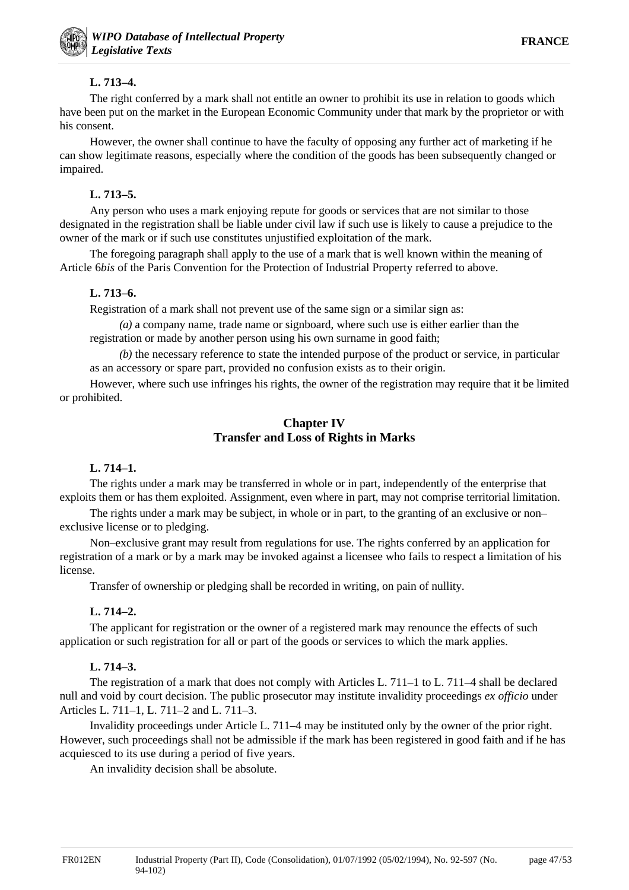**L. 713–4.**

The right conferred by a mark shall not entitle an owner to prohibit its use in relation to goods which have been put on the market in the European Economic Community under that mark by the proprietor or with his consent.

However, the owner shall continue to have the faculty of opposing any further act of marketing if he can show legitimate reasons, especially where the condition of the goods has been subsequently changed or impaired.

**L. 713–5.**

Any person who uses a mark enjoying repute for goods or services that are not similar to those designated in the registration shall be liable under civil law if such use is likely to cause a prejudice to the owner of the mark or if such use constitutes unjustified exploitation of the mark.

The foregoing paragraph shall apply to the use of a mark that is well known within the meaning of Article 6*bis* of the Paris Convention for the Protection of Industrial Property referred to above.

**L. 713–6.**

Registration of a mark shall not prevent use of the same sign or a similar sign as:

*(a)* a company name, trade name or signboard, where such use is either earlier than the registration or made by another person using his own surname in good faith;

*(b)* the necessary reference to state the intended purpose of the product or service, in particular as an accessory or spare part, provided no confusion exists as to their origin.

However, where such use infringes his rights, the owner of the registration may require that it be limited or prohibited.

## Chapter IV
## Transfer and Loss of Rights in Marks

**L. 714–1.**

The rights under a mark may be transferred in whole or in part, independently of the enterprise that exploits them or has them exploited. Assignment, even where in part, may not comprise territorial limitation.

The rights under a mark may be subject, in whole or in part, to the granting of an exclusive or non–exclusive license or to pledging.

Non–exclusive grant may result from regulations for use. The rights conferred by an application for registration of a mark or by a mark may be invoked against a licensee who fails to respect a limitation of his license.

Transfer of ownership or pledging shall be recorded in writing, on pain of nullity.

**L. 714–2.**

The applicant for registration or the owner of a registered mark may renounce the effects of such application or such registration for all or part of the goods or services to which the mark applies.

**L. 714–3.**

The registration of a mark that does not comply with Articles L. 711–1 to L. 711–4 shall be declared null and void by court decision. The public prosecutor may institute invalidity proceedings *ex officio* under Articles L. 711–1, L. 711–2 and L. 711–3.

Invalidity proceedings under Article L. 711–4 may be instituted only by the owner of the prior right. However, such proceedings shall not be admissible if the mark has been registered in good faith and if he has acquiesced to its use during a period of five years.

An invalidity decision shall be absolute.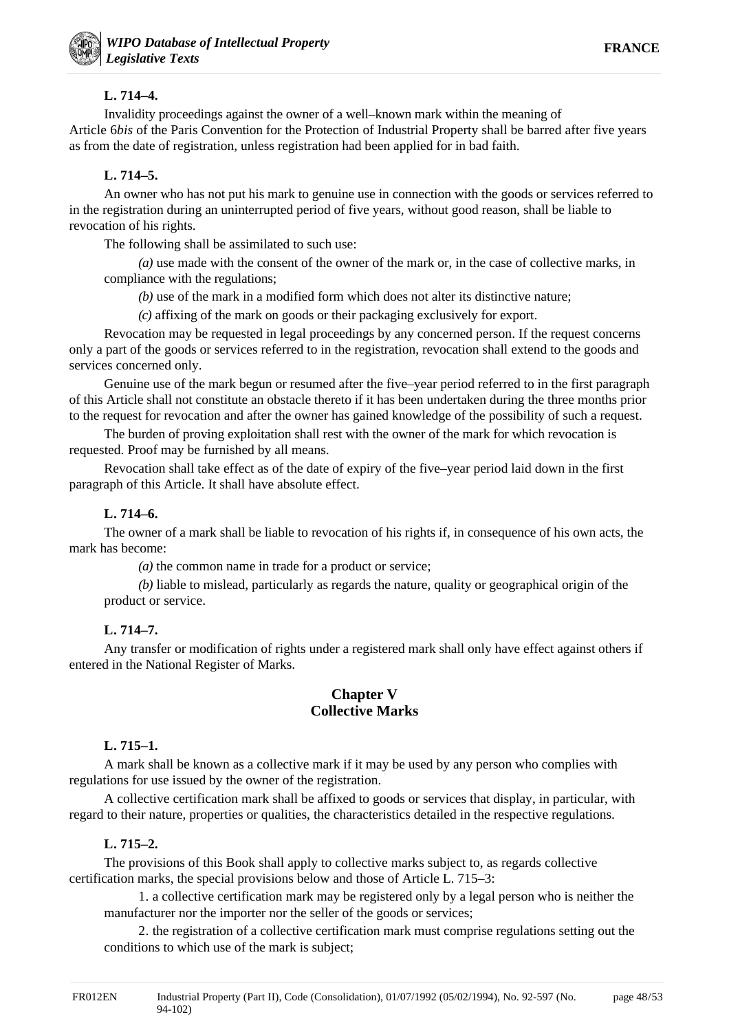**L. 714–4.**

Invalidity proceedings against the owner of a well–known mark within the meaning of Article 6*bis* of the Paris Convention for the Protection of Industrial Property shall be barred after five years as from the date of registration, unless registration had been applied for in bad faith.

**L. 714–5.**

An owner who has not put his mark to genuine use in connection with the goods or services referred to in the registration during an uninterrupted period of five years, without good reason, shall be liable to revocation of his rights.

The following shall be assimilated to such use:

*(a)* use made with the consent of the owner of the mark or, in the case of collective marks, in compliance with the regulations;

*(b)* use of the mark in a modified form which does not alter its distinctive nature;

*(c)* affixing of the mark on goods or their packaging exclusively for export.

Revocation may be requested in legal proceedings by any concerned person. If the request concerns only a part of the goods or services referred to in the registration, revocation shall extend to the goods and services concerned only.

Genuine use of the mark begun or resumed after the five–year period referred to in the first paragraph of this Article shall not constitute an obstacle thereto if it has been undertaken during the three months prior to the request for revocation and after the owner has gained knowledge of the possibility of such a request.

The burden of proving exploitation shall rest with the owner of the mark for which revocation is requested. Proof may be furnished by all means.

Revocation shall take effect as of the date of expiry of the five–year period laid down in the first paragraph of this Article. It shall have absolute effect.

**L. 714–6.**

The owner of a mark shall be liable to revocation of his rights if, in consequence of his own acts, the mark has become:

*(a)* the common name in trade for a product or service;

*(b)* liable to mislead, particularly as regards the nature, quality or geographical origin of the product or service.

**L. 714–7.**

Any transfer or modification of rights under a registered mark shall only have effect against others if entered in the National Register of Marks.

## Chapter V
## Collective Marks

**L. 715–1.**

A mark shall be known as a collective mark if it may be used by any person who complies with regulations for use issued by the owner of the registration.

A collective certification mark shall be affixed to goods or services that display, in particular, with regard to their nature, properties or qualities, the characteristics detailed in the respective regulations.

**L. 715–2.**

The provisions of this Book shall apply to collective marks subject to, as regards collective certification marks, the special provisions below and those of Article L. 715–3:

1. a collective certification mark may be registered only by a legal person who is neither the manufacturer nor the importer nor the seller of the goods or services;

2. the registration of a collective certification mark must comprise regulations setting out the conditions to which use of the mark is subject;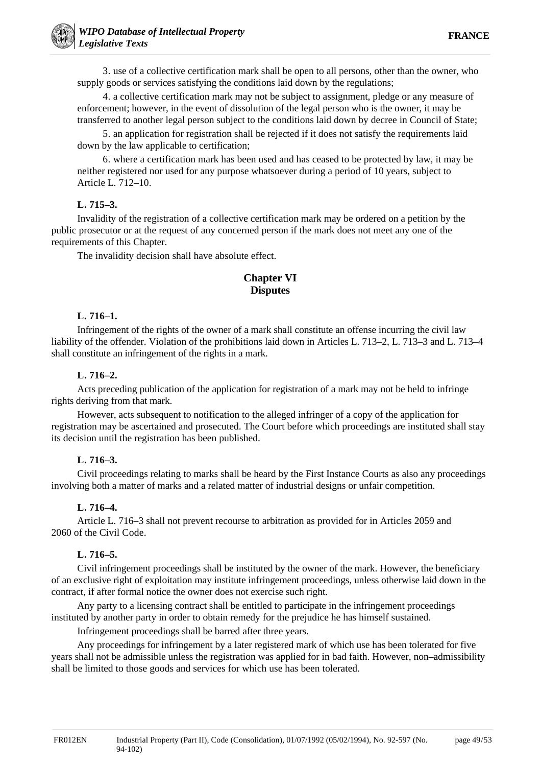3. use of a collective certification mark shall be open to all persons, other than the owner, who supply goods or services satisfying the conditions laid down by the regulations;

4. a collective certification mark may not be subject to assignment, pledge or any measure of enforcement; however, in the event of dissolution of the legal person who is the owner, it may be transferred to another legal person subject to the conditions laid down by decree in Council of State;

5. an application for registration shall be rejected if it does not satisfy the requirements laid down by the law applicable to certification;

6. where a certification mark has been used and has ceased to be protected by law, it may be neither registered nor used for any purpose whatsoever during a period of 10 years, subject to Article L. 712–10.

**L. 715–3.**

Invalidity of the registration of a collective certification mark may be ordered on a petition by the public prosecutor or at the request of any concerned person if the mark does not meet any one of the requirements of this Chapter.

The invalidity decision shall have absolute effect.

## Chapter VI
## Disputes

**L. 716–1.**

Infringement of the rights of the owner of a mark shall constitute an offense incurring the civil law liability of the offender. Violation of the prohibitions laid down in Articles L. 713–2, L. 713–3 and L. 713–4 shall constitute an infringement of the rights in a mark.

**L. 716–2.**

Acts preceding publication of the application for registration of a mark may not be held to infringe rights deriving from that mark.

However, acts subsequent to notification to the alleged infringer of a copy of the application for registration may be ascertained and prosecuted. The Court before which proceedings are instituted shall stay its decision until the registration has been published.

**L. 716–3.**

Civil proceedings relating to marks shall be heard by the First Instance Courts as also any proceedings involving both a matter of marks and a related matter of industrial designs or unfair competition.

**L. 716–4.**

Article L. 716–3 shall not prevent recourse to arbitration as provided for in Articles 2059 and 2060 of the Civil Code.

**L. 716–5.**

Civil infringement proceedings shall be instituted by the owner of the mark. However, the beneficiary of an exclusive right of exploitation may institute infringement proceedings, unless otherwise laid down in the contract, if after formal notice the owner does not exercise such right.

Any party to a licensing contract shall be entitled to participate in the infringement proceedings instituted by another party in order to obtain remedy for the prejudice he has himself sustained.

Infringement proceedings shall be barred after three years.

Any proceedings for infringement by a later registered mark of which use has been tolerated for five years shall not be admissible unless the registration was applied for in bad faith. However, non–admissibility shall be limited to those goods and services for which use has been tolerated.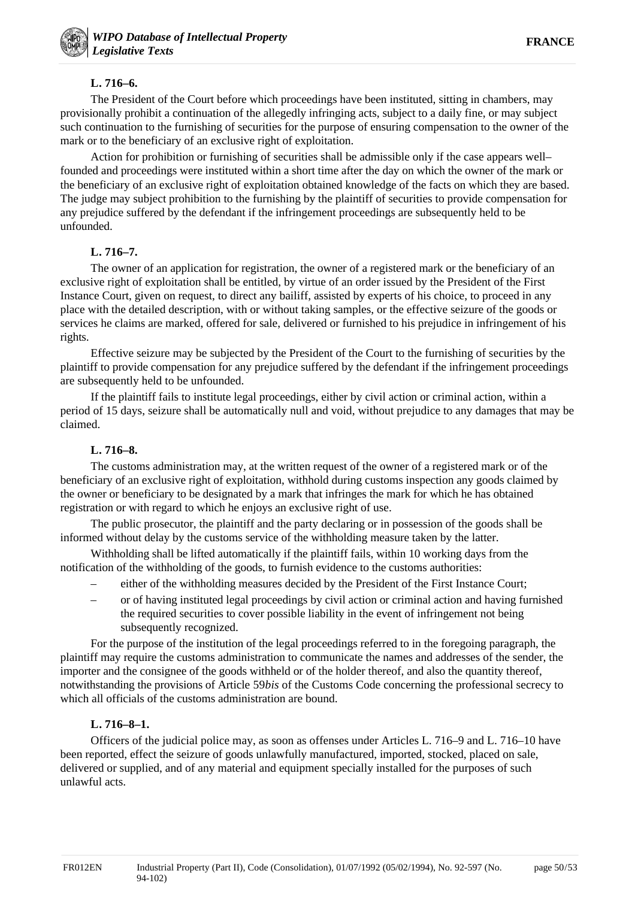**L. 716–6.**

The President of the Court before which proceedings have been instituted, sitting in chambers, may provisionally prohibit a continuation of the allegedly infringing acts, subject to a daily fine, or may subject such continuation to the furnishing of securities for the purpose of ensuring compensation to the owner of the mark or to the beneficiary of an exclusive right of exploitation.

Action for prohibition or furnishing of securities shall be admissible only if the case appears well–founded and proceedings were instituted within a short time after the day on which the owner of the mark or the beneficiary of an exclusive right of exploitation obtained knowledge of the facts on which they are based. The judge may subject prohibition to the furnishing by the plaintiff of securities to provide compensation for any prejudice suffered by the defendant if the infringement proceedings are subsequently held to be unfounded.

**L. 716–7.**

The owner of an application for registration, the owner of a registered mark or the beneficiary of an exclusive right of exploitation shall be entitled, by virtue of an order issued by the President of the First Instance Court, given on request, to direct any bailiff, assisted by experts of his choice, to proceed in any place with the detailed description, with or without taking samples, or the effective seizure of the goods or services he claims are marked, offered for sale, delivered or furnished to his prejudice in infringement of his rights.

Effective seizure may be subjected by the President of the Court to the furnishing of securities by the plaintiff to provide compensation for any prejudice suffered by the defendant if the infringement proceedings are subsequently held to be unfounded.

If the plaintiff fails to institute legal proceedings, either by civil action or criminal action, within a period of 15 days, seizure shall be automatically null and void, without prejudice to any damages that may be claimed.

**L. 716–8.**

The customs administration may, at the written request of the owner of a registered mark or of the beneficiary of an exclusive right of exploitation, withhold during customs inspection any goods claimed by the owner or beneficiary to be designated by a mark that infringes the mark for which he has obtained registration or with regard to which he enjoys an exclusive right of use.

The public prosecutor, the plaintiff and the party declaring or in possession of the goods shall be informed without delay by the customs service of the withholding measure taken by the latter.

Withholding shall be lifted automatically if the plaintiff fails, within 10 working days from the notification of the withholding of the goods, to furnish evidence to the customs authorities:

– either of the withholding measures decided by the President of the First Instance Court;

– or of having instituted legal proceedings by civil action or criminal action and having furnished the required securities to cover possible liability in the event of infringement not being subsequently recognized.

For the purpose of the institution of the legal proceedings referred to in the foregoing paragraph, the plaintiff may require the customs administration to communicate the names and addresses of the sender, the importer and the consignee of the goods withheld or of the holder thereof, and also the quantity thereof, notwithstanding the provisions of Article 59*bis* of the Customs Code concerning the professional secrecy to which all officials of the customs administration are bound.

**L. 716–8–1.**

Officers of the judicial police may, as soon as offenses under Articles L. 716–9 and L. 716–10 have been reported, effect the seizure of goods unlawfully manufactured, imported, stocked, placed on sale, delivered or supplied, and of any material and equipment specially installed for the purposes of such unlawful acts.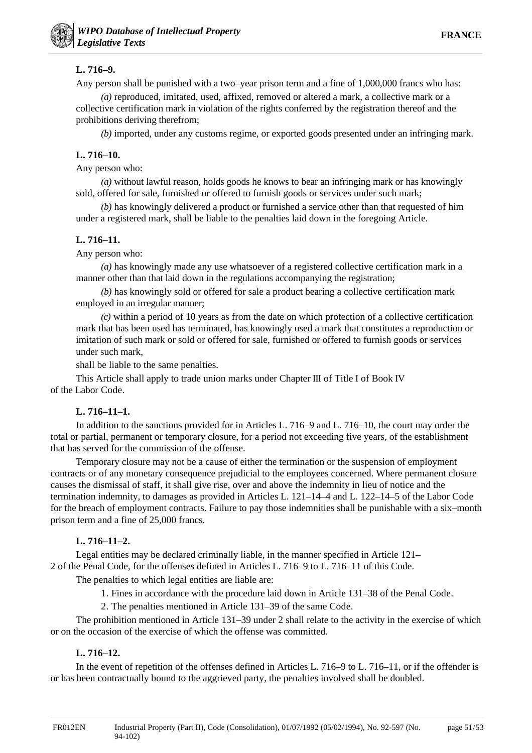**L. 716–9.**

Any person shall be punished with a two–year prison term and a fine of 1,000,000 francs who has:

*(a)* reproduced, imitated, used, affixed, removed or altered a mark, a collective mark or a collective certification mark in violation of the rights conferred by the registration thereof and the prohibitions deriving therefrom;

*(b)* imported, under any customs regime, or exported goods presented under an infringing mark.

**L. 716–10.**

Any person who:

*(a)* without lawful reason, holds goods he knows to bear an infringing mark or has knowingly sold, offered for sale, furnished or offered to furnish goods or services under such mark;

*(b)* has knowingly delivered a product or furnished a service other than that requested of him under a registered mark, shall be liable to the penalties laid down in the foregoing Article.

**L. 716–11.**

Any person who:

*(a)* has knowingly made any use whatsoever of a registered collective certification mark in a manner other than that laid down in the regulations accompanying the registration;

*(b)* has knowingly sold or offered for sale a product bearing a collective certification mark employed in an irregular manner;

*(c)* within a period of 10 years as from the date on which protection of a collective certification mark that has been used has terminated, has knowingly used a mark that constitutes a reproduction or imitation of such mark or sold or offered for sale, furnished or offered to furnish goods or services under such mark,

shall be liable to the same penalties.

This Article shall apply to trade union marks under Chapter III of Title I of Book IV of the Labor Code.

**L. 716–11–1.**

In addition to the sanctions provided for in Articles L. 716–9 and L. 716–10, the court may order the total or partial, permanent or temporary closure, for a period not exceeding five years, of the establishment that has served for the commission of the offense.

Temporary closure may not be a cause of either the termination or the suspension of employment contracts or of any monetary consequence prejudicial to the employees concerned. Where permanent closure causes the dismissal of staff, it shall give rise, over and above the indemnity in lieu of notice and the termination indemnity, to damages as provided in Articles L. 121–14–4 and L. 122–14–5 of the Labor Code for the breach of employment contracts. Failure to pay those indemnities shall be punishable with a six–month prison term and a fine of 25,000 francs.

**L. 716–11–2.**

Legal entities may be declared criminally liable, in the manner specified in Article 121–2 of the Penal Code, for the offenses defined in Articles L. 716–9 to L. 716–11 of this Code.

The penalties to which legal entities are liable are:

1. Fines in accordance with the procedure laid down in Article 131–38 of the Penal Code.
2. The penalties mentioned in Article 131–39 of the same Code.

The prohibition mentioned in Article 131–39 under 2 shall relate to the activity in the exercise of which or on the occasion of the exercise of which the offense was committed.

**L. 716–12.**

In the event of repetition of the offenses defined in Articles L. 716–9 to L. 716–11, or if the offender is or has been contractually bound to the aggrieved party, the penalties involved shall be doubled.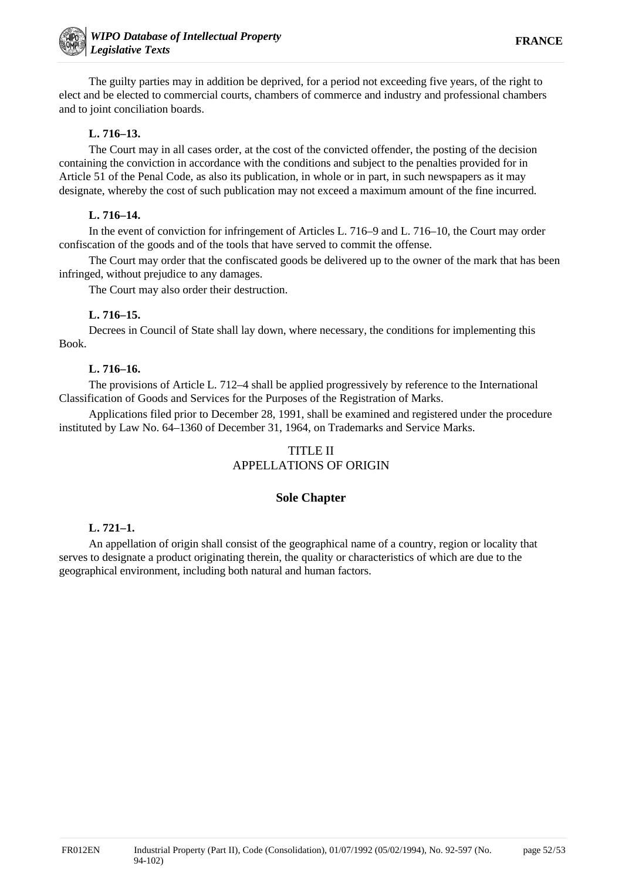The guilty parties may in addition be deprived, for a period not exceeding five years, of the right to elect and be elected to commercial courts, chambers of commerce and industry and professional chambers and to joint conciliation boards.

**L. 716–13.**

The Court may in all cases order, at the cost of the convicted offender, the posting of the decision containing the conviction in accordance with the conditions and subject to the penalties provided for in Article 51 of the Penal Code, as also its publication, in whole or in part, in such newspapers as it may designate, whereby the cost of such publication may not exceed a maximum amount of the fine incurred.

**L. 716–14.**

In the event of conviction for infringement of Articles L. 716–9 and L. 716–10, the Court may order confiscation of the goods and of the tools that have served to commit the offense.

The Court may order that the confiscated goods be delivered up to the owner of the mark that has been infringed, without prejudice to any damages.

The Court may also order their destruction.

**L. 716–15.**

Decrees in Council of State shall lay down, where necessary, the conditions for implementing this Book.

**L. 716–16.**

The provisions of Article L. 712–4 shall be applied progressively by reference to the International Classification of Goods and Services for the Purposes of the Registration of Marks.

Applications filed prior to December 28, 1991, shall be examined and registered under the procedure instituted by Law No. 64–1360 of December 31, 1964, on Trademarks and Service Marks.

## TITLE II
## APPELLATIONS OF ORIGIN

### Sole Chapter

**L. 721–1.**

An appellation of origin shall consist of the geographical name of a country, region or locality that serves to designate a product originating therein, the quality or characteristics of which are due to the geographical environment, including both natural and human factors.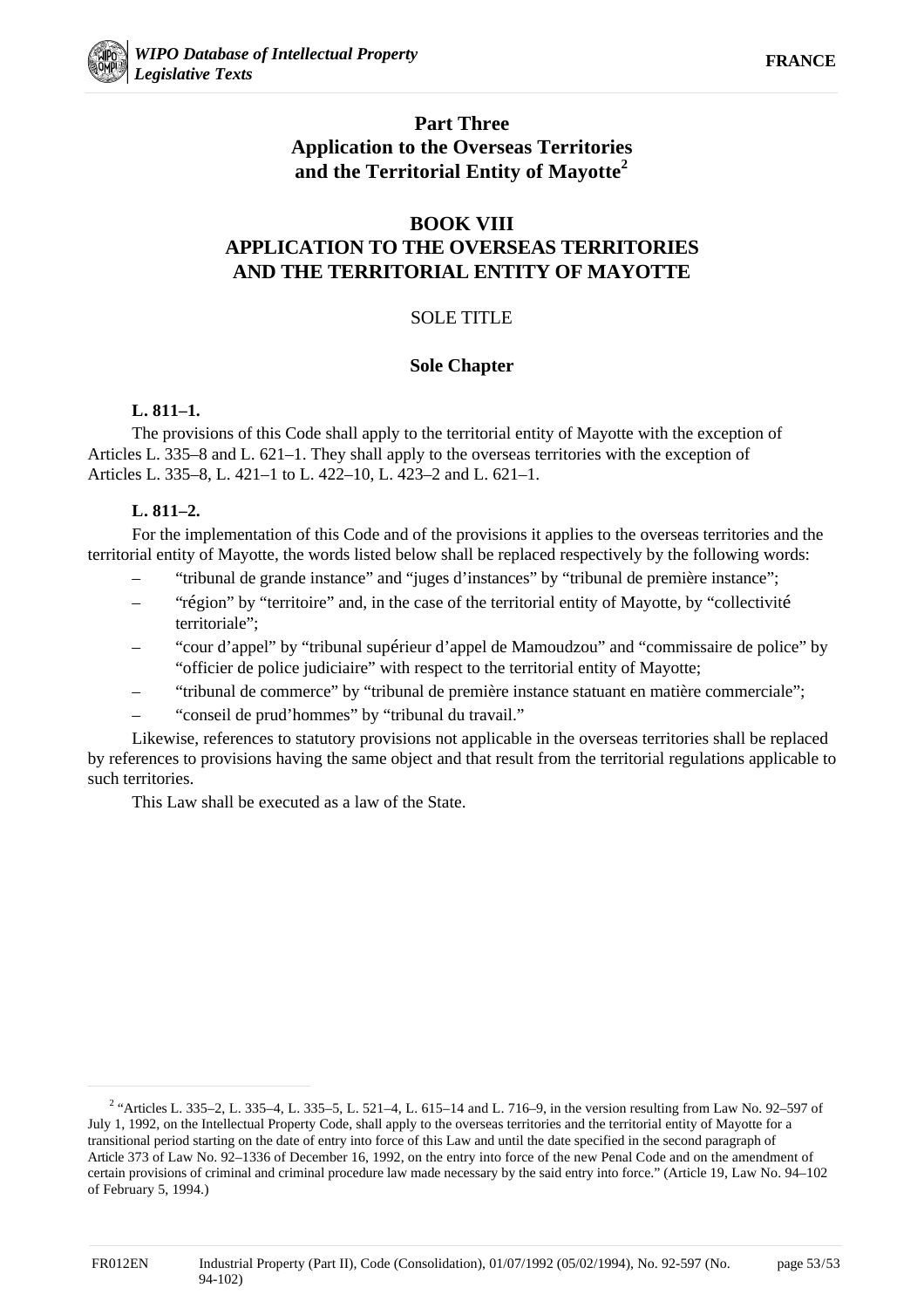# Part Three
# Application to the Overseas Territories and the Territorial Entity of Mayotte[2]

## BOOK VIII
## APPLICATION TO THE OVERSEAS TERRITORIES AND THE TERRITORIAL ENTITY OF MAYOTTE

SOLE TITLE

### Sole Chapter

**L. 811–1.**

The provisions of this Code shall apply to the territorial entity of Mayotte with the exception of Articles L. 335–8 and L. 621–1. They shall apply to the overseas territories with the exception of Articles L. 335–8, L. 421–1 to L. 422–10, L. 423–2 and L. 621–1.

**L. 811–2.**

For the implementation of this Code and of the provisions it applies to the overseas territories and the territorial entity of Mayotte, the words listed below shall be replaced respectively by the following words:

– “tribunal de grande instance” and “juges d’instances” by “tribunal de première instance”;
– “région” by “territoire” and, in the case of the territorial entity of Mayotte, by “collectivité territoriale”;
– “cour d’appel” by “tribunal supérieur d’appel de Mamoudzou” and “commissaire de police” by “officier de police judiciaire” with respect to the territorial entity of Mayotte;
– “tribunal de commerce” by “tribunal de première instance statuant en matière commerciale”;
– “conseil de prud’hommes” by “tribunal du travail.”

Likewise, references to statutory provisions not applicable in the overseas territories shall be replaced by references to provisions having the same object and that result from the territorial regulations applicable to such territories.

This Law shall be executed as a law of the State.

---

[2] “Articles L. 335–2, L. 335–4, L. 335–5, L. 521–4, L. 615–14 and L. 716–9, in the version resulting from Law No. 92–597 of July 1, 1992, on the Intellectual Property Code, shall apply to the overseas territories and the territorial entity of Mayotte for a transitional period starting on the date of entry into force of this Law and until the date specified in the second paragraph of Article 373 of Law No. 92–1336 of December 16, 1992, on the entry into force of the new Penal Code and on the amendment of certain provisions of criminal and criminal procedure law made necessary by the said entry into force.” (Article 19, Law No. 94–102 of February 5, 1994.)